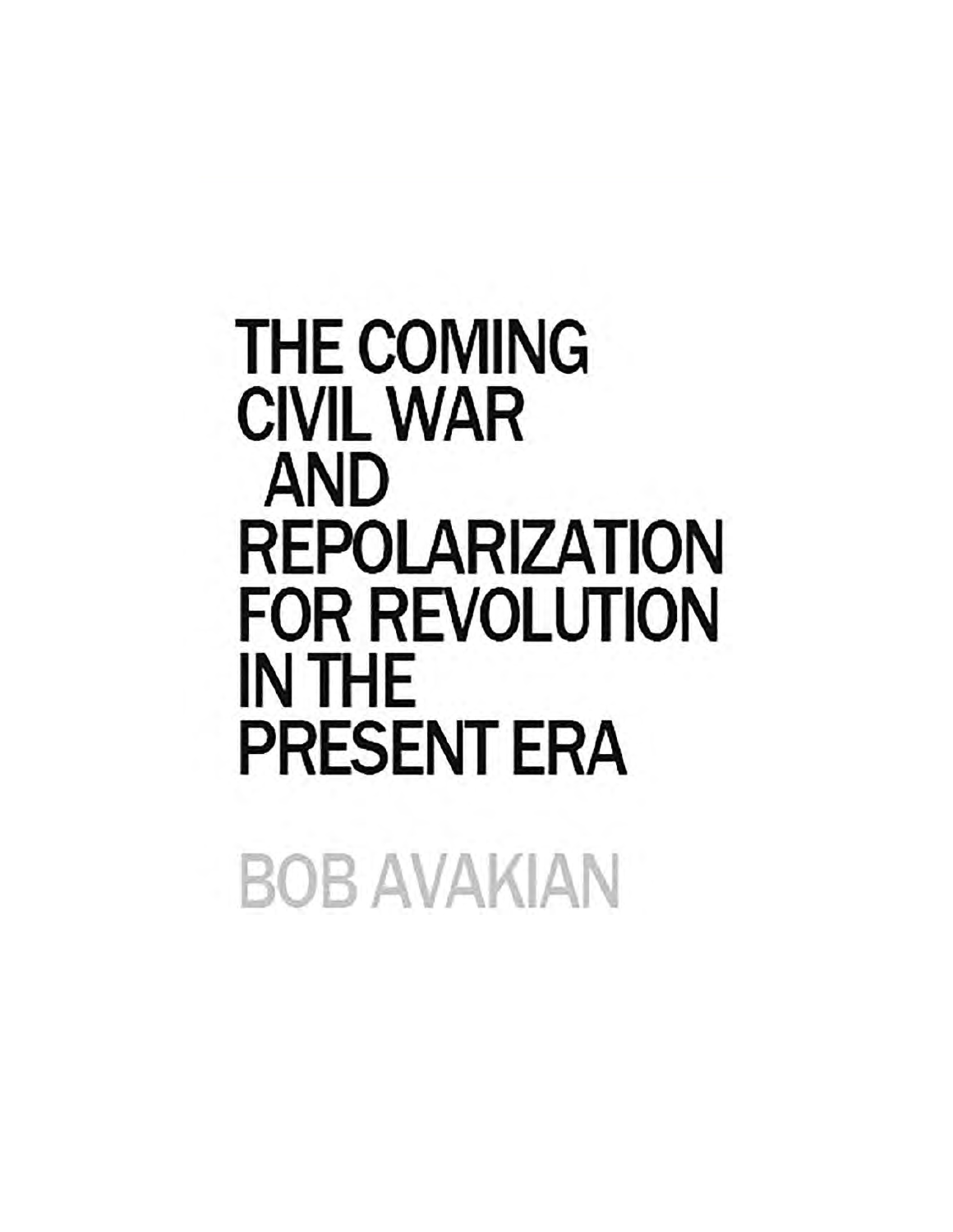# THE COMING CIVIL WAR AND REPOLARIZATION FOR REVOLUTION IN THE PRESENT ERA

BOB AVAKIAN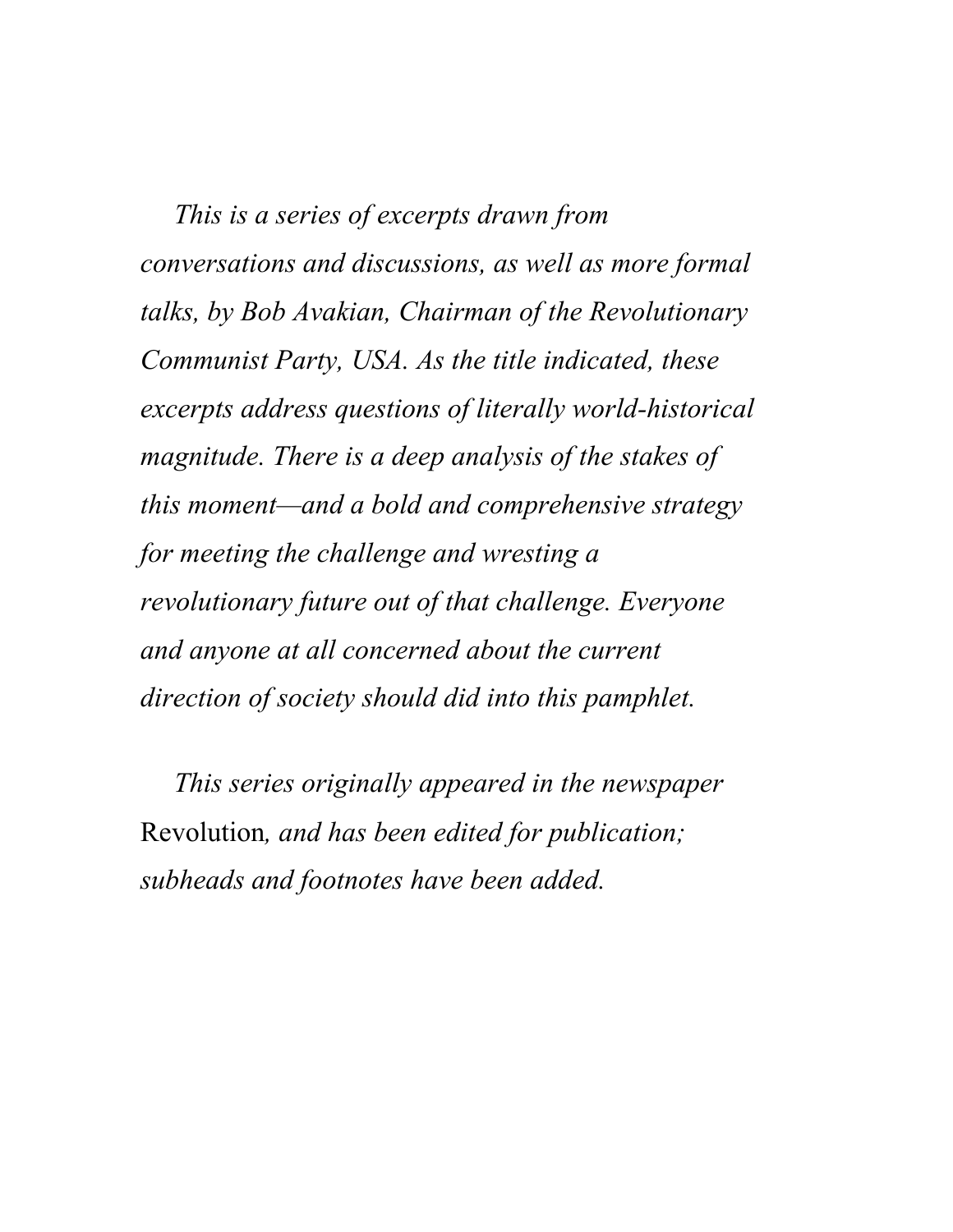*This is a series of excerpts drawn from conversations and discussions, as well as more formal talks, by Bob Avakian, Chairman of the Revolutionary Communist Party, USA. As the title indicated, these excerpts address questions of literally world-historical magnitude. There is a deep analysis of the stakes of this moment—and a bold and comprehensive strategy for meeting the challenge and wresting a revolutionary future out of that challenge. Everyone and anyone at all concerned about the current direction of society should did into this pamphlet.*

*This series originally appeared in the newspaper* Revolution*, and has been edited for publication; subheads and footnotes have been added.*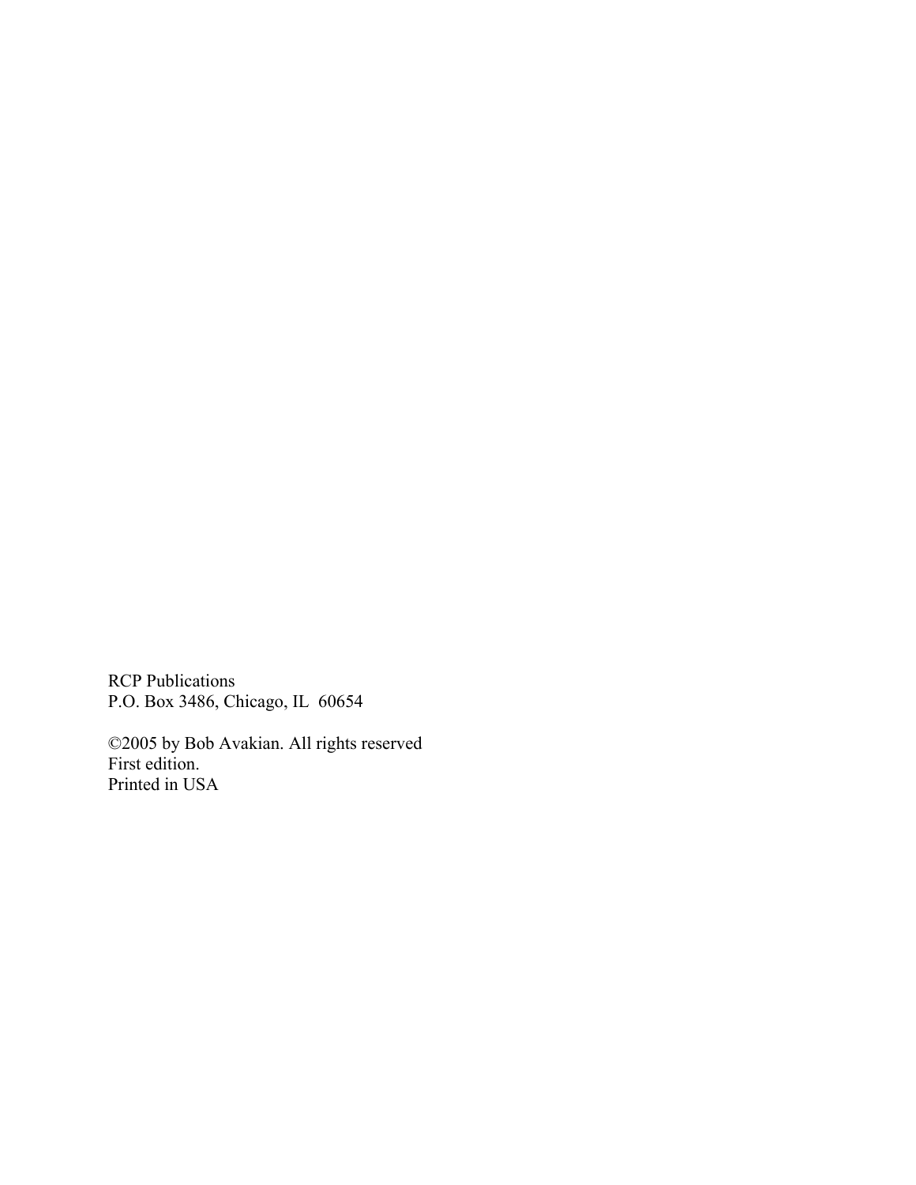RCP Publications
P.O. Box 3486, Chicago, IL  60654

©2005 by Bob Avakian. All rights reserved
First edition.
Printed in USA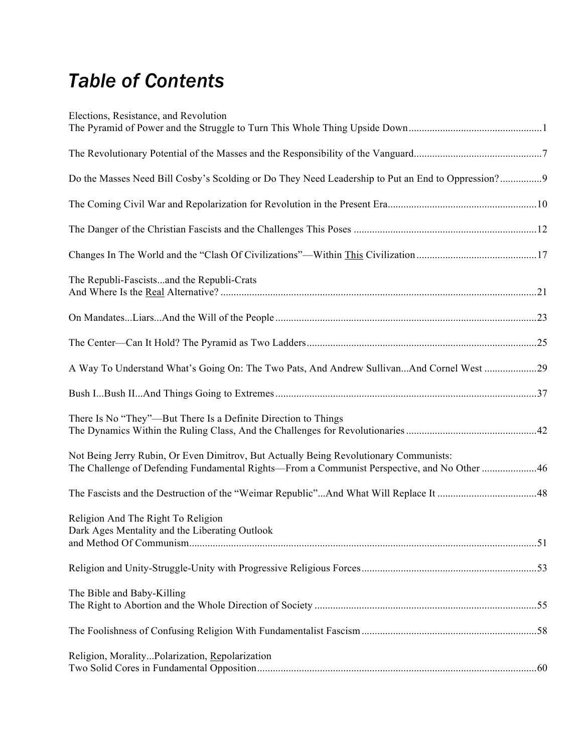# *Table of Contents*

Elections, Resistance, and Revolution
The Pyramid of Power and the Struggle to Turn This Whole Thing Upside Down .....1

The Revolutionary Potential of the Masses and the Responsibility of the Vanguard.....7

Do the Masses Need Bill Cosby's Scolding or Do They Need Leadership to Put an End to Oppression?.....9

The Coming Civil War and Repolarization for Revolution in the Present Era.....10

The Danger of the Christian Fascists and the Challenges This Poses .....12

Changes In The World and the "Clash Of Civilizations"—Within <u>This</u> Civilization .....17

The Republi-Fascists...and the Republi-Crats
And Where Is the <u>Real</u> Alternative? .....21

On Mandates...Liars...And the Will of the People .....23

The Center—Can It Hold? The Pyramid as Two Ladders .....25

A Way To Understand What's Going On: The Two Pats, And Andrew Sullivan...And Cornel West .....29

Bush I...Bush II...And Things Going to Extremes .....37

There Is No "They"—But There Is a Definite Direction to Things
The Dynamics Within the Ruling Class, And the Challenges for Revolutionaries .....42

Not Being Jerry Rubin, Or Even Dimitrov, But Actually Being Revolutionary Communists:
The Challenge of Defending Fundamental Rights—From a Communist Perspective, and No Other .....46

The Fascists and the Destruction of the "Weimar Republic"...And What Will Replace It .....48

Religion And The Right To Religion
Dark Ages Mentality and the Liberating Outlook
and Method Of Communism.....51

Religion and Unity-Struggle-Unity with Progressive Religious Forces .....53

The Bible and Baby-Killing
The Right to Abortion and the Whole Direction of Society .....55

The Foolishness of Confusing Religion With Fundamentalist Fascism .....58

Religion, Morality...Polarization, <u>Re</u>polarization
Two Solid Cores in Fundamental Opposition.....60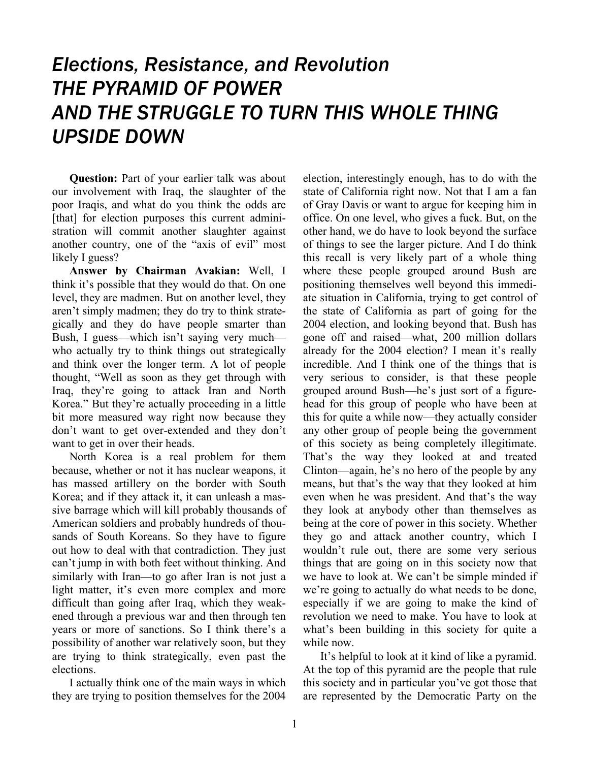# *Elections, Resistance, and Revolution THE PYRAMID OF POWER AND THE STRUGGLE TO TURN THIS WHOLE THING UPSIDE DOWN*

**Question:** Part of your earlier talk was about our involvement with Iraq, the slaughter of the poor Iraqis, and what do you think the odds are [that] for election purposes this current administration will commit another slaughter against another country, one of the "axis of evil" most likely I guess?

**Answer by Chairman Avakian:** Well, I think it's possible that they would do that. On one level, they are madmen. But on another level, they aren't simply madmen; they do try to think strategically and they do have people smarter than Bush, I guess—which isn't saying very much—who actually try to think things out strategically and think over the longer term. A lot of people thought, "Well as soon as they get through with Iraq, they're going to attack Iran and North Korea." But they're actually proceeding in a little bit more measured way right now because they don't want to get over-extended and they don't want to get in over their heads.

North Korea is a real problem for them because, whether or not it has nuclear weapons, it has massed artillery on the border with South Korea; and if they attack it, it can unleash a massive barrage which will kill probably thousands of American soldiers and probably hundreds of thousands of South Koreans. So they have to figure out how to deal with that contradiction. They just can't jump in with both feet without thinking. And similarly with Iran—to go after Iran is not just a light matter, it's even more complex and more difficult than going after Iraq, which they weakened through a previous war and then through ten years or more of sanctions. So I think there's a possibility of another war relatively soon, but they are trying to think strategically, even past the elections.

I actually think one of the main ways in which they are trying to position themselves for the 2004 election, interestingly enough, has to do with the state of California right now. Not that I am a fan of Gray Davis or want to argue for keeping him in office. On one level, who gives a fuck. But, on the other hand, we do have to look beyond the surface of things to see the larger picture. And I do think this recall is very likely part of a whole thing where these people grouped around Bush are positioning themselves well beyond this immediate situation in California, trying to get control of the state of California as part of going for the 2004 election, and looking beyond that. Bush has gone off and raised—what, 200 million dollars already for the 2004 election? I mean it's really incredible. And I think one of the things that is very serious to consider, is that these people grouped around Bush—he's just sort of a figurehead for this group of people who have been at this for quite a while now—they actually consider any other group of people being the government of this society as being completely illegitimate. That's the way they looked at and treated Clinton—again, he's no hero of the people by any means, but that's the way that they looked at him even when he was president. And that's the way they look at anybody other than themselves as being at the core of power in this society. Whether they go and attack another country, which I wouldn't rule out, there are some very serious things that are going on in this society now that we have to look at. We can't be simple minded if we're going to actually do what needs to be done, especially if we are going to make the kind of revolution we need to make. You have to look at what's been building in this society for quite a while now.

It's helpful to look at it kind of like a pyramid. At the top of this pyramid are the people that rule this society and in particular you've got those that are represented by the Democratic Party on the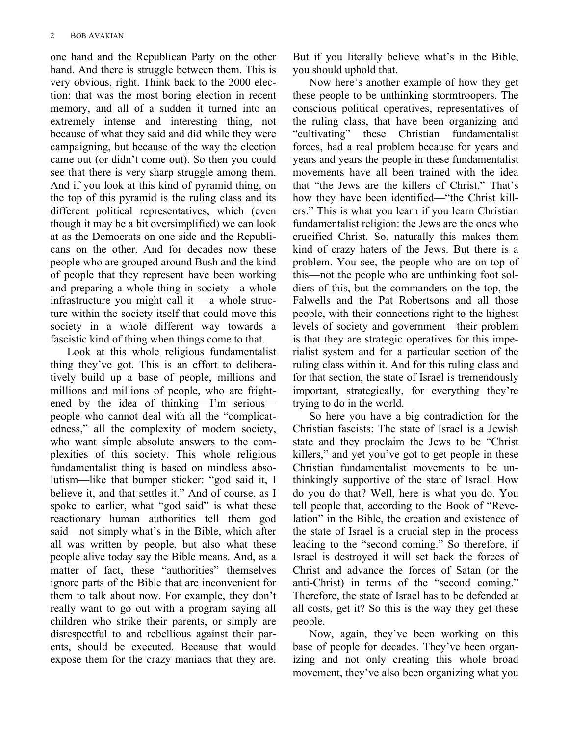one hand and the Republican Party on the other hand. And there is struggle between them. This is very obvious, right. Think back to the 2000 election: that was the most boring election in recent memory, and all of a sudden it turned into an extremely intense and interesting thing, not because of what they said and did while they were campaigning, but because of the way the election came out (or didn't come out). So then you could see that there is very sharp struggle among them. And if you look at this kind of pyramid thing, on the top of this pyramid is the ruling class and its different political representatives, which (even though it may be a bit oversimplified) we can look at as the Democrats on one side and the Republicans on the other. And for decades now these people who are grouped around Bush and the kind of people that they represent have been working and preparing a whole thing in society—a whole infrastructure you might call it— a whole structure within the society itself that could move this society in a whole different way towards a fascistic kind of thing when things come to that.

Look at this whole religious fundamentalist thing they've got. This is an effort to deliberatively build up a base of people, millions and millions and millions of people, who are frightened by the idea of thinking—I'm serious—people who cannot deal with all the "complicatedness," all the complexity of modern society, who want simple absolute answers to the complexities of this society. This whole religious fundamentalist thing is based on mindless absolutism—like that bumper sticker: "god said it, I believe it, and that settles it." And of course, as I spoke to earlier, what "god said" is what these reactionary human authorities tell them god said—not simply what's in the Bible, which after all was written by people, but also what these people alive today say the Bible means. And, as a matter of fact, these "authorities" themselves ignore parts of the Bible that are inconvenient for them to talk about now. For example, they don't really want to go out with a program saying all children who strike their parents, or simply are disrespectful to and rebellious against their parents, should be executed. Because that would expose them for the crazy maniacs that they are. But if you literally believe what's in the Bible, you should uphold that.

Now here's another example of how they get these people to be unthinking stormtroopers. The conscious political operatives, representatives of the ruling class, that have been organizing and "cultivating" these Christian fundamentalist forces, had a real problem because for years and years and years the people in these fundamentalist movements have all been trained with the idea that "the Jews are the killers of Christ." That's how they have been identified—"the Christ killers." This is what you learn if you learn Christian fundamentalist religion: the Jews are the ones who crucified Christ. So, naturally this makes them kind of crazy haters of the Jews. But there is a problem. You see, the people who are on top of this—not the people who are unthinking foot soldiers of this, but the commanders on the top, the Falwells and the Pat Robertsons and all those people, with their connections right to the highest levels of society and government—their problem is that they are strategic operatives for this imperialist system and for a particular section of the ruling class within it. And for this ruling class and for that section, the state of Israel is tremendously important, strategically, for everything they're trying to do in the world.

So here you have a big contradiction for the Christian fascists: The state of Israel is a Jewish state and they proclaim the Jews to be "Christ killers," and yet you've got to get people in these Christian fundamentalist movements to be unthinkingly supportive of the state of Israel. How do you do that? Well, here is what you do. You tell people that, according to the Book of "Revelation" in the Bible, the creation and existence of the state of Israel is a crucial step in the process leading to the "second coming." So therefore, if Israel is destroyed it will set back the forces of Christ and advance the forces of Satan (or the anti-Christ) in terms of the "second coming." Therefore, the state of Israel has to be defended at all costs, get it? So this is the way they get these people.

Now, again, they've been working on this base of people for decades. They've been organizing and not only creating this whole broad movement, they've also been organizing what you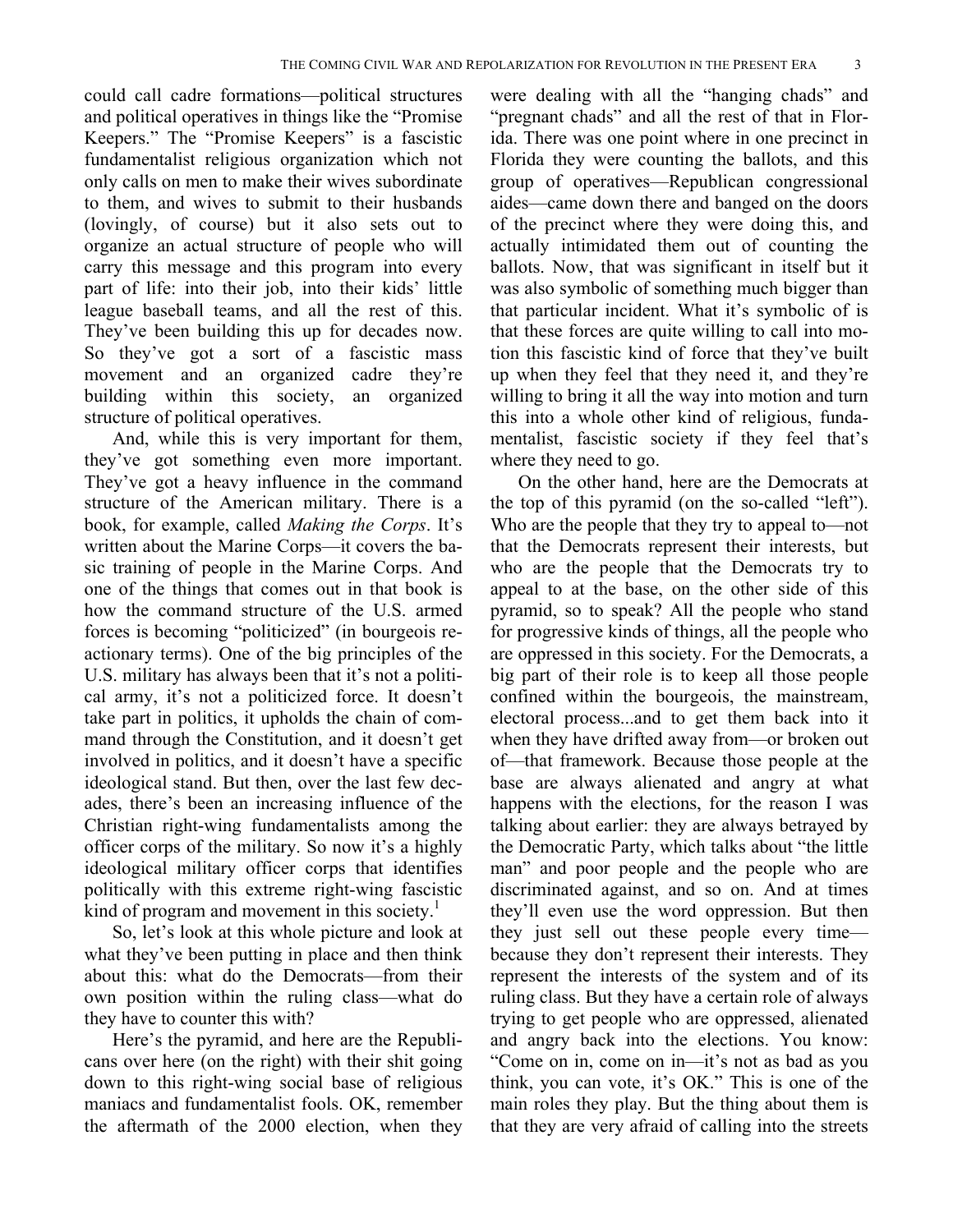could call cadre formations—political structures and political operatives in things like the "Promise Keepers." The "Promise Keepers" is a fascistic fundamentalist religious organization which not only calls on men to make their wives subordinate to them, and wives to submit to their husbands (lovingly, of course) but it also sets out to organize an actual structure of people who will carry this message and this program into every part of life: into their job, into their kids' little league baseball teams, and all the rest of this. They've been building this up for decades now. So they've got a sort of a fascistic mass movement and an organized cadre they're building within this society, an organized structure of political operatives.

And, while this is very important for them, they've got something even more important. They've got a heavy influence in the command structure of the American military. There is a book, for example, called *Making the Corps*. It's written about the Marine Corps—it covers the basic training of people in the Marine Corps. And one of the things that comes out in that book is how the command structure of the U.S. armed forces is becoming "politicized" (in bourgeois reactionary terms). One of the big principles of the U.S. military has always been that it's not a political army, it's not a politicized force. It doesn't take part in politics, it upholds the chain of command through the Constitution, and it doesn't get involved in politics, and it doesn't have a specific ideological stand. But then, over the last few decades, there's been an increasing influence of the Christian right-wing fundamentalists among the officer corps of the military. So now it's a highly ideological military officer corps that identifies politically with this extreme right-wing fascistic kind of program and movement in this society.[1]

So, let's look at this whole picture and look at what they've been putting in place and then think about this: what do the Democrats—from their own position within the ruling class—what do they have to counter this with?

Here's the pyramid, and here are the Republicans over here (on the right) with their shit going down to this right-wing social base of religious maniacs and fundamentalist fools. OK, remember the aftermath of the 2000 election, when they were dealing with all the "hanging chads" and "pregnant chads" and all the rest of that in Florida. There was one point where in one precinct in Florida they were counting the ballots, and this group of operatives—Republican congressional aides—came down there and banged on the doors of the precinct where they were doing this, and actually intimidated them out of counting the ballots. Now, that was significant in itself but it was also symbolic of something much bigger than that particular incident. What it's symbolic of is that these forces are quite willing to call into motion this fascistic kind of force that they've built up when they feel that they need it, and they're willing to bring it all the way into motion and turn this into a whole other kind of religious, fundamentalist, fascistic society if they feel that's where they need to go.

On the other hand, here are the Democrats at the top of this pyramid (on the so-called "left"). Who are the people that they try to appeal to—not that the Democrats represent their interests, but who are the people that the Democrats try to appeal to at the base, on the other side of this pyramid, so to speak? All the people who stand for progressive kinds of things, all the people who are oppressed in this society. For the Democrats, a big part of their role is to keep all those people confined within the bourgeois, the mainstream, electoral process...and to get them back into it when they have drifted away from—or broken out of—that framework. Because those people at the base are always alienated and angry at what happens with the elections, for the reason I was talking about earlier: they are always betrayed by the Democratic Party, which talks about "the little man" and poor people and the people who are discriminated against, and so on. And at times they'll even use the word oppression. But then they just sell out these people every time—because they don't represent their interests. They represent the interests of the system and of its ruling class. But they have a certain role of always trying to get people who are oppressed, alienated and angry back into the elections. You know: "Come on in, come on in—it's not as bad as you think, you can vote, it's OK." This is one of the main roles they play. But the thing about them is that they are very afraid of calling into the streets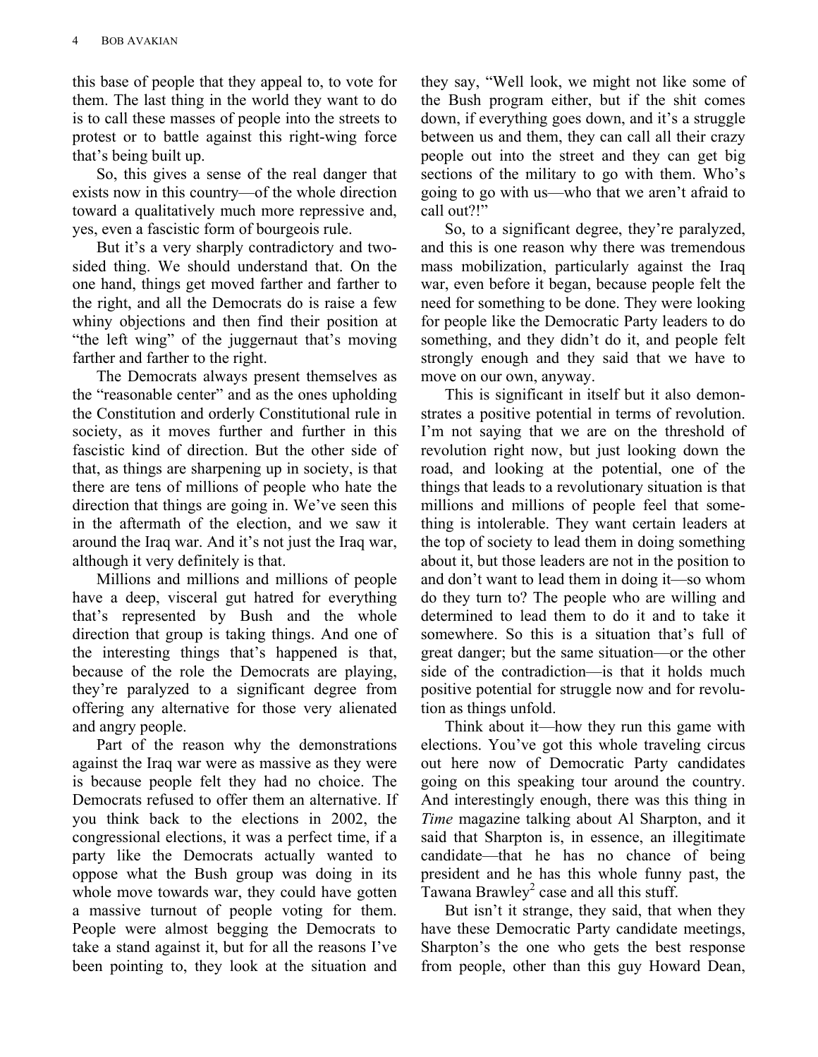this base of people that they appeal to, to vote for them. The last thing in the world they want to do is to call these masses of people into the streets to protest or to battle against this right-wing force that's being built up.

So, this gives a sense of the real danger that exists now in this country—of the whole direction toward a qualitatively much more repressive and, yes, even a fascistic form of bourgeois rule.

But it's a very sharply contradictory and two-sided thing. We should understand that. On the one hand, things get moved farther and farther to the right, and all the Democrats do is raise a few whiny objections and then find their position at "the left wing" of the juggernaut that's moving farther and farther to the right.

The Democrats always present themselves as the "reasonable center" and as the ones upholding the Constitution and orderly Constitutional rule in society, as it moves further and further in this fascistic kind of direction. But the other side of that, as things are sharpening up in society, is that there are tens of millions of people who hate the direction that things are going in. We've seen this in the aftermath of the election, and we saw it around the Iraq war. And it's not just the Iraq war, although it very definitely is that.

Millions and millions and millions of people have a deep, visceral gut hatred for everything that's represented by Bush and the whole direction that group is taking things. And one of the interesting things that's happened is that, because of the role the Democrats are playing, they're paralyzed to a significant degree from offering any alternative for those very alienated and angry people.

Part of the reason why the demonstrations against the Iraq war were as massive as they were is because people felt they had no choice. The Democrats refused to offer them an alternative. If you think back to the elections in 2002, the congressional elections, it was a perfect time, if a party like the Democrats actually wanted to oppose what the Bush group was doing in its whole move towards war, they could have gotten a massive turnout of people voting for them. People were almost begging the Democrats to take a stand against it, but for all the reasons I've been pointing to, they look at the situation and they say, "Well look, we might not like some of the Bush program either, but if the shit comes down, if everything goes down, and it's a struggle between us and them, they can call all their crazy people out into the street and they can get big sections of the military to go with them. Who's going to go with us—who that we aren't afraid to call out?!"

So, to a significant degree, they're paralyzed, and this is one reason why there was tremendous mass mobilization, particularly against the Iraq war, even before it began, because people felt the need for something to be done. They were looking for people like the Democratic Party leaders to do something, and they didn't do it, and people felt strongly enough and they said that we have to move on our own, anyway.

This is significant in itself but it also demonstrates a positive potential in terms of revolution. I'm not saying that we are on the threshold of revolution right now, but just looking down the road, and looking at the potential, one of the things that leads to a revolutionary situation is that millions and millions of people feel that something is intolerable. They want certain leaders at the top of society to lead them in doing something about it, but those leaders are not in the position to and don't want to lead them in doing it—so whom do they turn to? The people who are willing and determined to lead them to do it and to take it somewhere. So this is a situation that's full of great danger; but the same situation—or the other side of the contradiction—is that it holds much positive potential for struggle now and for revolution as things unfold.

Think about it—how they run this game with elections. You've got this whole traveling circus out here now of Democratic Party candidates going on this speaking tour around the country. And interestingly enough, there was this thing in *Time* magazine talking about Al Sharpton, and it said that Sharpton is, in essence, an illegitimate candidate—that he has no chance of being president and he has this whole funny past, the Tawana Brawley[2] case and all this stuff.

But isn't it strange, they said, that when they have these Democratic Party candidate meetings, Sharpton's the one who gets the best response from people, other than this guy Howard Dean,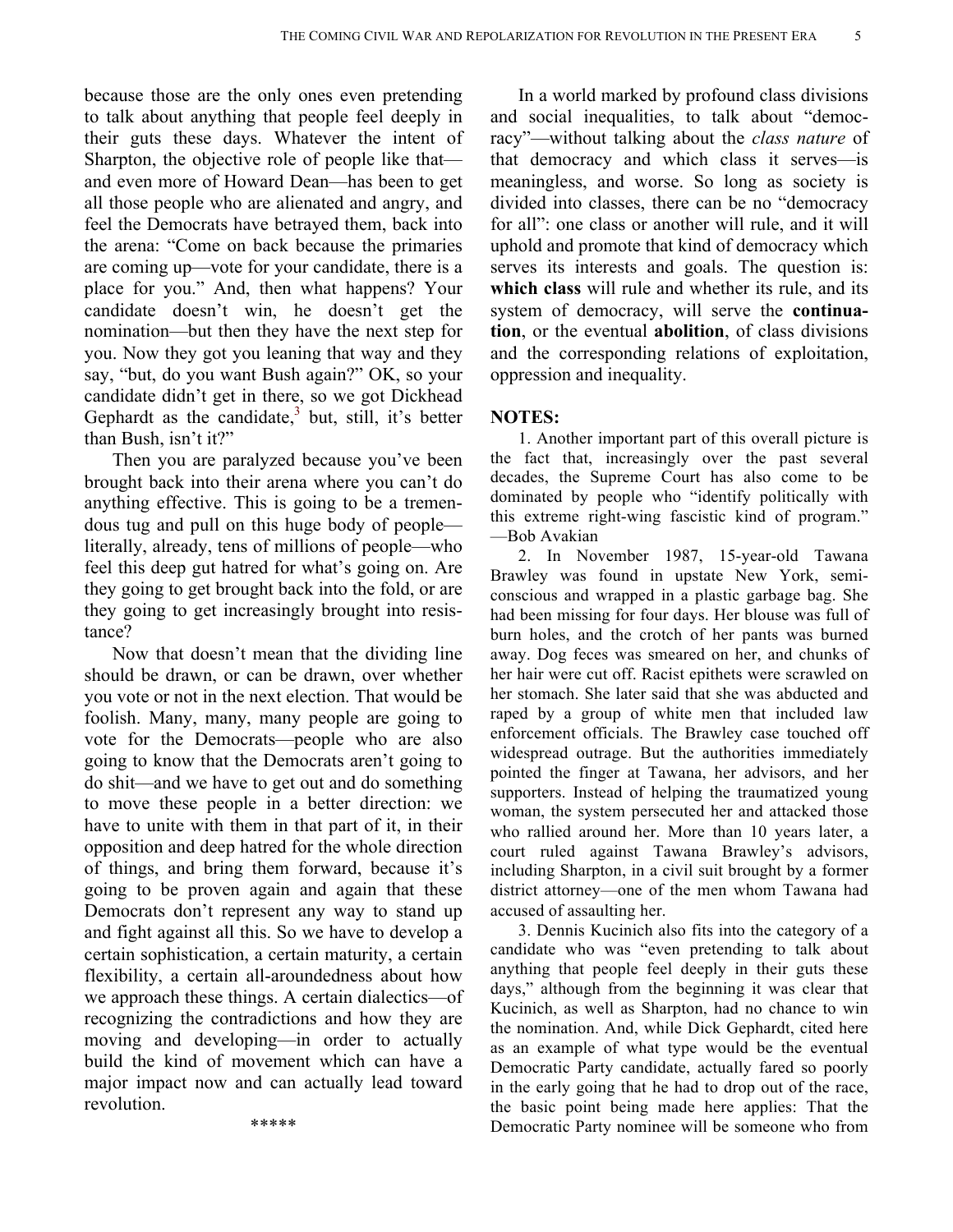because those are the only ones even pretending to talk about anything that people feel deeply in their guts these days. Whatever the intent of Sharpton, the objective role of people like that—and even more of Howard Dean—has been to get all those people who are alienated and angry, and feel the Democrats have betrayed them, back into the arena: "Come on back because the primaries are coming up—vote for your candidate, there is a place for you." And, then what happens? Your candidate doesn't win, he doesn't get the nomination—but then they have the next step for you. Now they got you leaning that way and they say, "but, do you want Bush again?" OK, so your candidate didn't get in there, so we got Dickhead Gephardt as the candidate,[3] but, still, it's better than Bush, isn't it?"

Then you are paralyzed because you've been brought back into their arena where you can't do anything effective. This is going to be a tremendous tug and pull on this huge body of people—literally, already, tens of millions of people—who feel this deep gut hatred for what's going on. Are they going to get brought back into the fold, or are they going to get increasingly brought into resistance?

Now that doesn't mean that the dividing line should be drawn, or can be drawn, over whether you vote or not in the next election. That would be foolish. Many, many, many people are going to vote for the Democrats—people who are also going to know that the Democrats aren't going to do shit—and we have to get out and do something to move these people in a better direction: we have to unite with them in that part of it, in their opposition and deep hatred for the whole direction of things, and bring them forward, because it's going to be proven again and again that these Democrats don't represent any way to stand up and fight against all this. So we have to develop a certain sophistication, a certain maturity, a certain flexibility, a certain all-aroundedness about how we approach these things. A certain dialectics—of recognizing the contradictions and how they are moving and developing—in order to actually build the kind of movement which can have a major impact now and can actually lead toward revolution.

*****

In a world marked by profound class divisions and social inequalities, to talk about "democracy"—without talking about the *class nature* of that democracy and which class it serves—is meaningless, and worse. So long as society is divided into classes, there can be no "democracy for all": one class or another will rule, and it will uphold and promote that kind of democracy which serves its interests and goals. The question is: **which class** will rule and whether its rule, and its system of democracy, will serve the **continuation**, or the eventual **abolition**, of class divisions and the corresponding relations of exploitation, oppression and inequality.

## NOTES:

1. Another important part of this overall picture is the fact that, increasingly over the past several decades, the Supreme Court has also come to be dominated by people who "identify politically with this extreme right-wing fascistic kind of program." —Bob Avakian

2. In November 1987, 15-year-old Tawana Brawley was found in upstate New York, semi-conscious and wrapped in a plastic garbage bag. She had been missing for four days. Her blouse was full of burn holes, and the crotch of her pants was burned away. Dog feces was smeared on her, and chunks of her hair were cut off. Racist epithets were scrawled on her stomach. She later said that she was abducted and raped by a group of white men that included law enforcement officials. The Brawley case touched off widespread outrage. But the authorities immediately pointed the finger at Tawana, her advisors, and her supporters. Instead of helping the traumatized young woman, the system persecuted her and attacked those who rallied around her. More than 10 years later, a court ruled against Tawana Brawley's advisors, including Sharpton, in a civil suit brought by a former district attorney—one of the men whom Tawana had accused of assaulting her.

3. Dennis Kucinich also fits into the category of a candidate who was "even pretending to talk about anything that people feel deeply in their guts these days," although from the beginning it was clear that Kucinich, as well as Sharpton, had no chance to win the nomination. And, while Dick Gephardt, cited here as an example of what type would be the eventual Democratic Party candidate, actually fared so poorly in the early going that he had to drop out of the race, the basic point being made here applies: That the Democratic Party nominee will be someone who from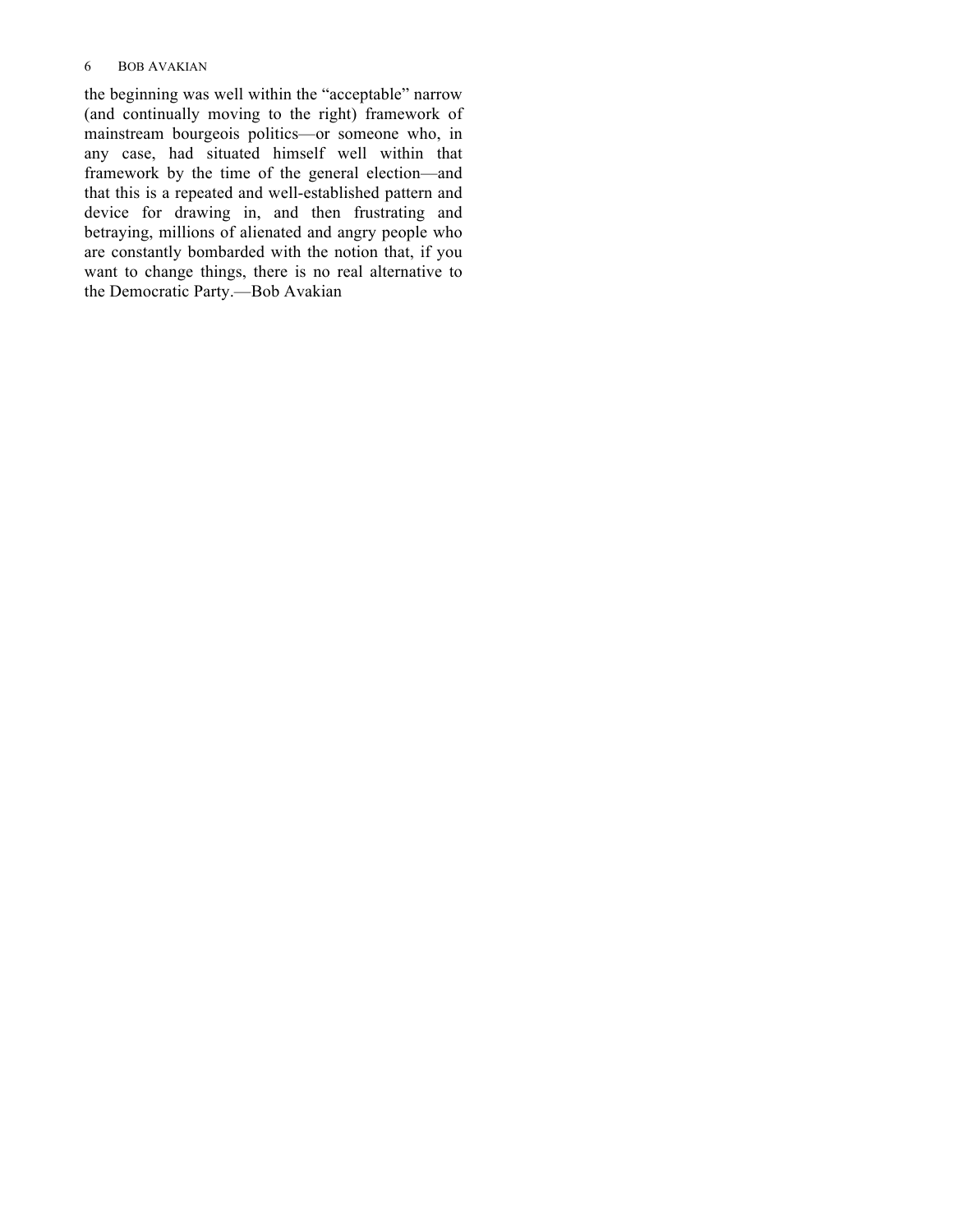the beginning was well within the “acceptable” narrow (and continually moving to the right) framework of mainstream bourgeois politics—or someone who, in any case, had situated himself well within that framework by the time of the general election—and that this is a repeated and well-established pattern and device for drawing in, and then frustrating and betraying, millions of alienated and angry people who are constantly bombarded with the notion that, if you want to change things, there is no real alternative to the Democratic Party.—Bob Avakian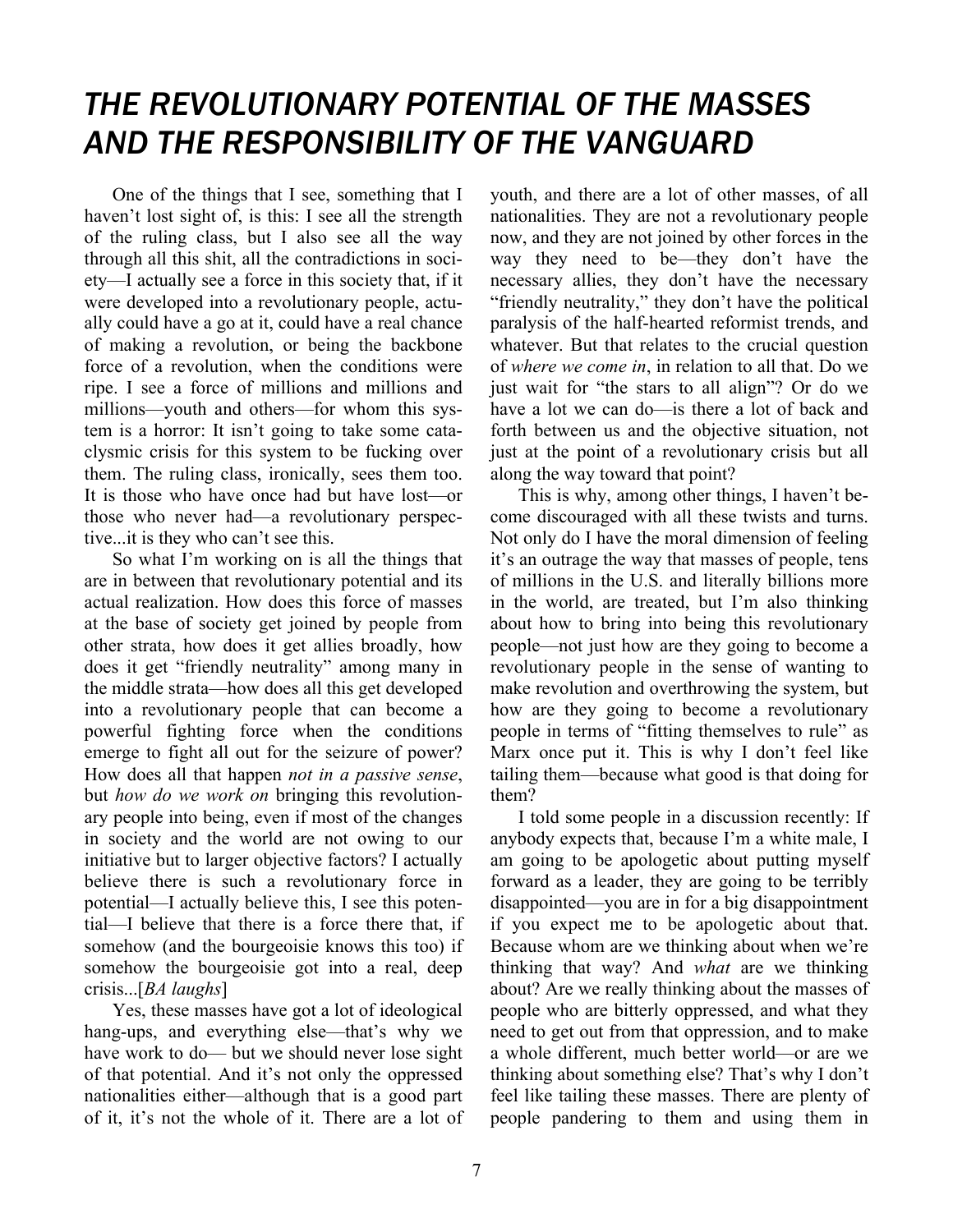# *THE REVOLUTIONARY POTENTIAL OF THE MASSES AND THE RESPONSIBILITY OF THE VANGUARD*

One of the things that I see, something that I haven't lost sight of, is this: I see all the strength of the ruling class, but I also see all the way through all this shit, all the contradictions in society—I actually see a force in this society that, if it were developed into a revolutionary people, actually could have a go at it, could have a real chance of making a revolution, or being the backbone force of a revolution, when the conditions were ripe. I see a force of millions and millions and millions—youth and others—for whom this system is a horror: It isn't going to take some cataclysmic crisis for this system to be fucking over them. The ruling class, ironically, sees them too. It is those who have once had but have lost—or those who never had—a revolutionary perspective...it is they who can't see this.

So what I'm working on is all the things that are in between that revolutionary potential and its actual realization. How does this force of masses at the base of society get joined by people from other strata, how does it get allies broadly, how does it get "friendly neutrality" among many in the middle strata—how does all this get developed into a revolutionary people that can become a powerful fighting force when the conditions emerge to fight all out for the seizure of power? How does all that happen *not in a passive sense*, but *how do we work on* bringing this revolutionary people into being, even if most of the changes in society and the world are not owing to our initiative but to larger objective factors? I actually believe there is such a revolutionary force in potential—I actually believe this, I see this potential—I believe that there is a force there that, if somehow (and the bourgeoisie knows this too) if somehow the bourgeoisie got into a real, deep crisis...[*BA laughs*]

Yes, these masses have got a lot of ideological hang-ups, and everything else—that's why we have work to do— but we should never lose sight of that potential. And it's not only the oppressed nationalities either—although that is a good part of it, it's not the whole of it. There are a lot of youth, and there are a lot of other masses, of all nationalities. They are not a revolutionary people now, and they are not joined by other forces in the way they need to be—they don't have the necessary allies, they don't have the necessary "friendly neutrality," they don't have the political paralysis of the half-hearted reformist trends, and whatever. But that relates to the crucial question of *where we come in*, in relation to all that. Do we just wait for "the stars to all align"? Or do we have a lot we can do—is there a lot of back and forth between us and the objective situation, not just at the point of a revolutionary crisis but all along the way toward that point?

This is why, among other things, I haven't become discouraged with all these twists and turns. Not only do I have the moral dimension of feeling it's an outrage the way that masses of people, tens of millions in the U.S. and literally billions more in the world, are treated, but I'm also thinking about how to bring into being this revolutionary people—not just how are they going to become a revolutionary people in the sense of wanting to make revolution and overthrowing the system, but how are they going to become a revolutionary people in terms of "fitting themselves to rule" as Marx once put it. This is why I don't feel like tailing them—because what good is that doing for them?

I told some people in a discussion recently: If anybody expects that, because I'm a white male, I am going to be apologetic about putting myself forward as a leader, they are going to be terribly disappointed—you are in for a big disappointment if you expect me to be apologetic about that. Because whom are we thinking about when we're thinking that way? And *what* are we thinking about? Are we really thinking about the masses of people who are bitterly oppressed, and what they need to get out from that oppression, and to make a whole different, much better world—or are we thinking about something else? That's why I don't feel like tailing these masses. There are plenty of people pandering to them and using them in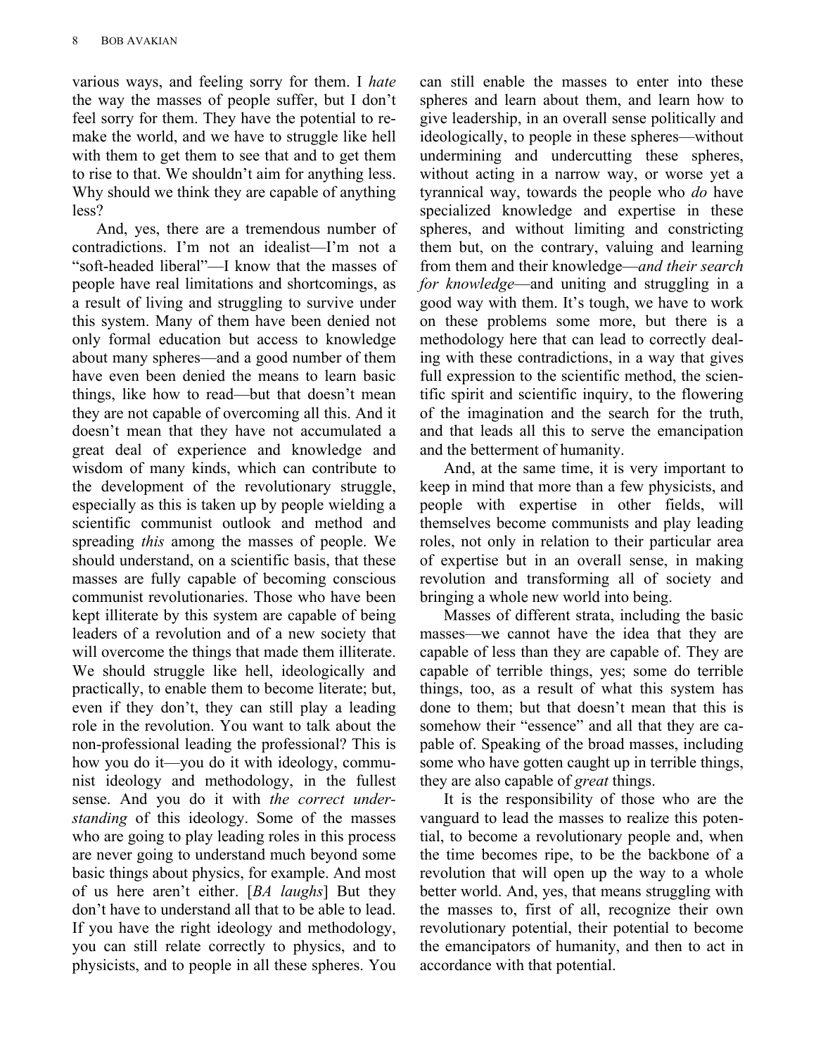various ways, and feeling sorry for them. I *hate* the way the masses of people suffer, but I don't feel sorry for them. They have the potential to remake the world, and we have to struggle like hell with them to get them to see that and to get them to rise to that. We shouldn't aim for anything less. Why should we think they are capable of anything less?

And, yes, there are a tremendous number of contradictions. I'm not an idealist—I'm not a "soft-headed liberal"—I know that the masses of people have real limitations and shortcomings, as a result of living and struggling to survive under this system. Many of them have been denied not only formal education but access to knowledge about many spheres—and a good number of them have even been denied the means to learn basic things, like how to read—but that doesn't mean they are not capable of overcoming all this. And it doesn't mean that they have not accumulated a great deal of experience and knowledge and wisdom of many kinds, which can contribute to the development of the revolutionary struggle, especially as this is taken up by people wielding a scientific communist outlook and method and spreading *this* among the masses of people. We should understand, on a scientific basis, that these masses are fully capable of becoming conscious communist revolutionaries. Those who have been kept illiterate by this system are capable of being leaders of a revolution and of a new society that will overcome the things that made them illiterate. We should struggle like hell, ideologically and practically, to enable them to become literate; but, even if they don't, they can still play a leading role in the revolution. You want to talk about the non-professional leading the professional? This is how you do it—you do it with ideology, communist ideology and methodology, in the fullest sense. And you do it with *the correct understanding* of this ideology. Some of the masses who are going to play leading roles in this process are never going to understand much beyond some basic things about physics, for example. And most of us here aren't either. [*BA laughs*] But they don't have to understand all that to be able to lead. If you have the right ideology and methodology, you can still relate correctly to physics, and to physicists, and to people in all these spheres. You can still enable the masses to enter into these spheres and learn about them, and learn how to give leadership, in an overall sense politically and ideologically, to people in these spheres—without undermining and undercutting these spheres, without acting in a narrow way, or worse yet a tyrannical way, towards the people who *do* have specialized knowledge and expertise in these spheres, and without limiting and constricting them but, on the contrary, valuing and learning from them and their knowledge—*and their search for knowledge*—and uniting and struggling in a good way with them. It's tough, we have to work on these problems some more, but there is a methodology here that can lead to correctly dealing with these contradictions, in a way that gives full expression to the scientific method, the scientific spirit and scientific inquiry, to the flowering of the imagination and the search for the truth, and that leads all this to serve the emancipation and the betterment of humanity.

And, at the same time, it is very important to keep in mind that more than a few physicists, and people with expertise in other fields, will themselves become communists and play leading roles, not only in relation to their particular area of expertise but in an overall sense, in making revolution and transforming all of society and bringing a whole new world into being.

Masses of different strata, including the basic masses—we cannot have the idea that they are capable of less than they are capable of. They are capable of terrible things, yes; some do terrible things, too, as a result of what this system has done to them; but that doesn't mean that this is somehow their "essence" and all that they are capable of. Speaking of the broad masses, including some who have gotten caught up in terrible things, they are also capable of *great* things.

It is the responsibility of those who are the vanguard to lead the masses to realize this potential, to become a revolutionary people and, when the time becomes ripe, to be the backbone of a revolution that will open up the way to a whole better world. And, yes, that means struggling with the masses to, first of all, recognize their own revolutionary potential, their potential to become the emancipators of humanity, and then to act in accordance with that potential.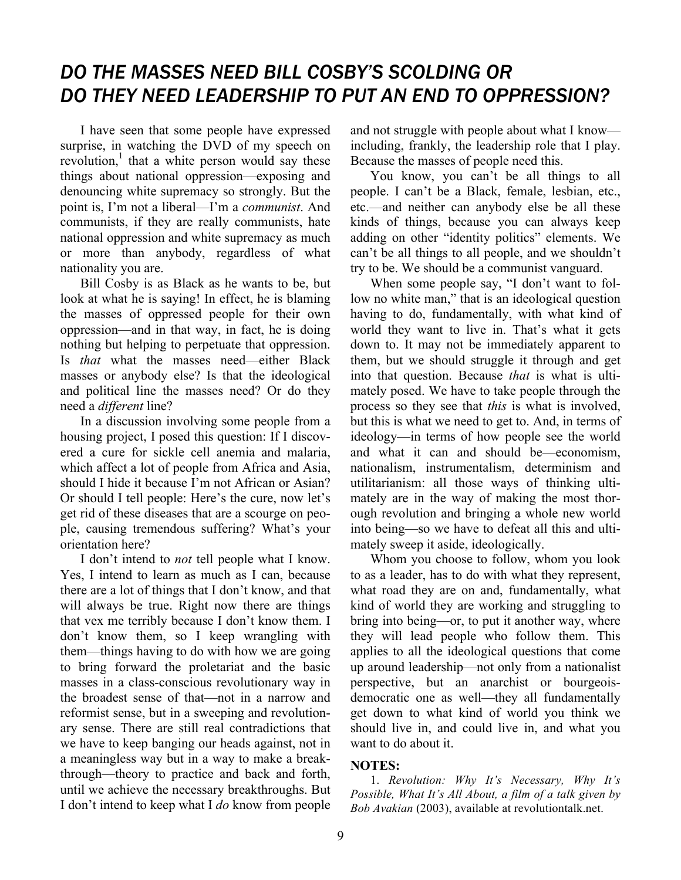# *DO THE MASSES NEED BILL COSBY'S SCOLDING OR DO THEY NEED LEADERSHIP TO PUT AN END TO OPPRESSION?*

I have seen that some people have expressed surprise, in watching the DVD of my speech on revolution,[1] that a white person would say these things about national oppression—exposing and denouncing white supremacy so strongly. But the point is, I'm not a liberal—I'm a *communist*. And communists, if they are really communists, hate national oppression and white supremacy as much or more than anybody, regardless of what nationality you are.

Bill Cosby is as Black as he wants to be, but look at what he is saying! In effect, he is blaming the masses of oppressed people for their own oppression—and in that way, in fact, he is doing nothing but helping to perpetuate that oppression. Is *that* what the masses need—either Black masses or anybody else? Is that the ideological and political line the masses need? Or do they need a *different* line?

In a discussion involving some people from a housing project, I posed this question: If I discovered a cure for sickle cell anemia and malaria, which affect a lot of people from Africa and Asia, should I hide it because I'm not African or Asian? Or should I tell people: Here's the cure, now let's get rid of these diseases that are a scourge on people, causing tremendous suffering? What's your orientation here?

I don't intend to *not* tell people what I know. Yes, I intend to learn as much as I can, because there are a lot of things that I don't know, and that will always be true. Right now there are things that vex me terribly because I don't know them. I don't know them, so I keep wrangling with them—things having to do with how we are going to bring forward the proletariat and the basic masses in a class-conscious revolutionary way in the broadest sense of that—not in a narrow and reformist sense, but in a sweeping and revolutionary sense. There are still real contradictions that we have to keep banging our heads against, not in a meaningless way but in a way to make a breakthrough—theory to practice and back and forth, until we achieve the necessary breakthroughs. But I don't intend to keep what I *do* know from people and not struggle with people about what I know—including, frankly, the leadership role that I play. Because the masses of people need this.

You know, you can't be all things to all people. I can't be a Black, female, lesbian, etc., etc.—and neither can anybody else be all these kinds of things, because you can always keep adding on other "identity politics" elements. We can't be all things to all people, and we shouldn't try to be. We should be a communist vanguard.

When some people say, "I don't want to follow no white man," that is an ideological question having to do, fundamentally, with what kind of world they want to live in. That's what it gets down to. It may not be immediately apparent to them, but we should struggle it through and get into that question. Because *that* is what is ultimately posed. We have to take people through the process so they see that *this* is what is involved, but this is what we need to get to. And, in terms of ideology—in terms of how people see the world and what it can and should be—economism, nationalism, instrumentalism, determinism and utilitarianism: all those ways of thinking ultimately are in the way of making the most thorough revolution and bringing a whole new world into being—so we have to defeat all this and ultimately sweep it aside, ideologically.

Whom you choose to follow, whom you look to as a leader, has to do with what they represent, what road they are on and, fundamentally, what kind of world they are working and struggling to bring into being—or, to put it another way, where they will lead people who follow them. This applies to all the ideological questions that come up around leadership—not only from a nationalist perspective, but an anarchist or bourgeois-democratic one as well—they all fundamentally get down to what kind of world you think we should live in, and could live in, and what you want to do about it.

**NOTES:**

1. *Revolution: Why It's Necessary, Why It's Possible, What It's All About, a film of a talk given by Bob Avakian* (2003), available at revolutiontalk.net.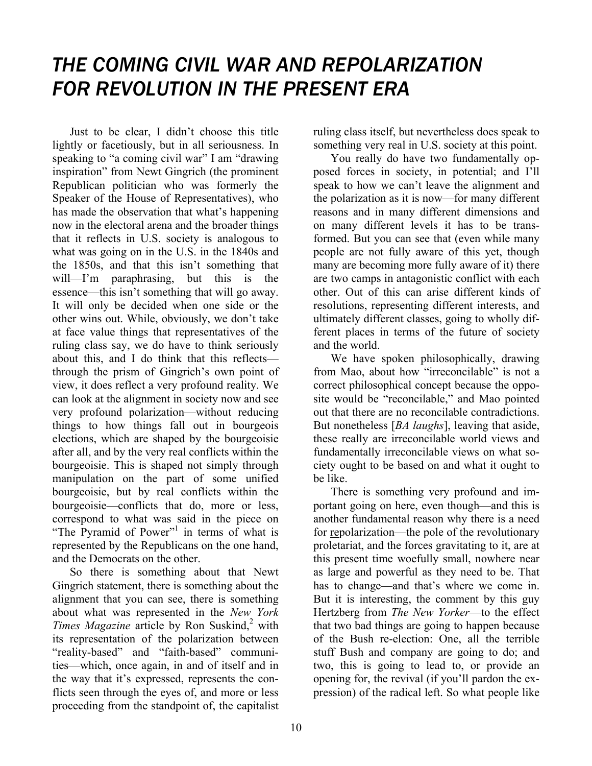# *THE COMING CIVIL WAR AND REPOLARIZATION FOR REVOLUTION IN THE PRESENT ERA*

Just to be clear, I didn't choose this title lightly or facetiously, but in all seriousness. In speaking to "a coming civil war" I am "drawing inspiration" from Newt Gingrich (the prominent Republican politician who was formerly the Speaker of the House of Representatives), who has made the observation that what's happening now in the electoral arena and the broader things that it reflects in U.S. society is analogous to what was going on in the U.S. in the 1840s and the 1850s, and that this isn't something that will—I'm paraphrasing, but this is the essence—this isn't something that will go away. It will only be decided when one side or the other wins out. While, obviously, we don't take at face value things that representatives of the ruling class say, we do have to think seriously about this, and I do think that this reflects—through the prism of Gingrich's own point of view, it does reflect a very profound reality. We can look at the alignment in society now and see very profound polarization—without reducing things to how things fall out in bourgeois elections, which are shaped by the bourgeoisie after all, and by the very real conflicts within the bourgeoisie. This is shaped not simply through manipulation on the part of some unified bourgeoisie, but by real conflicts within the bourgeoisie—conflicts that do, more or less, correspond to what was said in the piece on "The Pyramid of Power"[1] in terms of what is represented by the Republicans on the one hand, and the Democrats on the other.

So there is something about that Newt Gingrich statement, there is something about the alignment that you can see, there is something about what was represented in the *New York Times Magazine* article by Ron Suskind,[2] with its representation of the polarization between "reality-based" and "faith-based" communities—which, once again, in and of itself and in the way that it's expressed, represents the conflicts seen through the eyes of, and more or less proceeding from the standpoint of, the capitalist ruling class itself, but nevertheless does speak to something very real in U.S. society at this point.

You really do have two fundamentally opposed forces in society, in potential; and I'll speak to how we can't leave the alignment and the polarization as it is now—for many different reasons and in many different dimensions and on many different levels it has to be transformed. But you can see that (even while many people are not fully aware of this yet, though many are becoming more fully aware of it) there are two camps in antagonistic conflict with each other. Out of this can arise different kinds of resolutions, representing different interests, and ultimately different classes, going to wholly different places in terms of the future of society and the world.

We have spoken philosophically, drawing from Mao, about how "irreconcilable" is not a correct philosophical concept because the opposite would be "reconcilable," and Mao pointed out that there are no reconcilable contradictions. But nonetheless [*BA laughs*], leaving that aside, these really are irreconcilable world views and fundamentally irreconcilable views on what society ought to be based on and what it ought to be like.

There is something very profound and important going on here, even though—and this is another fundamental reason why there is a need for <u>re</u>polarization—the pole of the revolutionary proletariat, and the forces gravitating to it, are at this present time woefully small, nowhere near as large and powerful as they need to be. That has to change—and that's where we come in. But it is interesting, the comment by this guy Hertzberg from *The New Yorker*—to the effect that two bad things are going to happen because of the Bush re-election: One, all the terrible stuff Bush and company are going to do; and two, this is going to lead to, or provide an opening for, the revival (if you'll pardon the expression) of the radical left. So what people like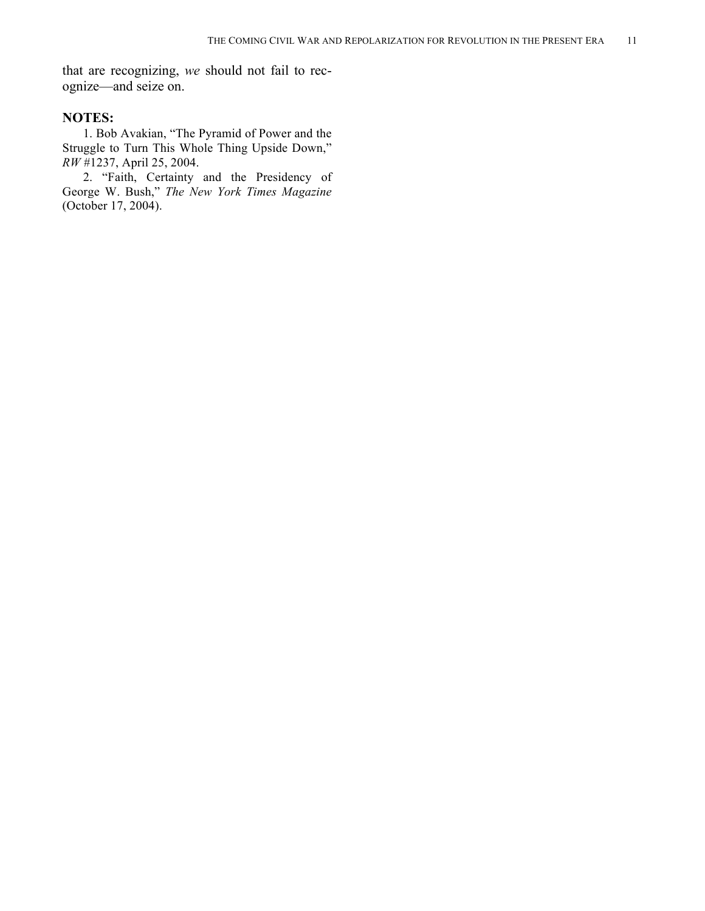that are recognizing, *we* should not fail to recognize—and seize on.

**NOTES:**

1. Bob Avakian, "The Pyramid of Power and the Struggle to Turn This Whole Thing Upside Down," *RW* #1237, April 25, 2004.

2. "Faith, Certainty and the Presidency of George W. Bush," *The New York Times Magazine* (October 17, 2004).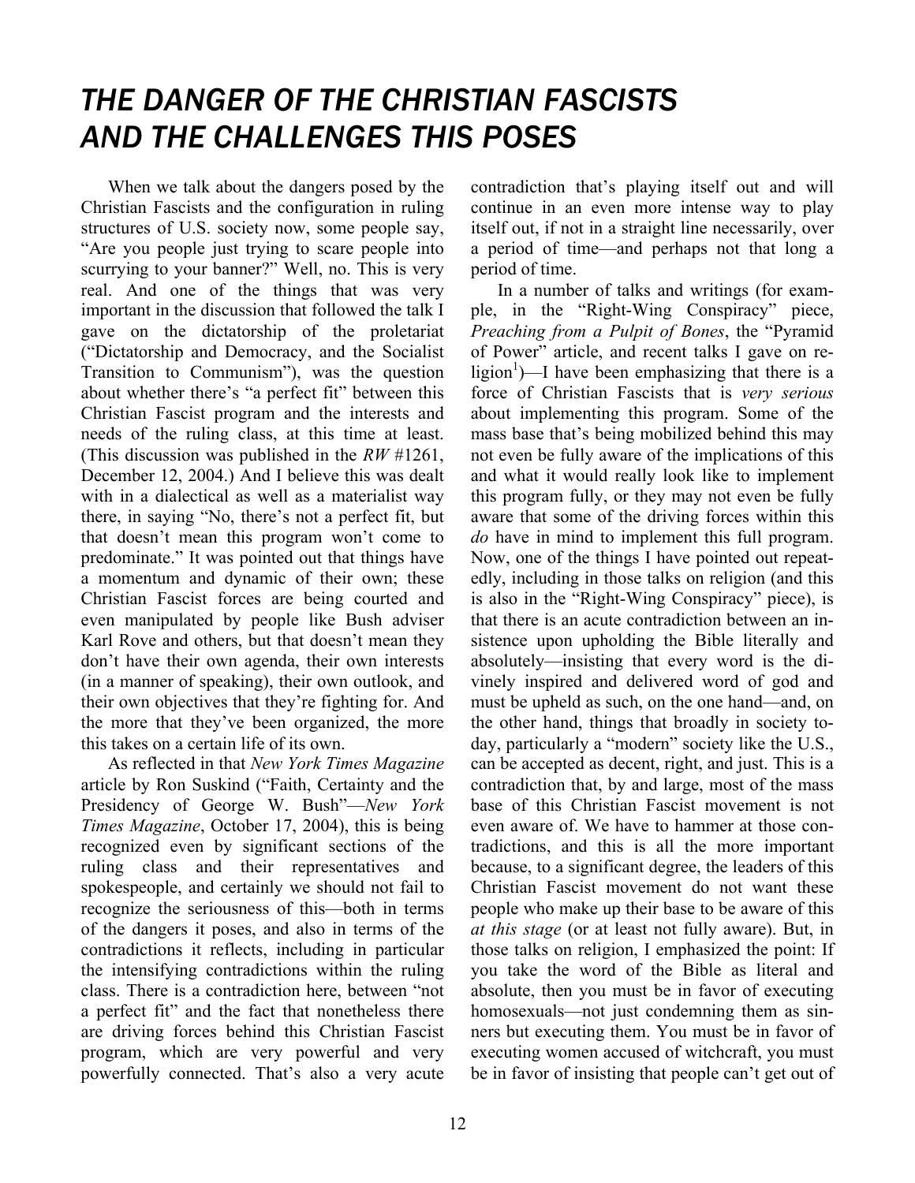# *THE DANGER OF THE CHRISTIAN FASCISTS AND THE CHALLENGES THIS POSES*

When we talk about the dangers posed by the Christian Fascists and the configuration in ruling structures of U.S. society now, some people say, "Are you people just trying to scare people into scurrying to your banner?" Well, no. This is very real. And one of the things that was very important in the discussion that followed the talk I gave on the dictatorship of the proletariat ("Dictatorship and Democracy, and the Socialist Transition to Communism"), was the question about whether there's "a perfect fit" between this Christian Fascist program and the interests and needs of the ruling class, at this time at least. (This discussion was published in the *RW* #1261, December 12, 2004.) And I believe this was dealt with in a dialectical as well as a materialist way there, in saying "No, there's not a perfect fit, but that doesn't mean this program won't come to predominate." It was pointed out that things have a momentum and dynamic of their own; these Christian Fascist forces are being courted and even manipulated by people like Bush adviser Karl Rove and others, but that doesn't mean they don't have their own agenda, their own interests (in a manner of speaking), their own outlook, and their own objectives that they're fighting for. And the more that they've been organized, the more this takes on a certain life of its own.

As reflected in that *New York Times Magazine* article by Ron Suskind ("Faith, Certainty and the Presidency of George W. Bush"—*New York Times Magazine*, October 17, 2004), this is being recognized even by significant sections of the ruling class and their representatives and spokespeople, and certainly we should not fail to recognize the seriousness of this—both in terms of the dangers it poses, and also in terms of the contradictions it reflects, including in particular the intensifying contradictions within the ruling class. There is a contradiction here, between "not a perfect fit" and the fact that nonetheless there are driving forces behind this Christian Fascist program, which are very powerful and very powerfully connected. That's also a very acute contradiction that's playing itself out and will continue in an even more intense way to play itself out, if not in a straight line necessarily, over a period of time—and perhaps not that long a period of time.

In a number of talks and writings (for example, in the "Right-Wing Conspiracy" piece, *Preaching from a Pulpit of Bones*, the "Pyramid of Power" article, and recent talks I gave on religion[1])—I have been emphasizing that there is a force of Christian Fascists that is *very serious* about implementing this program. Some of the mass base that's being mobilized behind this may not even be fully aware of the implications of this and what it would really look like to implement this program fully, or they may not even be fully aware that some of the driving forces within this *do* have in mind to implement this full program. Now, one of the things I have pointed out repeatedly, including in those talks on religion (and this is also in the "Right-Wing Conspiracy" piece), is that there is an acute contradiction between an insistence upon upholding the Bible literally and absolutely—insisting that every word is the divinely inspired and delivered word of god and must be upheld as such, on the one hand—and, on the other hand, things that broadly in society today, particularly a "modern" society like the U.S., can be accepted as decent, right, and just. This is a contradiction that, by and large, most of the mass base of this Christian Fascist movement is not even aware of. We have to hammer at those contradictions, and this is all the more important because, to a significant degree, the leaders of this Christian Fascist movement do not want these people who make up their base to be aware of this *at this stage* (or at least not fully aware). But, in those talks on religion, I emphasized the point: If you take the word of the Bible as literal and absolute, then you must be in favor of executing homosexuals—not just condemning them as sinners but executing them. You must be in favor of executing women accused of witchcraft, you must be in favor of insisting that people can't get out of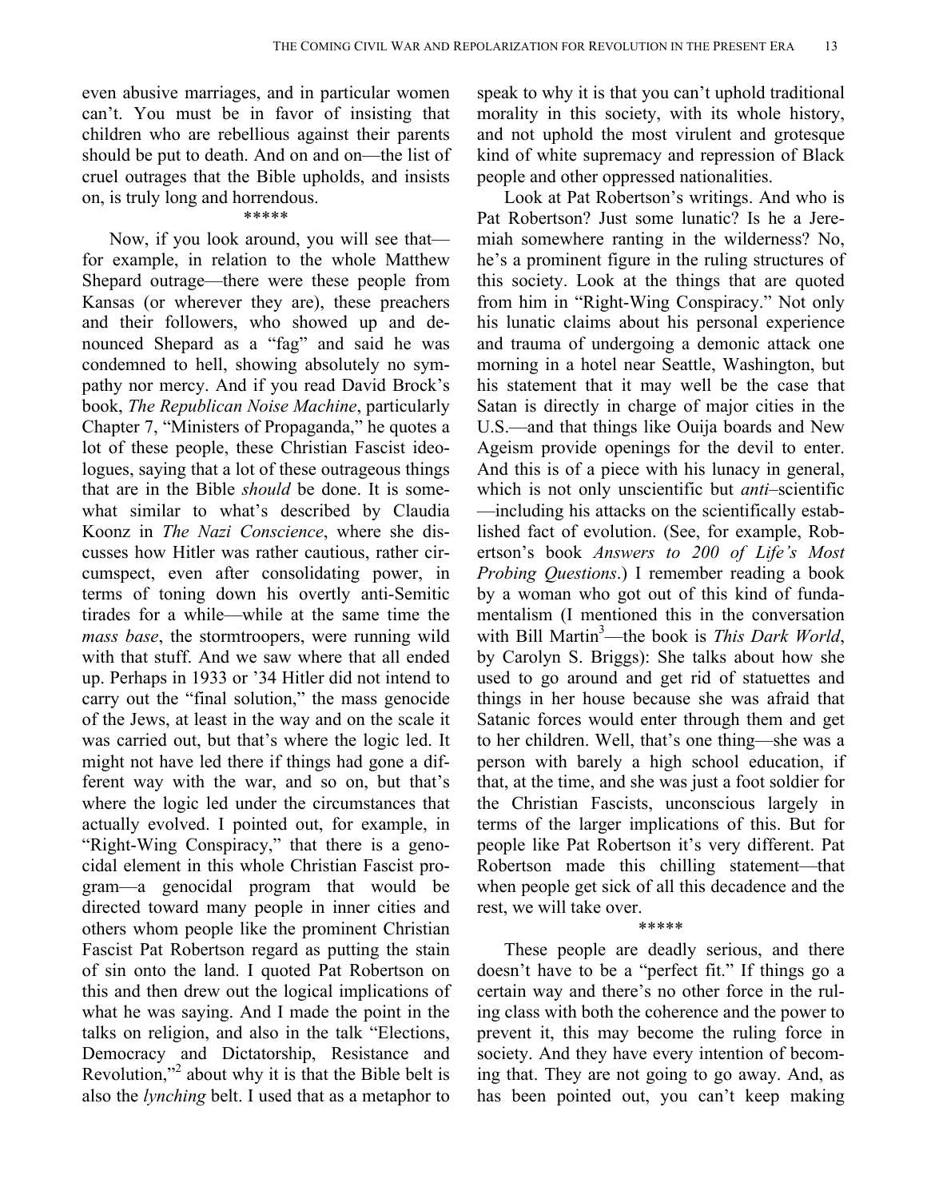even abusive marriages, and in particular women can't. You must be in favor of insisting that children who are rebellious against their parents should be put to death. And on and on—the list of cruel outrages that the Bible upholds, and insists on, is truly long and horrendous.

*****

Now, if you look around, you will see that—for example, in relation to the whole Matthew Shepard outrage—there were these people from Kansas (or wherever they are), these preachers and their followers, who showed up and denounced Shepard as a "fag" and said he was condemned to hell, showing absolutely no sympathy nor mercy. And if you read David Brock's book, *The Republican Noise Machine*, particularly Chapter 7, "Ministers of Propaganda," he quotes a lot of these people, these Christian Fascist ideologues, saying that a lot of these outrageous things that are in the Bible *should* be done. It is somewhat similar to what's described by Claudia Koonz in *The Nazi Conscience*, where she discusses how Hitler was rather cautious, rather circumspect, even after consolidating power, in terms of toning down his overtly anti-Semitic tirades for a while—while at the same time the *mass base*, the stormtroopers, were running wild with that stuff. And we saw where that all ended up. Perhaps in 1933 or '34 Hitler did not intend to carry out the "final solution," the mass genocide of the Jews, at least in the way and on the scale it was carried out, but that's where the logic led. It might not have led there if things had gone a different way with the war, and so on, but that's where the logic led under the circumstances that actually evolved. I pointed out, for example, in "Right-Wing Conspiracy," that there is a genocidal element in this whole Christian Fascist program—a genocidal program that would be directed toward many people in inner cities and others whom people like the prominent Christian Fascist Pat Robertson regard as putting the stain of sin onto the land. I quoted Pat Robertson on this and then drew out the logical implications of what he was saying. And I made the point in the talks on religion, and also in the talk "Elections, Democracy and Dictatorship, Resistance and Revolution,"[2] about why it is that the Bible belt is also the *lynching* belt. I used that as a metaphor to speak to why it is that you can't uphold traditional morality in this society, with its whole history, and not uphold the most virulent and grotesque kind of white supremacy and repression of Black people and other oppressed nationalities.

Look at Pat Robertson's writings. And who is Pat Robertson? Just some lunatic? Is he a Jeremiah somewhere ranting in the wilderness? No, he's a prominent figure in the ruling structures of this society. Look at the things that are quoted from him in "Right-Wing Conspiracy." Not only his lunatic claims about his personal experience and trauma of undergoing a demonic attack one morning in a hotel near Seattle, Washington, but his statement that it may well be the case that Satan is directly in charge of major cities in the U.S.—and that things like Ouija boards and New Ageism provide openings for the devil to enter. And this is of a piece with his lunacy in general, which is not only unscientific but *anti*–scientific—including his attacks on the scientifically established fact of evolution. (See, for example, Robertson's book *Answers to 200 of Life's Most Probing Questions*.) I remember reading a book by a woman who got out of this kind of fundamentalism (I mentioned this in the conversation with Bill Martin[3]—the book is *This Dark World*, by Carolyn S. Briggs): She talks about how she used to go around and get rid of statuettes and things in her house because she was afraid that Satanic forces would enter through them and get to her children. Well, that's one thing—she was a person with barely a high school education, if that, at the time, and she was just a foot soldier for the Christian Fascists, unconscious largely in terms of the larger implications of this. But for people like Pat Robertson it's very different. Pat Robertson made this chilling statement—that when people get sick of all this decadence and the rest, we will take over.

*****

These people are deadly serious, and there doesn't have to be a "perfect fit." If things go a certain way and there's no other force in the ruling class with both the coherence and the power to prevent it, this may become the ruling force in society. And they have every intention of becoming that. They are not going to go away. And, as has been pointed out, you can't keep making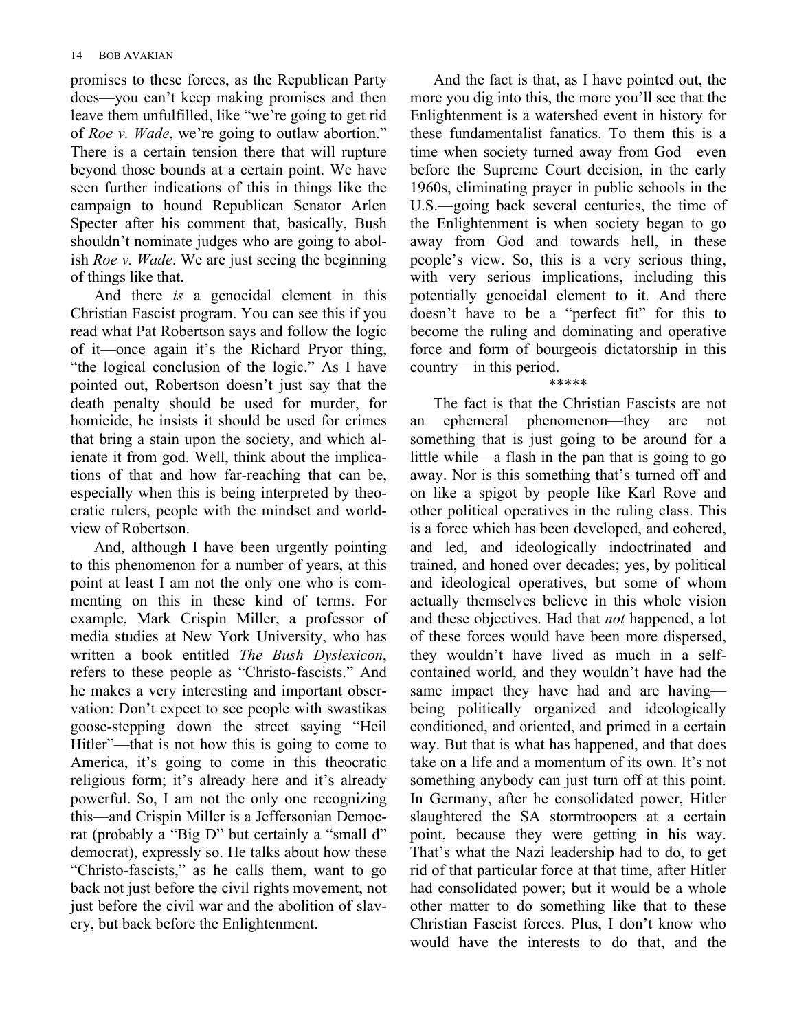promises to these forces, as the Republican Party does—you can't keep making promises and then leave them unfulfilled, like "we're going to get rid of *Roe v. Wade*, we're going to outlaw abortion." There is a certain tension there that will rupture beyond those bounds at a certain point. We have seen further indications of this in things like the campaign to hound Republican Senator Arlen Specter after his comment that, basically, Bush shouldn't nominate judges who are going to abolish *Roe v. Wade*. We are just seeing the beginning of things like that.

And there *is* a genocidal element in this Christian Fascist program. You can see this if you read what Pat Robertson says and follow the logic of it—once again it's the Richard Pryor thing, "the logical conclusion of the logic." As I have pointed out, Robertson doesn't just say that the death penalty should be used for murder, for homicide, he insists it should be used for crimes that bring a stain upon the society, and which alienate it from god. Well, think about the implications of that and how far-reaching that can be, especially when this is being interpreted by theocratic rulers, people with the mindset and worldview of Robertson.

And, although I have been urgently pointing to this phenomenon for a number of years, at this point at least I am not the only one who is commenting on this in these kind of terms. For example, Mark Crispin Miller, a professor of media studies at New York University, who has written a book entitled *The Bush Dyslexicon*, refers to these people as "Christo-fascists." And he makes a very interesting and important observation: Don't expect to see people with swastikas goose-stepping down the street saying "Heil Hitler"—that is not how this is going to come to America, it's going to come in this theocratic religious form; it's already here and it's already powerful. So, I am not the only one recognizing this—and Crispin Miller is a Jeffersonian Democrat (probably a "Big D" but certainly a "small d" democrat), expressly so. He talks about how these "Christo-fascists," as he calls them, want to go back not just before the civil rights movement, not just before the civil war and the abolition of slavery, but back before the Enlightenment.

And the fact is that, as I have pointed out, the more you dig into this, the more you'll see that the Enlightenment is a watershed event in history for these fundamentalist fanatics. To them this is a time when society turned away from God—even before the Supreme Court decision, in the early 1960s, eliminating prayer in public schools in the U.S.—going back several centuries, the time of the Enlightenment is when society began to go away from God and towards hell, in these people's view. So, this is a very serious thing, with very serious implications, including this potentially genocidal element to it. And there doesn't have to be a "perfect fit" for this to become the ruling and dominating and operative force and form of bourgeois dictatorship in this country—in this period.

*****

The fact is that the Christian Fascists are not an ephemeral phenomenon—they are not something that is just going to be around for a little while—a flash in the pan that is going to go away. Nor is this something that's turned off and on like a spigot by people like Karl Rove and other political operatives in the ruling class. This is a force which has been developed, and cohered, and led, and ideologically indoctrinated and trained, and honed over decades; yes, by political and ideological operatives, but some of whom actually themselves believe in this whole vision and these objectives. Had that *not* happened, a lot of these forces would have been more dispersed, they wouldn't have lived as much in a self-contained world, and they wouldn't have had the same impact they have had and are having—being politically organized and ideologically conditioned, and oriented, and primed in a certain way. But that is what has happened, and that does take on a life and a momentum of its own. It's not something anybody can just turn off at this point. In Germany, after he consolidated power, Hitler slaughtered the SA stormtroopers at a certain point, because they were getting in his way. That's what the Nazi leadership had to do, to get rid of that particular force at that time, after Hitler had consolidated power; but it would be a whole other matter to do something like that to these Christian Fascist forces. Plus, I don't know who would have the interests to do that, and the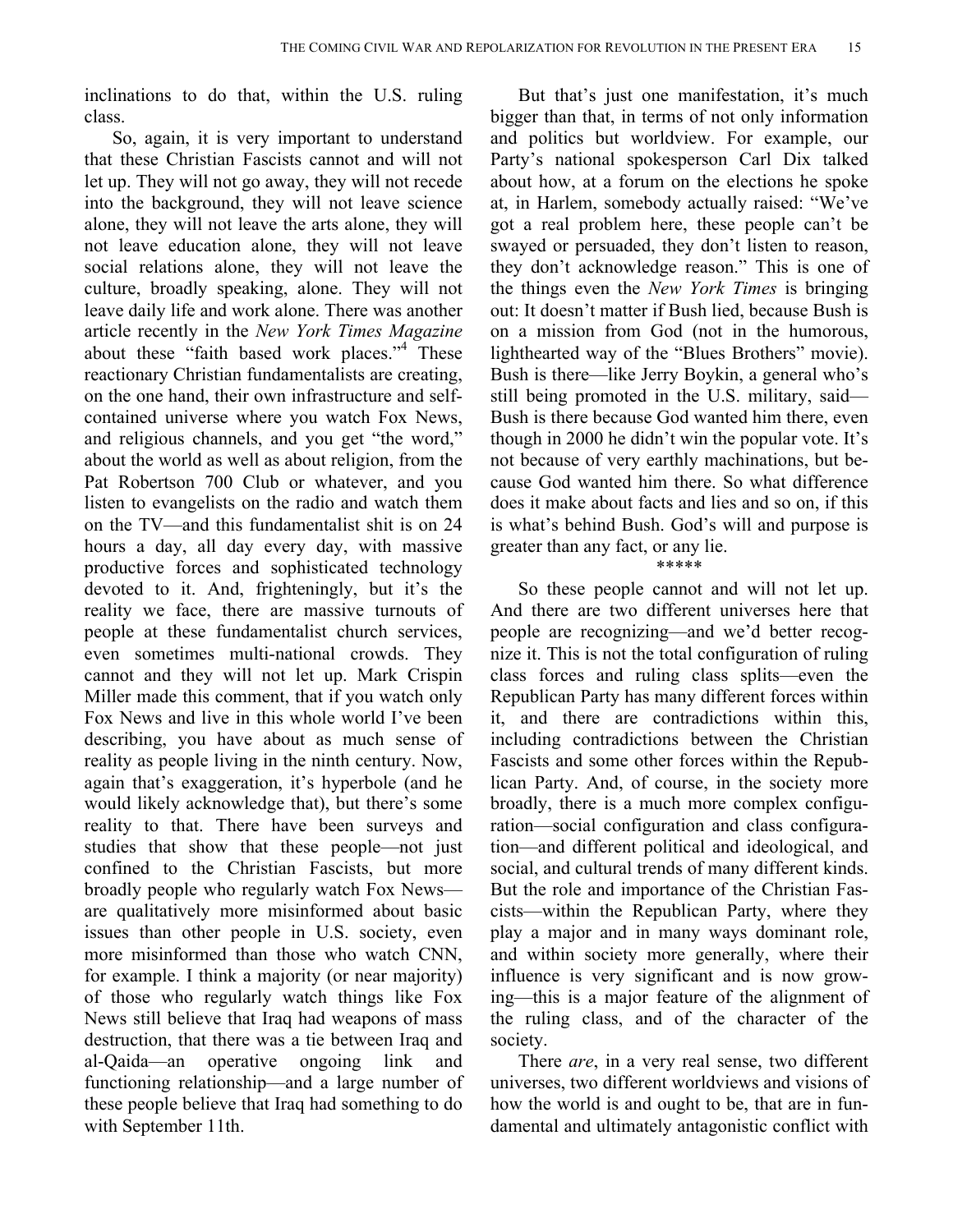inclinations to do that, within the U.S. ruling class.

So, again, it is very important to understand that these Christian Fascists cannot and will not let up. They will not go away, they will not recede into the background, they will not leave science alone, they will not leave the arts alone, they will not leave education alone, they will not leave social relations alone, they will not leave the culture, broadly speaking, alone. They will not leave daily life and work alone. There was another article recently in the *New York Times Magazine* about these "faith based work places."[4] These reactionary Christian fundamentalists are creating, on the one hand, their own infrastructure and self-contained universe where you watch Fox News, and religious channels, and you get "the word," about the world as well as about religion, from the Pat Robertson 700 Club or whatever, and you listen to evangelists on the radio and watch them on the TV—and this fundamentalist shit is on 24 hours a day, all day every day, with massive productive forces and sophisticated technology devoted to it. And, frighteningly, but it's the reality we face, there are massive turnouts of people at these fundamentalist church services, even sometimes multi-national crowds. They cannot and they will not let up. Mark Crispin Miller made this comment, that if you watch only Fox News and live in this whole world I've been describing, you have about as much sense of reality as people living in the ninth century. Now, again that's exaggeration, it's hyperbole (and he would likely acknowledge that), but there's some reality to that. There have been surveys and studies that show that these people—not just confined to the Christian Fascists, but more broadly people who regularly watch Fox News—are qualitatively more misinformed about basic issues than other people in U.S. society, even more misinformed than those who watch CNN, for example. I think a majority (or near majority) of those who regularly watch things like Fox News still believe that Iraq had weapons of mass destruction, that there was a tie between Iraq and al-Qaida—an operative ongoing link and functioning relationship—and a large number of these people believe that Iraq had something to do with September 11th.

But that's just one manifestation, it's much bigger than that, in terms of not only information and politics but worldview. For example, our Party's national spokesperson Carl Dix talked about how, at a forum on the elections he spoke at, in Harlem, somebody actually raised: "We've got a real problem here, these people can't be swayed or persuaded, they don't listen to reason, they don't acknowledge reason." This is one of the things even the *New York Times* is bringing out: It doesn't matter if Bush lied, because Bush is on a mission from God (not in the humorous, lighthearted way of the "Blues Brothers" movie). Bush is there—like Jerry Boykin, a general who's still being promoted in the U.S. military, said—Bush is there because God wanted him there, even though in 2000 he didn't win the popular vote. It's not because of very earthly machinations, but because God wanted him there. So what difference does it make about facts and lies and so on, if this is what's behind Bush. God's will and purpose is greater than any fact, or any lie.

\*\*\*\*\*

So these people cannot and will not let up. And there are two different universes here that people are recognizing—and we'd better recognize it. This is not the total configuration of ruling class forces and ruling class splits—even the Republican Party has many different forces within it, and there are contradictions within this, including contradictions between the Christian Fascists and some other forces within the Republican Party. And, of course, in the society more broadly, there is a much more complex configuration—social configuration and class configuration—and different political and ideological, and social, and cultural trends of many different kinds. But the role and importance of the Christian Fascists—within the Republican Party, where they play a major and in many ways dominant role, and within society more generally, where their influence is very significant and is now growing—this is a major feature of the alignment of the ruling class, and of the character of the society.

There *are*, in a very real sense, two different universes, two different worldviews and visions of how the world is and ought to be, that are in fundamental and ultimately antagonistic conflict with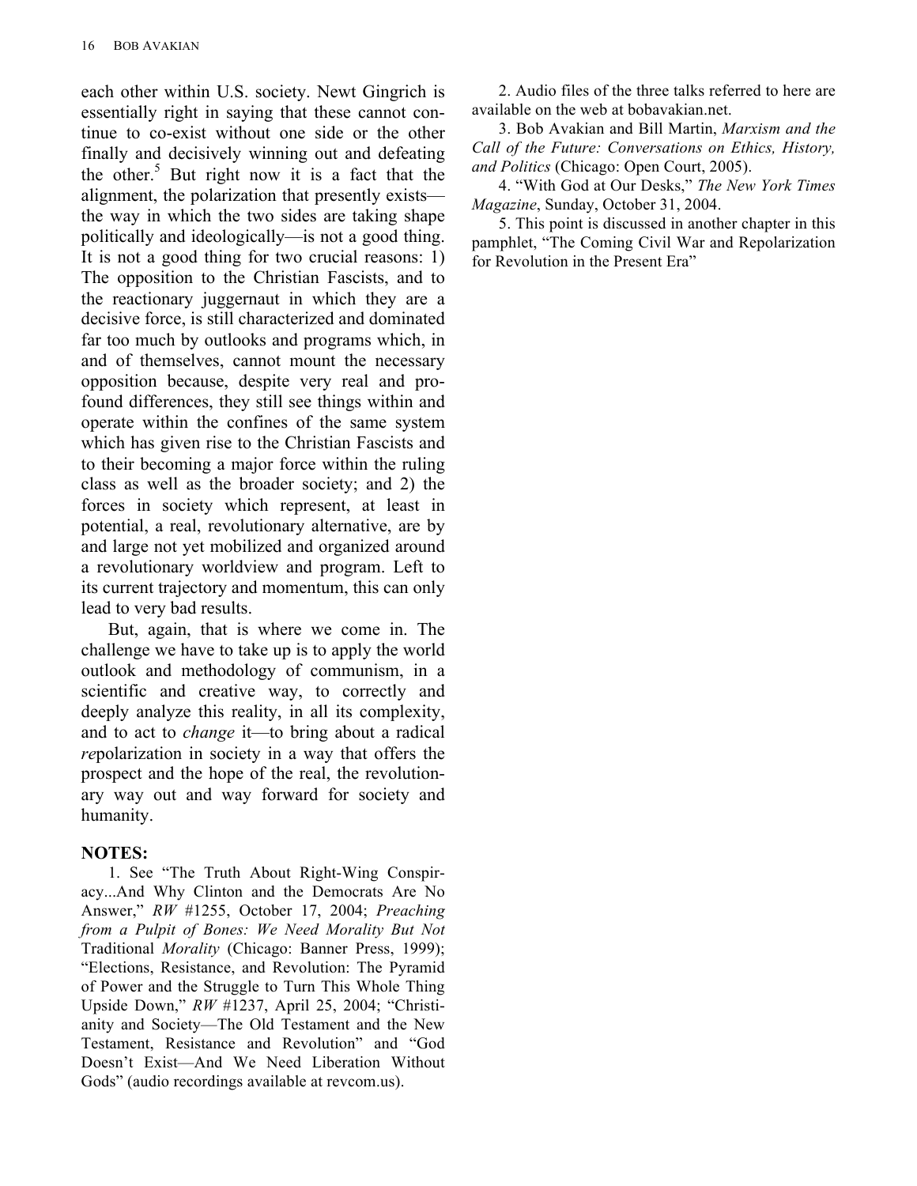each other within U.S. society. Newt Gingrich is essentially right in saying that these cannot continue to co-exist without one side or the other finally and decisively winning out and defeating the other.[5] But right now it is a fact that the alignment, the polarization that presently exists—the way in which the two sides are taking shape politically and ideologically—is not a good thing. It is not a good thing for two crucial reasons: 1) The opposition to the Christian Fascists, and to the reactionary juggernaut in which they are a decisive force, is still characterized and dominated far too much by outlooks and programs which, in and of themselves, cannot mount the necessary opposition because, despite very real and profound differences, they still see things within and operate within the confines of the same system which has given rise to the Christian Fascists and to their becoming a major force within the ruling class as well as the broader society; and 2) the forces in society which represent, at least in potential, a real, revolutionary alternative, are by and large not yet mobilized and organized around a revolutionary worldview and program. Left to its current trajectory and momentum, this can only lead to very bad results.

But, again, that is where we come in. The challenge we have to take up is to apply the world outlook and methodology of communism, in a scientific and creative way, to correctly and deeply analyze this reality, in all its complexity, and to act to *change* it—to bring about a radical *re*polarization in society in a way that offers the prospect and the hope of the real, the revolutionary way out and way forward for society and humanity.

**NOTES:**

1. See "The Truth About Right-Wing Conspiracy...And Why Clinton and the Democrats Are No Answer," *RW* #1255, October 17, 2004; *Preaching from a Pulpit of Bones: We Need Morality But Not* Traditional *Morality* (Chicago: Banner Press, 1999); "Elections, Resistance, and Revolution: The Pyramid of Power and the Struggle to Turn This Whole Thing Upside Down," *RW* #1237, April 25, 2004; "Christianity and Society—The Old Testament and the New Testament, Resistance and Revolution" and "God Doesn't Exist—And We Need Liberation Without Gods" (audio recordings available at revcom.us).

2. Audio files of the three talks referred to here are available on the web at bobavakian.net.

3. Bob Avakian and Bill Martin, *Marxism and the Call of the Future: Conversations on Ethics, History, and Politics* (Chicago: Open Court, 2005).

4. "With God at Our Desks," *The New York Times Magazine*, Sunday, October 31, 2004.

5. This point is discussed in another chapter in this pamphlet, "The Coming Civil War and Repolarization for Revolution in the Present Era"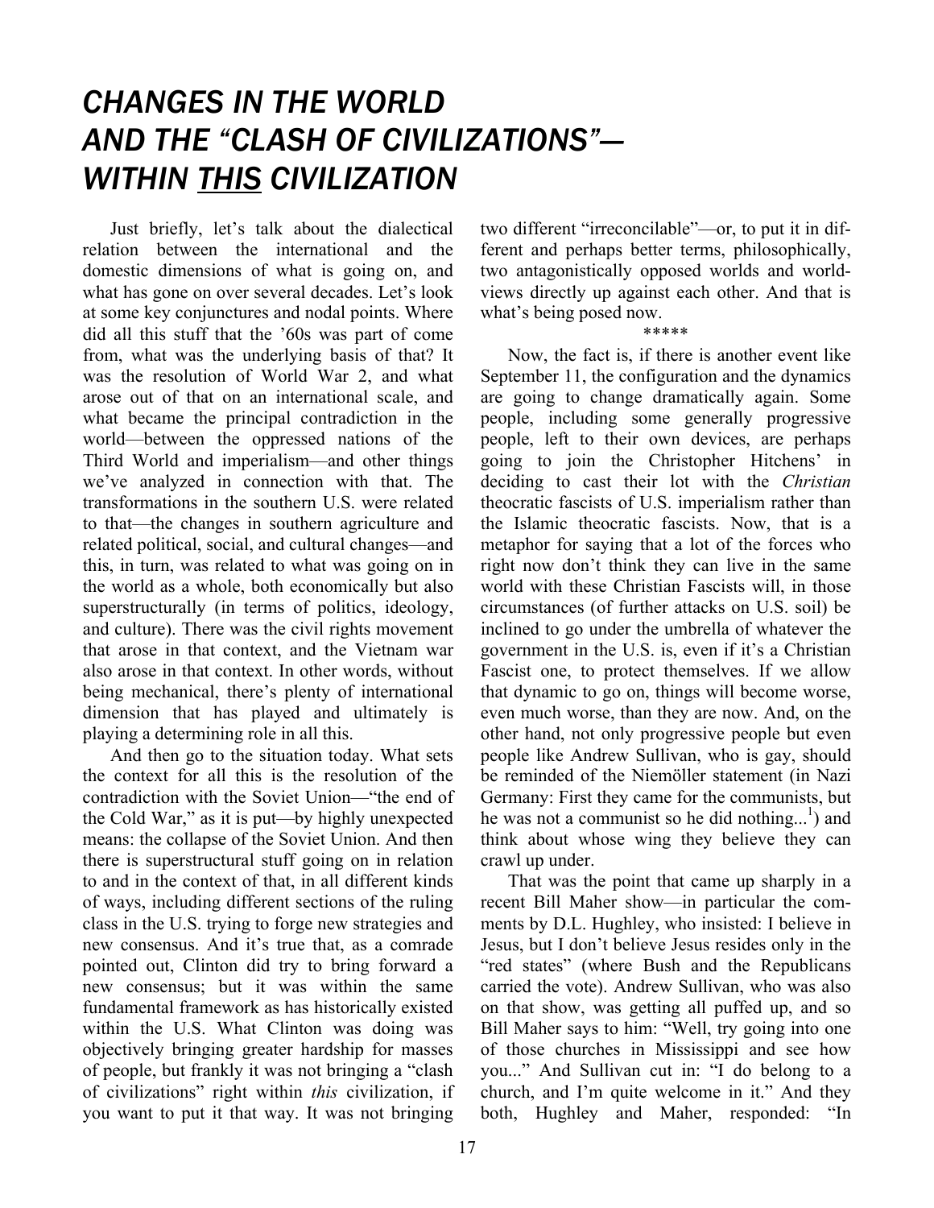# CHANGES IN THE WORLD AND THE "CLASH OF CIVILIZATIONS"—WITHIN <u>THIS</u> CIVILIZATION

Just briefly, let's talk about the dialectical relation between the international and the domestic dimensions of what is going on, and what has gone on over several decades. Let's look at some key conjunctures and nodal points. Where did all this stuff that the '60s was part of come from, what was the underlying basis of that? It was the resolution of World War 2, and what arose out of that on an international scale, and what became the principal contradiction in the world—between the oppressed nations of the Third World and imperialism—and other things we've analyzed in connection with that. The transformations in the southern U.S. were related to that—the changes in southern agriculture and related political, social, and cultural changes—and this, in turn, was related to what was going on in the world as a whole, both economically but also superstructurally (in terms of politics, ideology, and culture). There was the civil rights movement that arose in that context, and the Vietnam war also arose in that context. In other words, without being mechanical, there's plenty of international dimension that has played and ultimately is playing a determining role in all this.

And then go to the situation today. What sets the context for all this is the resolution of the contradiction with the Soviet Union—"the end of the Cold War," as it is put—by highly unexpected means: the collapse of the Soviet Union. And then there is superstructural stuff going on in relation to and in the context of that, in all different kinds of ways, including different sections of the ruling class in the U.S. trying to forge new strategies and new consensus. And it's true that, as a comrade pointed out, Clinton did try to bring forward a new consensus; but it was within the same fundamental framework as has historically existed within the U.S. What Clinton was doing was objectively bringing greater hardship for masses of people, but frankly it was not bringing a "clash of civilizations" right within *this* civilization, if you want to put it that way. It was not bringing two different "irreconcilable"—or, to put it in different and perhaps better terms, philosophically, two antagonistically opposed worlds and worldviews directly up against each other. And that is what's being posed now.

\*\*\*\*\*

Now, the fact is, if there is another event like September 11, the configuration and the dynamics are going to change dramatically again. Some people, including some generally progressive people, left to their own devices, are perhaps going to join the Christopher Hitchens' in deciding to cast their lot with the *Christian* theocratic fascists of U.S. imperialism rather than the Islamic theocratic fascists. Now, that is a metaphor for saying that a lot of the forces who right now don't think they can live in the same world with these Christian Fascists will, in those circumstances (of further attacks on U.S. soil) be inclined to go under the umbrella of whatever the government in the U.S. is, even if it's a Christian Fascist one, to protect themselves. If we allow that dynamic to go on, things will become worse, even much worse, than they are now. And, on the other hand, not only progressive people but even people like Andrew Sullivan, who is gay, should be reminded of the Niemöller statement (in Nazi Germany: First they came for the communists, but he was not a communist so he did nothing...[1]) and think about whose wing they believe they can crawl up under.

That was the point that came up sharply in a recent Bill Maher show—in particular the comments by D.L. Hughley, who insisted: I believe in Jesus, but I don't believe Jesus resides only in the "red states" (where Bush and the Republicans carried the vote). Andrew Sullivan, who was also on that show, was getting all puffed up, and so Bill Maher says to him: "Well, try going into one of those churches in Mississippi and see how you..." And Sullivan cut in: "I do belong to a church, and I'm quite welcome in it." And they both, Hughley and Maher, responded: "In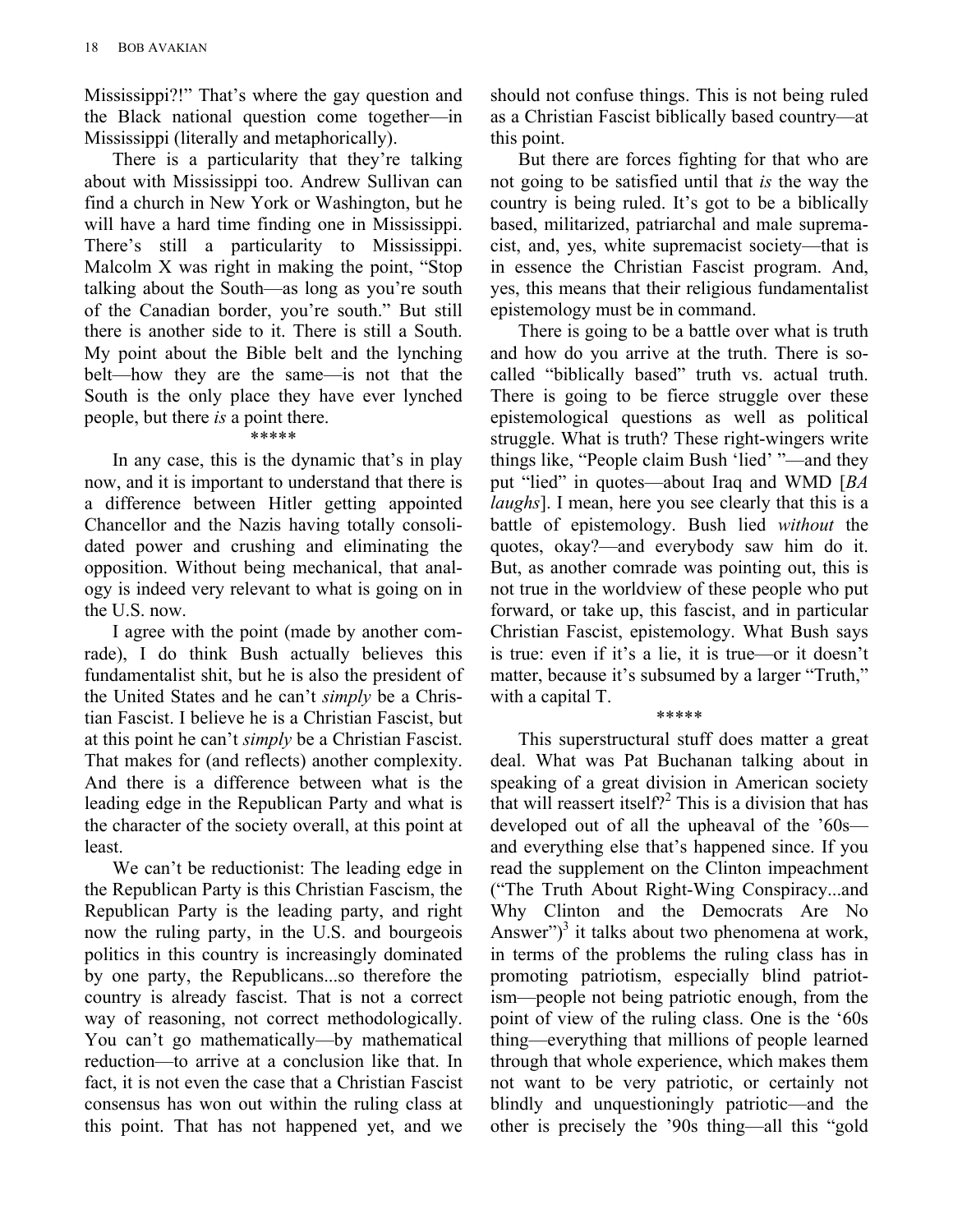Mississippi?!" That's where the gay question and the Black national question come together—in Mississippi (literally and metaphorically).

There is a particularity that they're talking about with Mississippi too. Andrew Sullivan can find a church in New York or Washington, but he will have a hard time finding one in Mississippi. There's still a particularity to Mississippi. Malcolm X was right in making the point, "Stop talking about the South—as long as you're south of the Canadian border, you're south." But still there is another side to it. There is still a South. My point about the Bible belt and the lynching belt—how they are the same—is not that the South is the only place they have ever lynched people, but there *is* a point there.

\*\*\*\*\*

In any case, this is the dynamic that's in play now, and it is important to understand that there is a difference between Hitler getting appointed Chancellor and the Nazis having totally consolidated power and crushing and eliminating the opposition. Without being mechanical, that analogy is indeed very relevant to what is going on in the U.S. now.

I agree with the point (made by another comrade), I do think Bush actually believes this fundamentalist shit, but he is also the president of the United States and he can't *simply* be a Christian Fascist. I believe he is a Christian Fascist, but at this point he can't *simply* be a Christian Fascist. That makes for (and reflects) another complexity. And there is a difference between what is the leading edge in the Republican Party and what is the character of the society overall, at this point at least.

We can't be reductionist: The leading edge in the Republican Party is this Christian Fascism, the Republican Party is the leading party, and right now the ruling party, in the U.S. and bourgeois politics in this country is increasingly dominated by one party, the Republicans...so therefore the country is already fascist. That is not a correct way of reasoning, not correct methodologically. You can't go mathematically—by mathematical reduction—to arrive at a conclusion like that. In fact, it is not even the case that a Christian Fascist consensus has won out within the ruling class at this point. That has not happened yet, and we should not confuse things. This is not being ruled as a Christian Fascist biblically based country—at this point.

But there are forces fighting for that who are not going to be satisfied until that *is* the way the country is being ruled. It's got to be a biblically based, militarized, patriarchal and male supremacist, and, yes, white supremacist society—that is in essence the Christian Fascist program. And, yes, this means that their religious fundamentalist epistemology must be in command.

There is going to be a battle over what is truth and how do you arrive at the truth. There is so-called "biblically based" truth vs. actual truth. There is going to be fierce struggle over these epistemological questions as well as political struggle. What is truth? These right-wingers write things like, "People claim Bush 'lied' "—and they put "lied" in quotes—about Iraq and WMD [*BA laughs*]. I mean, here you see clearly that this is a battle of epistemology. Bush lied *without* the quotes, okay?—and everybody saw him do it. But, as another comrade was pointing out, this is not true in the worldview of these people who put forward, or take up, this fascist, and in particular Christian Fascist, epistemology. What Bush says is true: even if it's a lie, it is true—or it doesn't matter, because it's subsumed by a larger "Truth," with a capital T.

\*\*\*\*\*

This superstructural stuff does matter a great deal. What was Pat Buchanan talking about in speaking of a great division in American society that will reassert itself?[2] This is a division that has developed out of all the upheaval of the '60s—and everything else that's happened since. If you read the supplement on the Clinton impeachment ("The Truth About Right-Wing Conspiracy...and Why Clinton and the Democrats Are No Answer")[3] it talks about two phenomena at work, in terms of the problems the ruling class has in promoting patriotism, especially blind patriotism—people not being patriotic enough, from the point of view of the ruling class. One is the '60s thing—everything that millions of people learned through that whole experience, which makes them not want to be very patriotic, or certainly not blindly and unquestioningly patriotic—and the other is precisely the '90s thing—all this "gold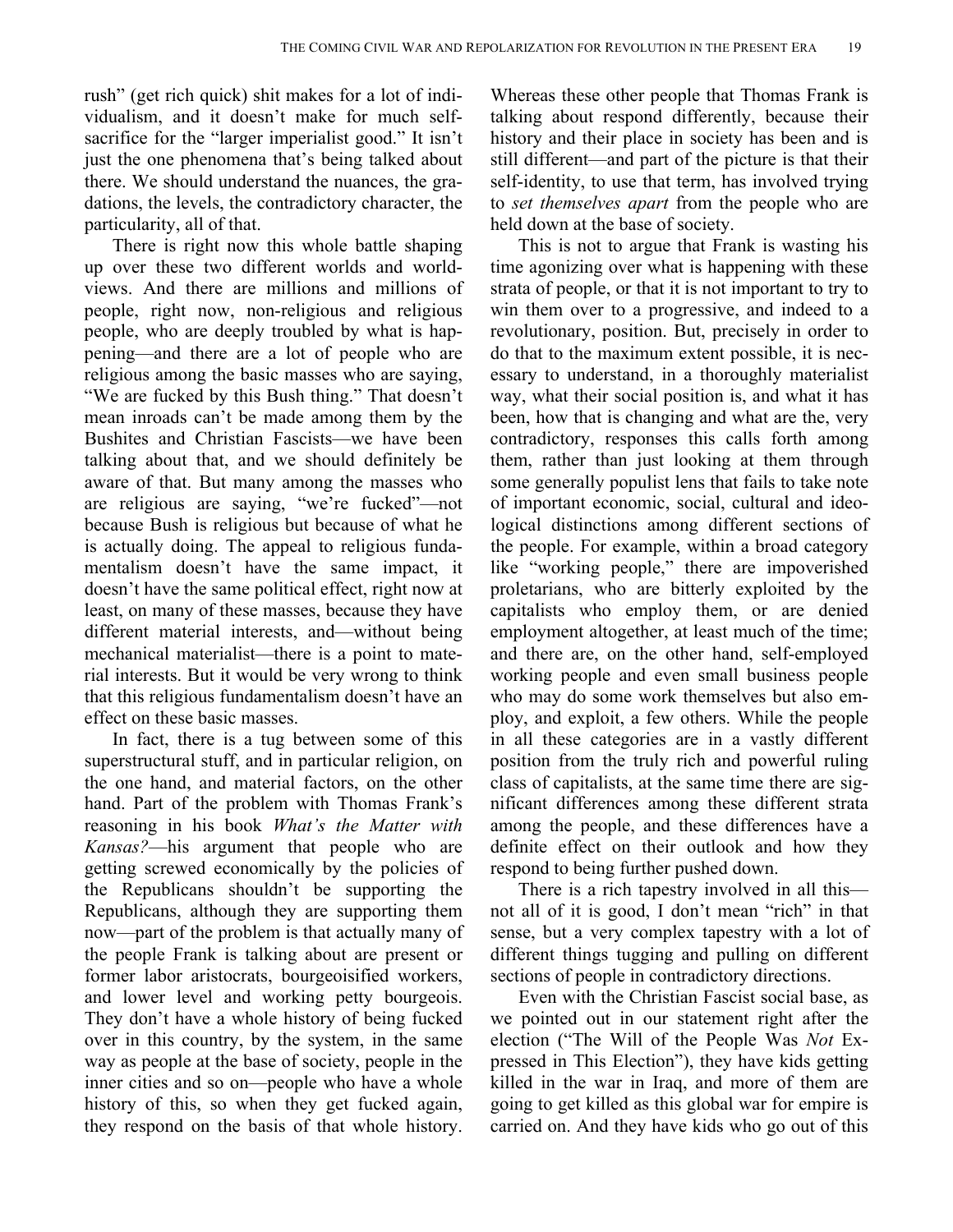rush" (get rich quick) shit makes for a lot of individualism, and it doesn't make for much self-sacrifice for the "larger imperialist good." It isn't just the one phenomena that's being talked about there. We should understand the nuances, the gradations, the levels, the contradictory character, the particularity, all of that.

There is right now this whole battle shaping up over these two different worlds and worldviews. And there are millions and millions of people, right now, non-religious and religious people, who are deeply troubled by what is happening—and there are a lot of people who are religious among the basic masses who are saying, "We are fucked by this Bush thing." That doesn't mean inroads can't be made among them by the Bushites and Christian Fascists—we have been talking about that, and we should definitely be aware of that. But many among the masses who are religious are saying, "we're fucked"—not because Bush is religious but because of what he is actually doing. The appeal to religious fundamentalism doesn't have the same impact, it doesn't have the same political effect, right now at least, on many of these masses, because they have different material interests, and—without being mechanical materialist—there is a point to material interests. But it would be very wrong to think that this religious fundamentalism doesn't have an effect on these basic masses.

In fact, there is a tug between some of this superstructural stuff, and in particular religion, on the one hand, and material factors, on the other hand. Part of the problem with Thomas Frank's reasoning in his book *What's the Matter with Kansas?*—his argument that people who are getting screwed economically by the policies of the Republicans shouldn't be supporting the Republicans, although they are supporting them now—part of the problem is that actually many of the people Frank is talking about are present or former labor aristocrats, bourgeoisified workers, and lower level and working petty bourgeois. They don't have a whole history of being fucked over in this country, by the system, in the same way as people at the base of society, people in the inner cities and so on—people who have a whole history of this, so when they get fucked again, they respond on the basis of that whole history. Whereas these other people that Thomas Frank is talking about respond differently, because their history and their place in society has been and is still different—and part of the picture is that their self-identity, to use that term, has involved trying to *set themselves apart* from the people who are held down at the base of society.

This is not to argue that Frank is wasting his time agonizing over what is happening with these strata of people, or that it is not important to try to win them over to a progressive, and indeed to a revolutionary, position. But, precisely in order to do that to the maximum extent possible, it is necessary to understand, in a thoroughly materialist way, what their social position is, and what it has been, how that is changing and what are the, very contradictory, responses this calls forth among them, rather than just looking at them through some generally populist lens that fails to take note of important economic, social, cultural and ideological distinctions among different sections of the people. For example, within a broad category like "working people," there are impoverished proletarians, who are bitterly exploited by the capitalists who employ them, or are denied employment altogether, at least much of the time; and there are, on the other hand, self-employed working people and even small business people who may do some work themselves but also employ, and exploit, a few others. While the people in all these categories are in a vastly different position from the truly rich and powerful ruling class of capitalists, at the same time there are significant differences among these different strata among the people, and these differences have a definite effect on their outlook and how they respond to being further pushed down.

There is a rich tapestry involved in all this—not all of it is good, I don't mean "rich" in that sense, but a very complex tapestry with a lot of different things tugging and pulling on different sections of people in contradictory directions.

Even with the Christian Fascist social base, as we pointed out in our statement right after the election ("The Will of the People Was *Not* Expressed in This Election"), they have kids getting killed in the war in Iraq, and more of them are going to get killed as this global war for empire is carried on. And they have kids who go out of this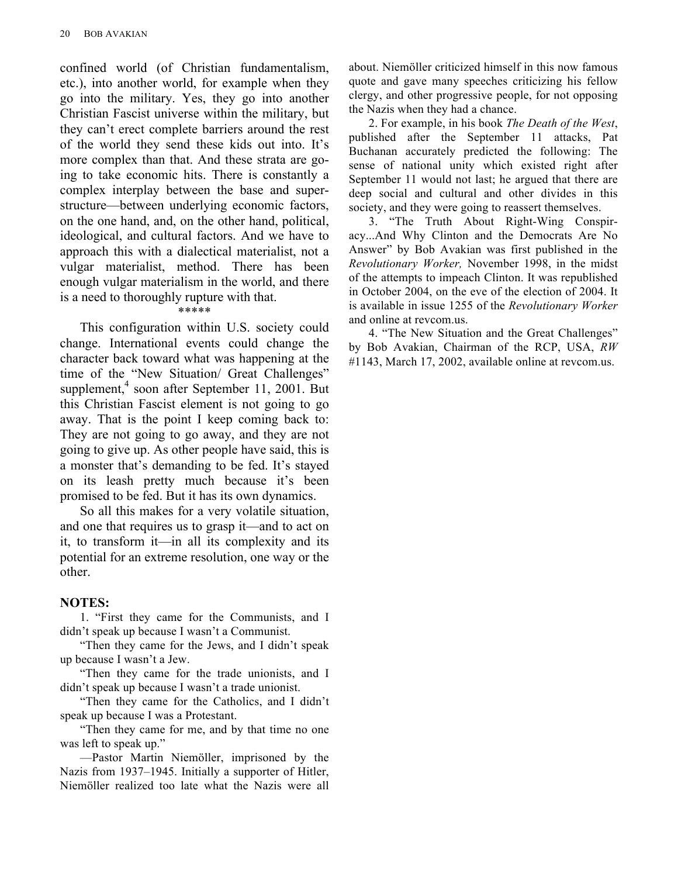confined world (of Christian fundamentalism, etc.), into another world, for example when they go into the military. Yes, they go into another Christian Fascist universe within the military, but they can't erect complete barriers around the rest of the world they send these kids out into. It's more complex than that. And these strata are going to take economic hits. There is constantly a complex interplay between the base and superstructure—between underlying economic factors, on the one hand, and, on the other hand, political, ideological, and cultural factors. And we have to approach this with a dialectical materialist, not a vulgar materialist, method. There has been enough vulgar materialism in the world, and there is a need to thoroughly rupture with that.

*****

This configuration within U.S. society could change. International events could change the character back toward what was happening at the time of the "New Situation/ Great Challenges" supplement,[4] soon after September 11, 2001. But this Christian Fascist element is not going to go away. That is the point I keep coming back to: They are not going to go away, and they are not going to give up. As other people have said, this is a monster that's demanding to be fed. It's stayed on its leash pretty much because it's been promised to be fed. But it has its own dynamics.

So all this makes for a very volatile situation, and one that requires us to grasp it—and to act on it, to transform it—in all its complexity and its potential for an extreme resolution, one way or the other.

**NOTES:**

1. "First they came for the Communists, and I didn't speak up because I wasn't a Communist.

"Then they came for the Jews, and I didn't speak up because I wasn't a Jew.

"Then they came for the trade unionists, and I didn't speak up because I wasn't a trade unionist.

"Then they came for the Catholics, and I didn't speak up because I was a Protestant.

"Then they came for me, and by that time no one was left to speak up."

—Pastor Martin Niemöller, imprisoned by the Nazis from 1937–1945. Initially a supporter of Hitler, Niemöller realized too late what the Nazis were all about. Niemöller criticized himself in this now famous quote and gave many speeches criticizing his fellow clergy, and other progressive people, for not opposing the Nazis when they had a chance.

2. For example, in his book *The Death of the West*, published after the September 11 attacks, Pat Buchanan accurately predicted the following: The sense of national unity which existed right after September 11 would not last; he argued that there are deep social and cultural and other divides in this society, and they were going to reassert themselves.

3. "The Truth About Right-Wing Conspiracy...And Why Clinton and the Democrats Are No Answer" by Bob Avakian was first published in the *Revolutionary Worker,* November 1998, in the midst of the attempts to impeach Clinton. It was republished in October 2004, on the eve of the election of 2004. It is available in issue 1255 of the *Revolutionary Worker* and online at revcom.us.

4. "The New Situation and the Great Challenges" by Bob Avakian, Chairman of the RCP, USA, *RW* #1143, March 17, 2002, available online at revcom.us.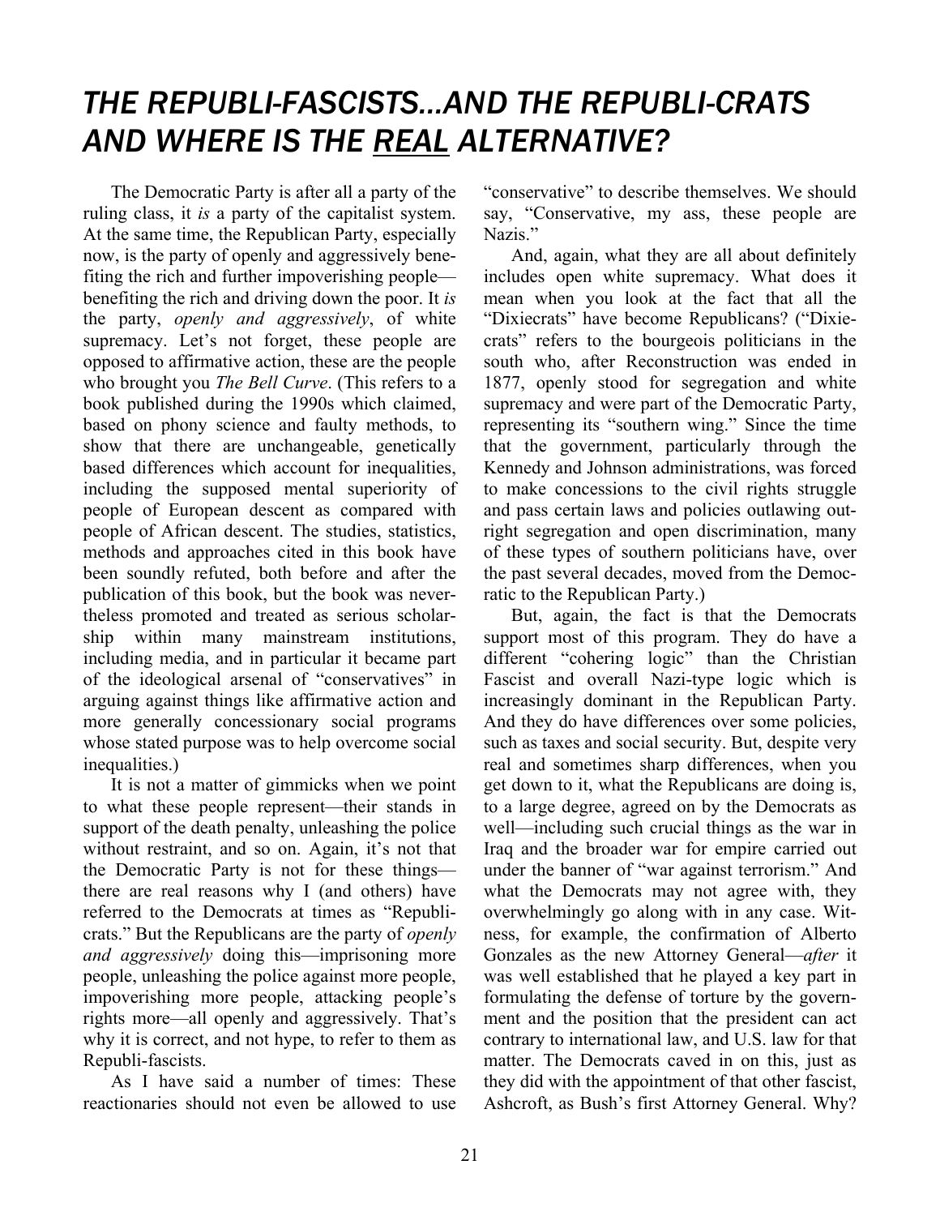# *THE REPUBLI-FASCISTS...AND THE REPUBLI-CRATS AND WHERE IS THE <u>REAL</u> ALTERNATIVE?*

The Democratic Party is after all a party of the ruling class, it *is* a party of the capitalist system. At the same time, the Republican Party, especially now, is the party of openly and aggressively benefiting the rich and further impoverishing people—benefiting the rich and driving down the poor. It *is* the party, *openly and aggressively*, of white supremacy. Let's not forget, these people are opposed to affirmative action, these are the people who brought you *The Bell Curve*. (This refers to a book published during the 1990s which claimed, based on phony science and faulty methods, to show that there are unchangeable, genetically based differences which account for inequalities, including the supposed mental superiority of people of European descent as compared with people of African descent. The studies, statistics, methods and approaches cited in this book have been soundly refuted, both before and after the publication of this book, but the book was nevertheless promoted and treated as serious scholarship within many mainstream institutions, including media, and in particular it became part of the ideological arsenal of "conservatives" in arguing against things like affirmative action and more generally concessionary social programs whose stated purpose was to help overcome social inequalities.)

It is not a matter of gimmicks when we point to what these people represent—their stands in support of the death penalty, unleashing the police without restraint, and so on. Again, it's not that the Democratic Party is not for these things—there are real reasons why I (and others) have referred to the Democrats at times as "Republicrats." But the Republicans are the party of *openly and aggressively* doing this—imprisoning more people, unleashing the police against more people, impoverishing more people, attacking people's rights more—all openly and aggressively. That's why it is correct, and not hype, to refer to them as Republi-fascists.

As I have said a number of times: These reactionaries should not even be allowed to use "conservative" to describe themselves. We should say, "Conservative, my ass, these people are Nazis."

And, again, what they are all about definitely includes open white supremacy. What does it mean when you look at the fact that all the "Dixiecrats" have become Republicans? ("Dixiecrats" refers to the bourgeois politicians in the south who, after Reconstruction was ended in 1877, openly stood for segregation and white supremacy and were part of the Democratic Party, representing its "southern wing." Since the time that the government, particularly through the Kennedy and Johnson administrations, was forced to make concessions to the civil rights struggle and pass certain laws and policies outlawing outright segregation and open discrimination, many of these types of southern politicians have, over the past several decades, moved from the Democratic to the Republican Party.)

But, again, the fact is that the Democrats support most of this program. They do have a different "cohering logic" than the Christian Fascist and overall Nazi-type logic which is increasingly dominant in the Republican Party. And they do have differences over some policies, such as taxes and social security. But, despite very real and sometimes sharp differences, when you get down to it, what the Republicans are doing is, to a large degree, agreed on by the Democrats as well—including such crucial things as the war in Iraq and the broader war for empire carried out under the banner of "war against terrorism." And what the Democrats may not agree with, they overwhelmingly go along with in any case. Witness, for example, the confirmation of Alberto Gonzales as the new Attorney General—*after* it was well established that he played a key part in formulating the defense of torture by the government and the position that the president can act contrary to international law, and U.S. law for that matter. The Democrats caved in on this, just as they did with the appointment of that other fascist, Ashcroft, as Bush's first Attorney General. Why?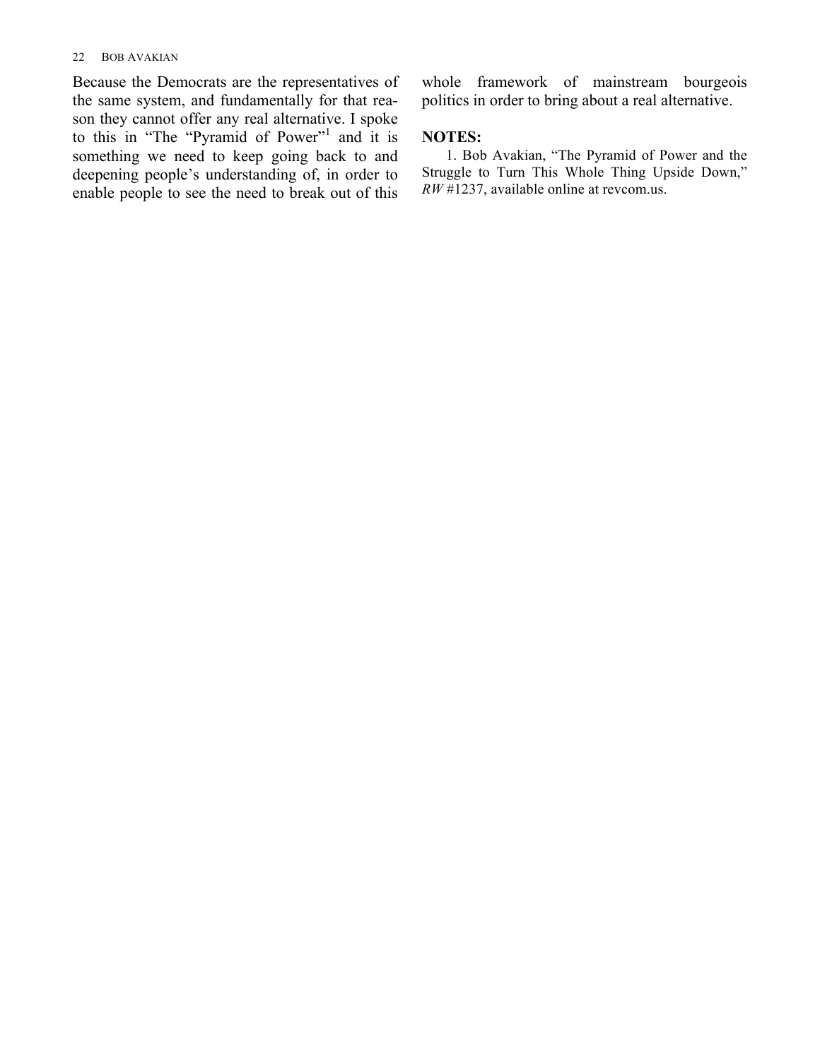Because the Democrats are the representatives of the same system, and fundamentally for that reason they cannot offer any real alternative. I spoke to this in "The "Pyramid of Power"[1] and it is something we need to keep going back to and deepening people's understanding of, in order to enable people to see the need to break out of this whole framework of mainstream bourgeois politics in order to bring about a real alternative.

**NOTES:**

1. Bob Avakian, "The Pyramid of Power and the Struggle to Turn This Whole Thing Upside Down," *RW* #1237, available online at revcom.us.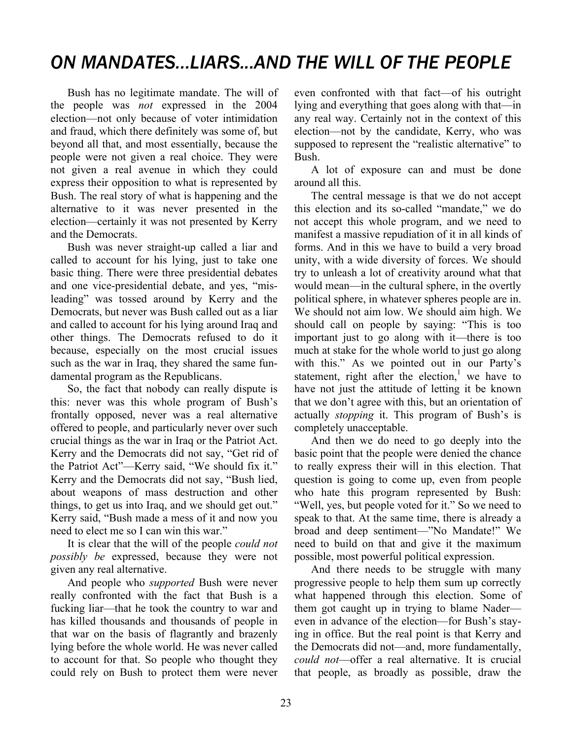# ON MANDATES...LIARS...AND THE WILL OF THE PEOPLE

Bush has no legitimate mandate. The will of the people was *not* expressed in the 2004 election—not only because of voter intimidation and fraud, which there definitely was some of, but beyond all that, and most essentially, because the people were not given a real choice. They were not given a real avenue in which they could express their opposition to what is represented by Bush. The real story of what is happening and the alternative to it was never presented in the election—certainly it was not presented by Kerry and the Democrats.

Bush was never straight-up called a liar and called to account for his lying, just to take one basic thing. There were three presidential debates and one vice-presidential debate, and yes, "misleading" was tossed around by Kerry and the Democrats, but never was Bush called out as a liar and called to account for his lying around Iraq and other things. The Democrats refused to do it because, especially on the most crucial issues such as the war in Iraq, they shared the same fundamental program as the Republicans.

So, the fact that nobody can really dispute is this: never was this whole program of Bush's frontally opposed, never was a real alternative offered to people, and particularly never over such crucial things as the war in Iraq or the Patriot Act. Kerry and the Democrats did not say, "Get rid of the Patriot Act"—Kerry said, "We should fix it." Kerry and the Democrats did not say, "Bush lied, about weapons of mass destruction and other things, to get us into Iraq, and we should get out." Kerry said, "Bush made a mess of it and now you need to elect me so I can win this war."

It is clear that the will of the people *could not possibly be* expressed, because they were not given any real alternative.

And people who *supported* Bush were never really confronted with the fact that Bush is a fucking liar—that he took the country to war and has killed thousands and thousands of people in that war on the basis of flagrantly and brazenly lying before the whole world. He was never called to account for that. So people who thought they could rely on Bush to protect them were never even confronted with that fact—of his outright lying and everything that goes along with that—in any real way. Certainly not in the context of this election—not by the candidate, Kerry, who was supposed to represent the "realistic alternative" to Bush.

A lot of exposure can and must be done around all this.

The central message is that we do not accept this election and its so-called "mandate," we do not accept this whole program, and we need to manifest a massive repudiation of it in all kinds of forms. And in this we have to build a very broad unity, with a wide diversity of forces. We should try to unleash a lot of creativity around what that would mean—in the cultural sphere, in the overtly political sphere, in whatever spheres people are in. We should not aim low. We should aim high. We should call on people by saying: "This is too important just to go along with it—there is too much at stake for the whole world to just go along with this." As we pointed out in our Party's statement, right after the election,[1] we have to have not just the attitude of letting it be known that we don't agree with this, but an orientation of actually *stopping* it. This program of Bush's is completely unacceptable.

And then we do need to go deeply into the basic point that the people were denied the chance to really express their will in this election. That question is going to come up, even from people who hate this program represented by Bush: "Well, yes, but people voted for it." So we need to speak to that. At the same time, there is already a broad and deep sentiment—"No Mandate!" We need to build on that and give it the maximum possible, most powerful political expression.

And there needs to be struggle with many progressive people to help them sum up correctly what happened through this election. Some of them got caught up in trying to blame Nader—even in advance of the election—for Bush's staying in office. But the real point is that Kerry and the Democrats did not—and, more fundamentally, *could not*—offer a real alternative. It is crucial that people, as broadly as possible, draw the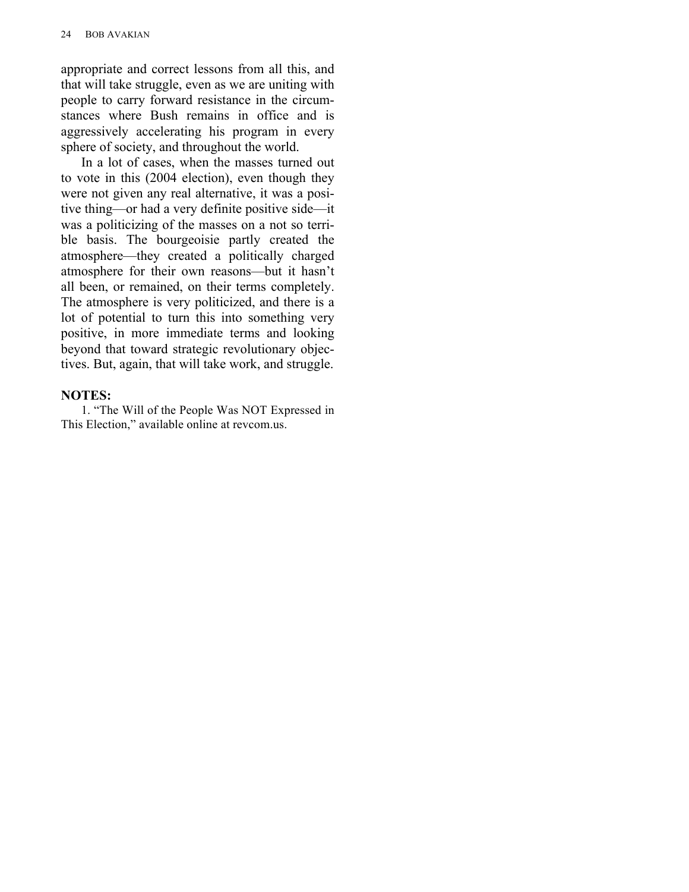appropriate and correct lessons from all this, and that will take struggle, even as we are uniting with people to carry forward resistance in the circumstances where Bush remains in office and is aggressively accelerating his program in every sphere of society, and throughout the world.

In a lot of cases, when the masses turned out to vote in this (2004 election), even though they were not given any real alternative, it was a positive thing—or had a very definite positive side—it was a politicizing of the masses on a not so terrible basis. The bourgeoisie partly created the atmosphere—they created a politically charged atmosphere for their own reasons—but it hasn't all been, or remained, on their terms completely. The atmosphere is very politicized, and there is a lot of potential to turn this into something very positive, in more immediate terms and looking beyond that toward strategic revolutionary objectives. But, again, that will take work, and struggle.

**NOTES:**

1. "The Will of the People Was NOT Expressed in This Election," available online at revcom.us.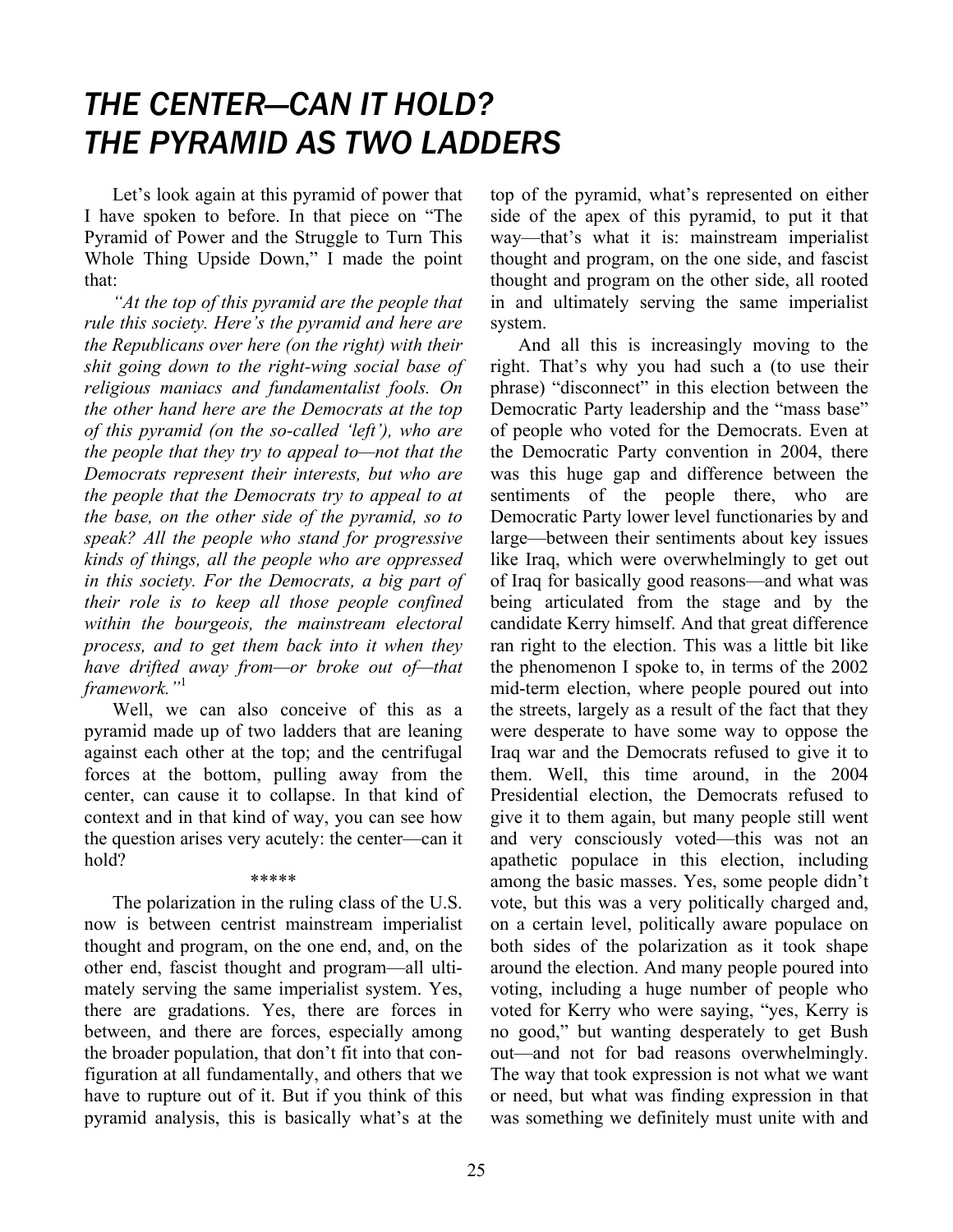# *THE CENTER—CAN IT HOLD? THE PYRAMID AS TWO LADDERS*

Let's look again at this pyramid of power that I have spoken to before. In that piece on "The Pyramid of Power and the Struggle to Turn This Whole Thing Upside Down," I made the point that:

*"At the top of this pyramid are the people that rule this society. Here's the pyramid and here are the Republicans over here (on the right) with their shit going down to the right-wing social base of religious maniacs and fundamentalist fools. On the other hand here are the Democrats at the top of this pyramid (on the so-called 'left'), who are the people that they try to appeal to—not that the Democrats represent their interests, but who are the people that the Democrats try to appeal to at the base, on the other side of the pyramid, so to speak? All the people who stand for progressive kinds of things, all the people who are oppressed in this society. For the Democrats, a big part of their role is to keep all those people confined within the bourgeois, the mainstream electoral process, and to get them back into it when they have drifted away from—or broke out of—that framework."*[1]

Well, we can also conceive of this as a pyramid made up of two ladders that are leaning against each other at the top; and the centrifugal forces at the bottom, pulling away from the center, can cause it to collapse. In that kind of context and in that kind of way, you can see how the question arises very acutely: the center—can it hold?

*****

The polarization in the ruling class of the U.S. now is between centrist mainstream imperialist thought and program, on the one end, and, on the other end, fascist thought and program—all ultimately serving the same imperialist system. Yes, there are gradations. Yes, there are forces in between, and there are forces, especially among the broader population, that don't fit into that configuration at all fundamentally, and others that we have to rupture out of it. But if you think of this pyramid analysis, this is basically what's at the top of the pyramid, what's represented on either side of the apex of this pyramid, to put it that way—that's what it is: mainstream imperialist thought and program, on the one side, and fascist thought and program on the other side, all rooted in and ultimately serving the same imperialist system.

And all this is increasingly moving to the right. That's why you had such a (to use their phrase) "disconnect" in this election between the Democratic Party leadership and the "mass base" of people who voted for the Democrats. Even at the Democratic Party convention in 2004, there was this huge gap and difference between the sentiments of the people there, who are Democratic Party lower level functionaries by and large—between their sentiments about key issues like Iraq, which were overwhelmingly to get out of Iraq for basically good reasons—and what was being articulated from the stage and by the candidate Kerry himself. And that great difference ran right to the election. This was a little bit like the phenomenon I spoke to, in terms of the 2002 mid-term election, where people poured out into the streets, largely as a result of the fact that they were desperate to have some way to oppose the Iraq war and the Democrats refused to give it to them. Well, this time around, in the 2004 Presidential election, the Democrats refused to give it to them again, but many people still went and very consciously voted—this was not an apathetic populace in this election, including among the basic masses. Yes, some people didn't vote, but this was a very politically charged and, on a certain level, politically aware populace on both sides of the polarization as it took shape around the election. And many people poured into voting, including a huge number of people who voted for Kerry who were saying, "yes, Kerry is no good," but wanting desperately to get Bush out—and not for bad reasons overwhelmingly. The way that took expression is not what we want or need, but what was finding expression in that was something we definitely must unite with and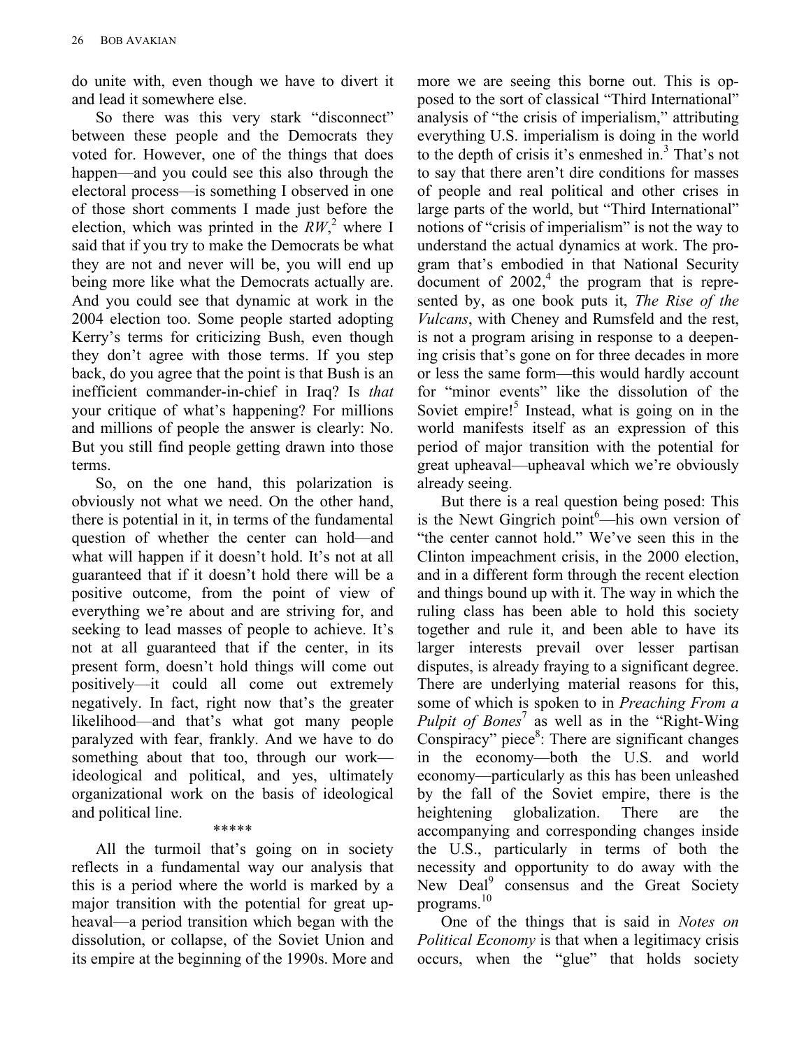do unite with, even though we have to divert it and lead it somewhere else.

So there was this very stark "disconnect" between these people and the Democrats they voted for. However, one of the things that does happen—and you could see this also through the electoral process—is something I observed in one of those short comments I made just before the election, which was printed in the *RW*,[2] where I said that if you try to make the Democrats be what they are not and never will be, you will end up being more like what the Democrats actually are. And you could see that dynamic at work in the 2004 election too. Some people started adopting Kerry's terms for criticizing Bush, even though they don't agree with those terms. If you step back, do you agree that the point is that Bush is an inefficient commander-in-chief in Iraq? Is *that* your critique of what's happening? For millions and millions of people the answer is clearly: No. But you still find people getting drawn into those terms.

So, on the one hand, this polarization is obviously not what we need. On the other hand, there is potential in it, in terms of the fundamental question of whether the center can hold—and what will happen if it doesn't hold. It's not at all guaranteed that if it doesn't hold there will be a positive outcome, from the point of view of everything we're about and are striving for, and seeking to lead masses of people to achieve. It's not at all guaranteed that if the center, in its present form, doesn't hold things will come out positively—it could all come out extremely negatively. In fact, right now that's the greater likelihood—and that's what got many people paralyzed with fear, frankly. And we have to do something about that too, through our work—ideological and political, and yes, ultimately organizational work on the basis of ideological and political line.

\*\*\*\*\*

All the turmoil that's going on in society reflects in a fundamental way our analysis that this is a period where the world is marked by a major transition with the potential for great upheaval—a period transition which began with the dissolution, or collapse, of the Soviet Union and its empire at the beginning of the 1990s. More and more we are seeing this borne out. This is opposed to the sort of classical "Third International" analysis of "the crisis of imperialism," attributing everything U.S. imperialism is doing in the world to the depth of crisis it's enmeshed in.[3] That's not to say that there aren't dire conditions for masses of people and real political and other crises in large parts of the world, but "Third International" notions of "crisis of imperialism" is not the way to understand the actual dynamics at work. The program that's embodied in that National Security document of 2002,[4] the program that is represented by, as one book puts it, *The Rise of the Vulcans*, with Cheney and Rumsfeld and the rest, is not a program arising in response to a deepening crisis that's gone on for three decades in more or less the same form—this would hardly account for "minor events" like the dissolution of the Soviet empire![5] Instead, what is going on in the world manifests itself as an expression of this period of major transition with the potential for great upheaval—upheaval which we're obviously already seeing.

But there is a real question being posed: This is the Newt Gingrich point[6]—his own version of "the center cannot hold." We've seen this in the Clinton impeachment crisis, in the 2000 election, and in a different form through the recent election and things bound up with it. The way in which the ruling class has been able to hold this society together and rule it, and been able to have its larger interests prevail over lesser partisan disputes, is already fraying to a significant degree. There are underlying material reasons for this, some of which is spoken to in *Preaching From a Pulpit of Bones*[7] as well as in the "Right-Wing Conspiracy" piece[8]: There are significant changes in the economy—both the U.S. and world economy—particularly as this has been unleashed by the fall of the Soviet empire, there is the heightening globalization. There are the accompanying and corresponding changes inside the U.S., particularly in terms of both the necessity and opportunity to do away with the New Deal[9] consensus and the Great Society programs.[10]

One of the things that is said in *Notes on Political Economy* is that when a legitimacy crisis occurs, when the "glue" that holds society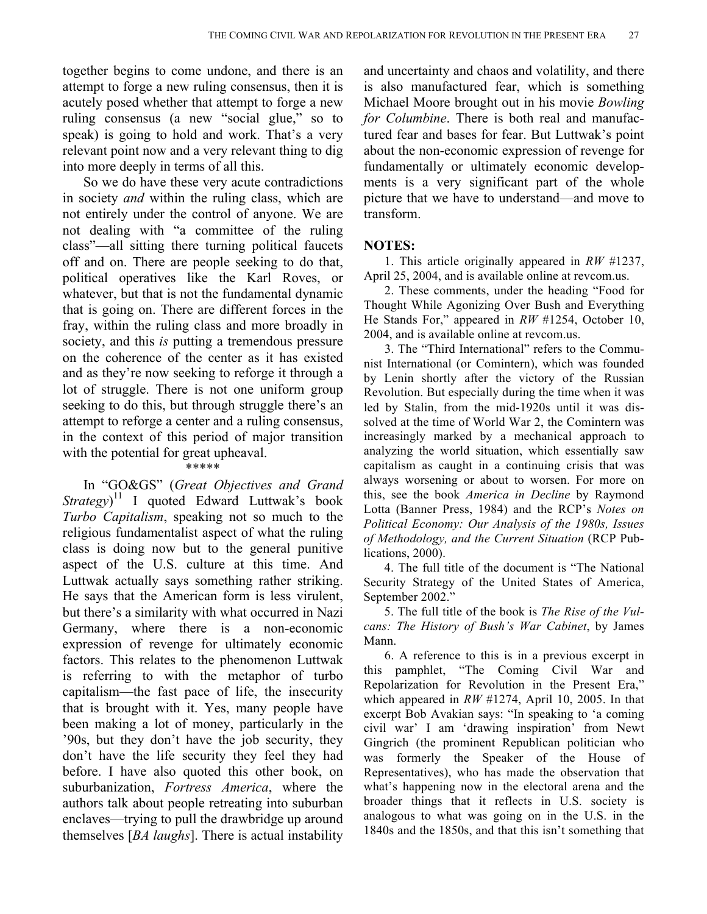together begins to come undone, and there is an attempt to forge a new ruling consensus, then it is acutely posed whether that attempt to forge a new ruling consensus (a new "social glue," so to speak) is going to hold and work. That's a very relevant point now and a very relevant thing to dig into more deeply in terms of all this.

So we do have these very acute contradictions in society *and* within the ruling class, which are not entirely under the control of anyone. We are not dealing with "a committee of the ruling class"—all sitting there turning political faucets off and on. There are people seeking to do that, political operatives like the Karl Roves, or whatever, but that is not the fundamental dynamic that is going on. There are different forces in the fray, within the ruling class and more broadly in society, and this *is* putting a tremendous pressure on the coherence of the center as it has existed and as they're now seeking to reforge it through a lot of struggle. There is not one uniform group seeking to do this, but through struggle there's an attempt to reforge a center and a ruling consensus, in the context of this period of major transition with the potential for great upheaval.

*****

In "GO&GS" (*Great Objectives and Grand Strategy*)[11] I quoted Edward Luttwak's book *Turbo Capitalism*, speaking not so much to the religious fundamentalist aspect of what the ruling class is doing now but to the general punitive aspect of the U.S. culture at this time. And Luttwak actually says something rather striking. He says that the American form is less virulent, but there's a similarity with what occurred in Nazi Germany, where there is a non-economic expression of revenge for ultimately economic factors. This relates to the phenomenon Luttwak is referring to with the metaphor of turbo capitalism—the fast pace of life, the insecurity that is brought with it. Yes, many people have been making a lot of money, particularly in the '90s, but they don't have the job security, they don't have the life security they feel they had before. I have also quoted this other book, on suburbanization, *Fortress America*, where the authors talk about people retreating into suburban enclaves—trying to pull the drawbridge up around themselves [*BA laughs*]. There is actual instability and uncertainty and chaos and volatility, and there is also manufactured fear, which is something Michael Moore brought out in his movie *Bowling for Columbine*. There is both real and manufactured fear and bases for fear. But Luttwak's point about the non-economic expression of revenge for fundamentally or ultimately economic developments is a very significant part of the whole picture that we have to understand—and move to transform.

**NOTES:**

1. This article originally appeared in *RW* #1237, April 25, 2004, and is available online at revcom.us.

2. These comments, under the heading "Food for Thought While Agonizing Over Bush and Everything He Stands For," appeared in *RW* #1254, October 10, 2004, and is available online at revcom.us.

3. The "Third International" refers to the Communist International (or Comintern), which was founded by Lenin shortly after the victory of the Russian Revolution. But especially during the time when it was led by Stalin, from the mid-1920s until it was dissolved at the time of World War 2, the Comintern was increasingly marked by a mechanical approach to analyzing the world situation, which essentially saw capitalism as caught in a continuing crisis that was always worsening or about to worsen. For more on this, see the book *America in Decline* by Raymond Lotta (Banner Press, 1984) and the RCP's *Notes on Political Economy: Our Analysis of the 1980s, Issues of Methodology, and the Current Situation* (RCP Publications, 2000).

4. The full title of the document is "The National Security Strategy of the United States of America, September 2002."

5. The full title of the book is *The Rise of the Vulcans: The History of Bush's War Cabinet*, by James Mann.

6. A reference to this is in a previous excerpt in this pamphlet, "The Coming Civil War and Repolarization for Revolution in the Present Era," which appeared in *RW* #1274, April 10, 2005. In that excerpt Bob Avakian says: "In speaking to 'a coming civil war' I am 'drawing inspiration' from Newt Gingrich (the prominent Republican politician who was formerly the Speaker of the House of Representatives), who has made the observation that what's happening now in the electoral arena and the broader things that it reflects in U.S. society is analogous to what was going on in the U.S. in the 1840s and the 1850s, and that this isn't something that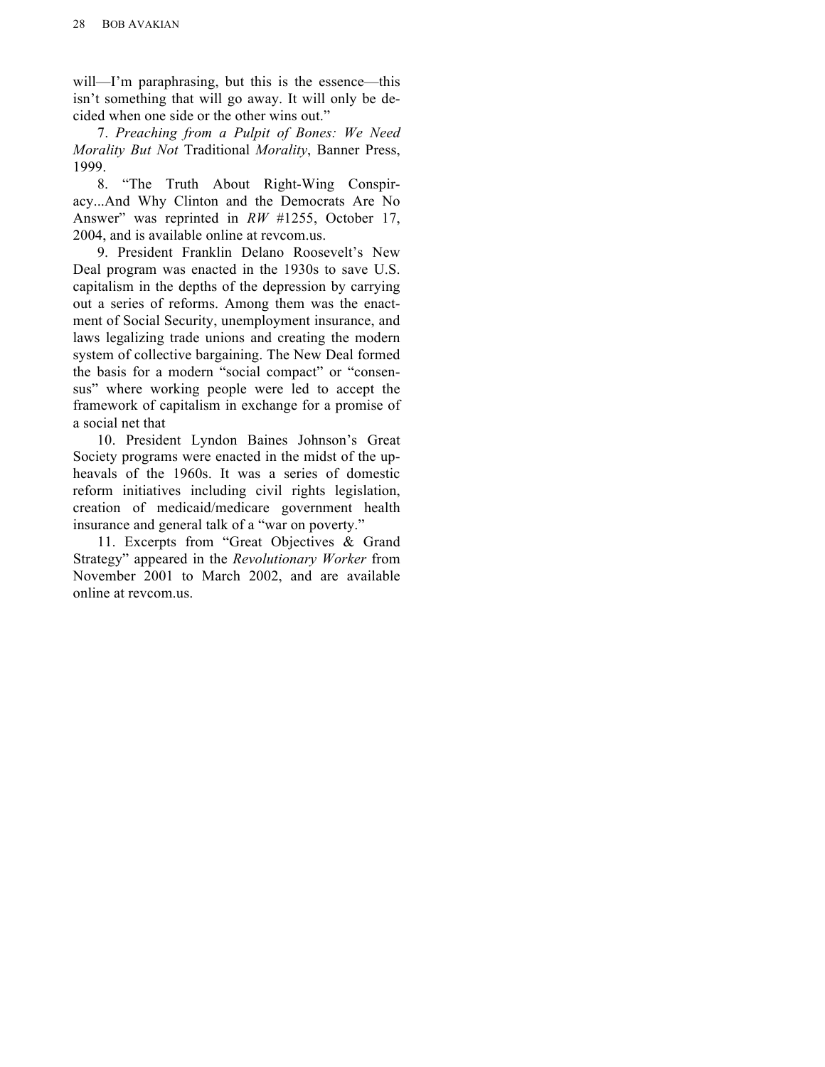will—I'm paraphrasing, but this is the essence—this isn't something that will go away. It will only be decided when one side or the other wins out."

7. *Preaching from a Pulpit of Bones: We Need Morality But Not* Traditional *Morality*, Banner Press, 1999.

8. "The Truth About Right-Wing Conspiracy...And Why Clinton and the Democrats Are No Answer" was reprinted in *RW* #1255, October 17, 2004, and is available online at revcom.us.

9. President Franklin Delano Roosevelt's New Deal program was enacted in the 1930s to save U.S. capitalism in the depths of the depression by carrying out a series of reforms. Among them was the enactment of Social Security, unemployment insurance, and laws legalizing trade unions and creating the modern system of collective bargaining. The New Deal formed the basis for a modern "social compact" or "consensus" where working people were led to accept the framework of capitalism in exchange for a promise of a social net that

10. President Lyndon Baines Johnson's Great Society programs were enacted in the midst of the upheavals of the 1960s. It was a series of domestic reform initiatives including civil rights legislation, creation of medicaid/medicare government health insurance and general talk of a "war on poverty."

11. Excerpts from "Great Objectives & Grand Strategy" appeared in the *Revolutionary Worker* from November 2001 to March 2002, and are available online at revcom.us.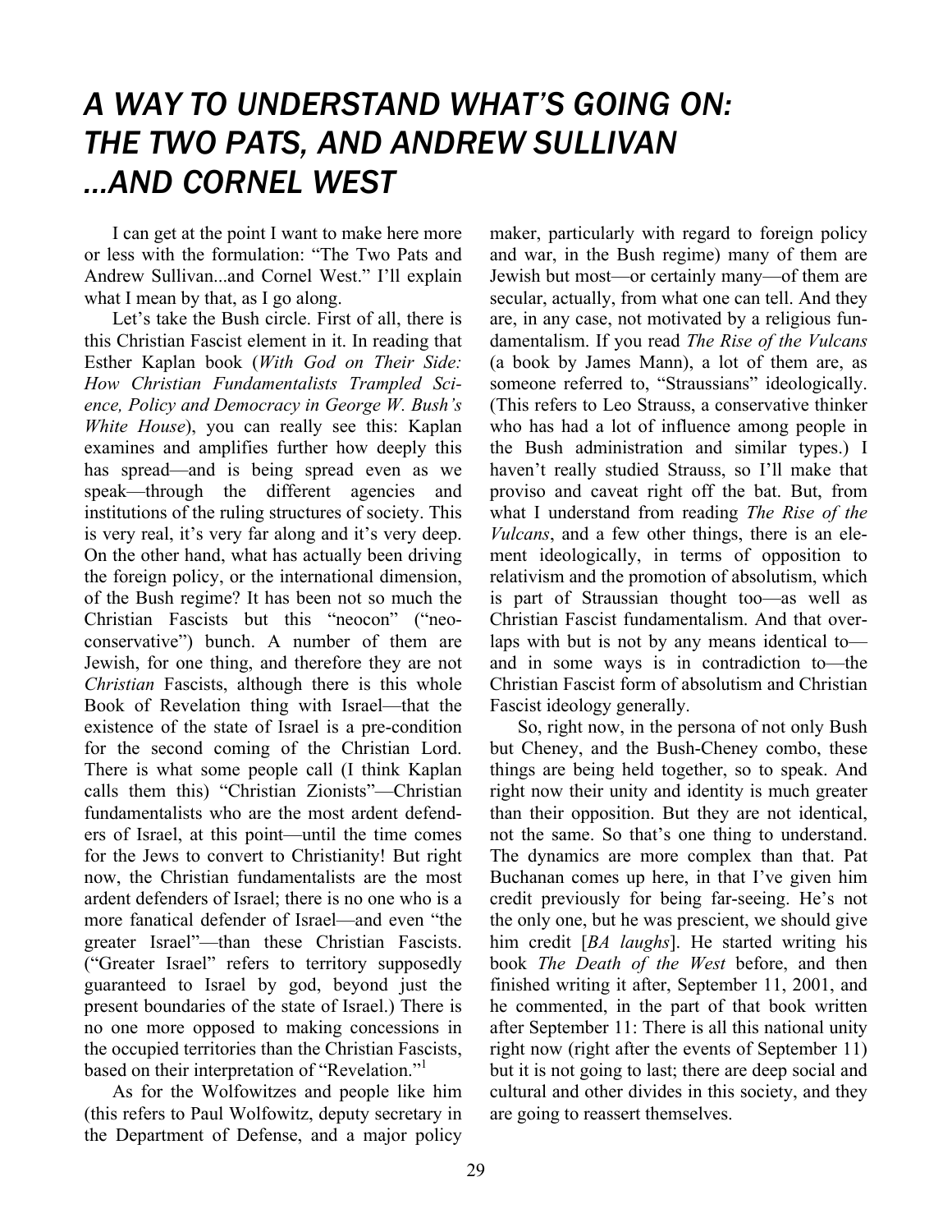# *A WAY TO UNDERSTAND WHAT'S GOING ON: THE TWO PATS, AND ANDREW SULLIVAN ...AND CORNEL WEST*

I can get at the point I want to make here more or less with the formulation: "The Two Pats and Andrew Sullivan...and Cornel West." I'll explain what I mean by that, as I go along.

Let's take the Bush circle. First of all, there is this Christian Fascist element in it. In reading that Esther Kaplan book (*With God on Their Side: How Christian Fundamentalists Trampled Science, Policy and Democracy in George W. Bush's White House*), you can really see this: Kaplan examines and amplifies further how deeply this has spread—and is being spread even as we speak—through the different agencies and institutions of the ruling structures of society. This is very real, it's very far along and it's very deep. On the other hand, what has actually been driving the foreign policy, or the international dimension, of the Bush regime? It has been not so much the Christian Fascists but this "neocon" ("neo-conservative") bunch. A number of them are Jewish, for one thing, and therefore they are not *Christian* Fascists, although there is this whole Book of Revelation thing with Israel—that the existence of the state of Israel is a pre-condition for the second coming of the Christian Lord. There is what some people call (I think Kaplan calls them this) "Christian Zionists"—Christian fundamentalists who are the most ardent defenders of Israel, at this point—until the time comes for the Jews to convert to Christianity! But right now, the Christian fundamentalists are the most ardent defenders of Israel; there is no one who is a more fanatical defender of Israel—and even "the greater Israel"—than these Christian Fascists. ("Greater Israel" refers to territory supposedly guaranteed to Israel by god, beyond just the present boundaries of the state of Israel.) There is no one more opposed to making concessions in the occupied territories than the Christian Fascists, based on their interpretation of "Revelation."[1]

As for the Wolfowitzes and people like him (this refers to Paul Wolfowitz, deputy secretary in the Department of Defense, and a major policy maker, particularly with regard to foreign policy and war, in the Bush regime) many of them are Jewish but most—or certainly many—of them are secular, actually, from what one can tell. And they are, in any case, not motivated by a religious fundamentalism. If you read *The Rise of the Vulcans* (a book by James Mann), a lot of them are, as someone referred to, "Straussians" ideologically. (This refers to Leo Strauss, a conservative thinker who has had a lot of influence among people in the Bush administration and similar types.) I haven't really studied Strauss, so I'll make that proviso and caveat right off the bat. But, from what I understand from reading *The Rise of the Vulcans*, and a few other things, there is an element ideologically, in terms of opposition to relativism and the promotion of absolutism, which is part of Straussian thought too—as well as Christian Fascist fundamentalism. And that overlaps with but is not by any means identical to—and in some ways is in contradiction to—the Christian Fascist form of absolutism and Christian Fascist ideology generally.

So, right now, in the persona of not only Bush but Cheney, and the Bush-Cheney combo, these things are being held together, so to speak. And right now their unity and identity is much greater than their opposition. But they are not identical, not the same. So that's one thing to understand. The dynamics are more complex than that. Pat Buchanan comes up here, in that I've given him credit previously for being far-seeing. He's not the only one, but he was prescient, we should give him credit [*BA laughs*]. He started writing his book *The Death of the West* before, and then finished writing it after, September 11, 2001, and he commented, in the part of that book written after September 11: There is all this national unity right now (right after the events of September 11) but it is not going to last; there are deep social and cultural and other divides in this society, and they are going to reassert themselves.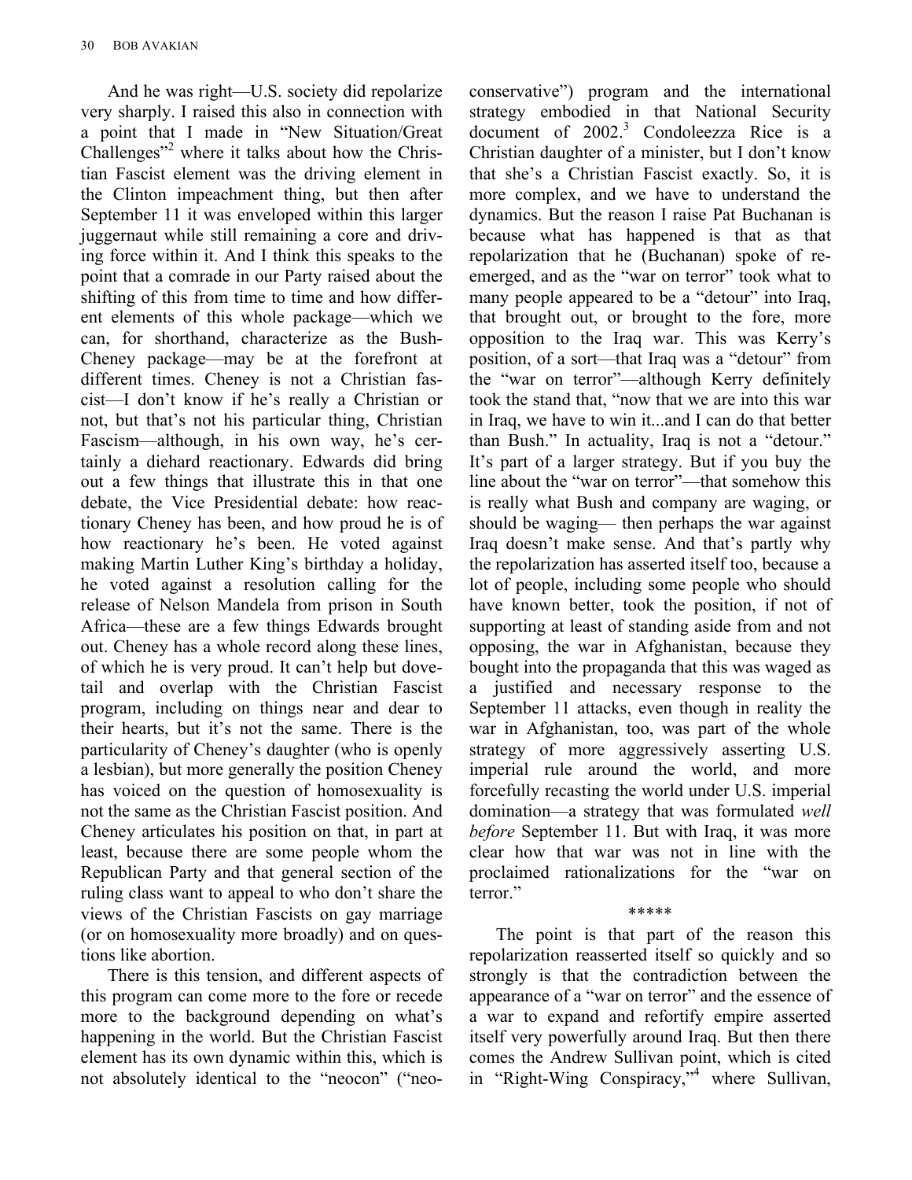And he was right—U.S. society did repolarize very sharply. I raised this also in connection with a point that I made in "New Situation/Great Challenges"[2] where it talks about how the Christian Fascist element was the driving element in the Clinton impeachment thing, but then after September 11 it was enveloped within this larger juggernaut while still remaining a core and driving force within it. And I think this speaks to the point that a comrade in our Party raised about the shifting of this from time to time and how different elements of this whole package—which we can, for shorthand, characterize as the Bush-Cheney package—may be at the forefront at different times. Cheney is not a Christian fascist—I don't know if he's really a Christian or not, but that's not his particular thing, Christian Fascism—although, in his own way, he's certainly a diehard reactionary. Edwards did bring out a few things that illustrate this in that one debate, the Vice Presidential debate: how reactionary Cheney has been, and how proud he is of how reactionary he's been. He voted against making Martin Luther King's birthday a holiday, he voted against a resolution calling for the release of Nelson Mandela from prison in South Africa—these are a few things Edwards brought out. Cheney has a whole record along these lines, of which he is very proud. It can't help but dovetail and overlap with the Christian Fascist program, including on things near and dear to their hearts, but it's not the same. There is the particularity of Cheney's daughter (who is openly a lesbian), but more generally the position Cheney has voiced on the question of homosexuality is not the same as the Christian Fascist position. And Cheney articulates his position on that, in part at least, because there are some people whom the Republican Party and that general section of the ruling class want to appeal to who don't share the views of the Christian Fascists on gay marriage (or on homosexuality more broadly) and on questions like abortion.

There is this tension, and different aspects of this program can come more to the fore or recede more to the background depending on what's happening in the world. But the Christian Fascist element has its own dynamic within this, which is not absolutely identical to the "neocon" ("neo-conservative") program and the international strategy embodied in that National Security document of 2002.[3] Condoleezza Rice is a Christian daughter of a minister, but I don't know that she's a Christian Fascist exactly. So, it is more complex, and we have to understand the dynamics. But the reason I raise Pat Buchanan is because what has happened is that as that repolarization that he (Buchanan) spoke of re-emerged, and as the "war on terror" took what to many people appeared to be a "detour" into Iraq, that brought out, or brought to the fore, more opposition to the Iraq war. This was Kerry's position, of a sort—that Iraq was a "detour" from the "war on terror"—although Kerry definitely took the stand that, "now that we are into this war in Iraq, we have to win it...and I can do that better than Bush." In actuality, Iraq is not a "detour." It's part of a larger strategy. But if you buy the line about the "war on terror"—that somehow this is really what Bush and company are waging, or should be waging— then perhaps the war against Iraq doesn't make sense. And that's partly why the repolarization has asserted itself too, because a lot of people, including some people who should have known better, took the position, if not of supporting at least of standing aside from and not opposing, the war in Afghanistan, because they bought into the propaganda that this was waged as a justified and necessary response to the September 11 attacks, even though in reality the war in Afghanistan, too, was part of the whole strategy of more aggressively asserting U.S. imperial rule around the world, and more forcefully recasting the world under U.S. imperial domination—a strategy that was formulated *well before* September 11. But with Iraq, it was more clear how that war was not in line with the proclaimed rationalizations for the "war on terror."

*****

The point is that part of the reason this repolarization reasserted itself so quickly and so strongly is that the contradiction between the appearance of a "war on terror" and the essence of a war to expand and refortify empire asserted itself very powerfully around Iraq. But then there comes the Andrew Sullivan point, which is cited in "Right-Wing Conspiracy,"[4] where Sullivan,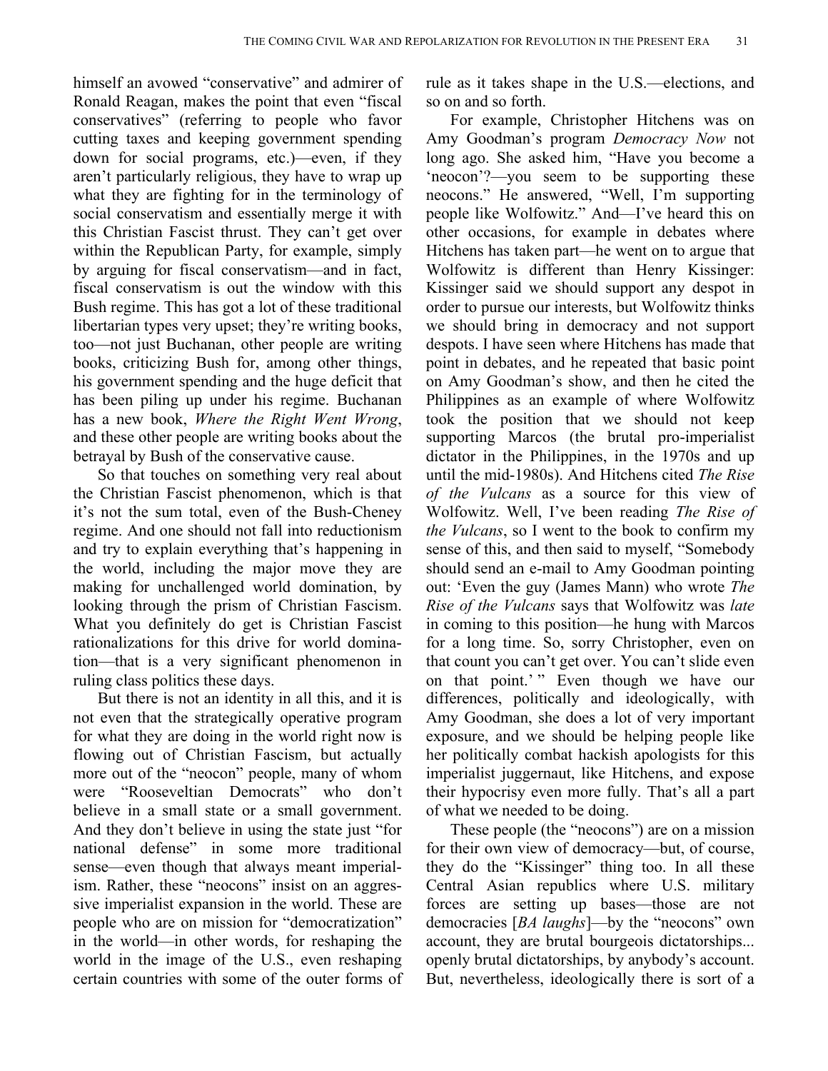himself an avowed "conservative" and admirer of Ronald Reagan, makes the point that even "fiscal conservatives" (referring to people who favor cutting taxes and keeping government spending down for social programs, etc.)—even, if they aren't particularly religious, they have to wrap up what they are fighting for in the terminology of social conservatism and essentially merge it with this Christian Fascist thrust. They can't get over within the Republican Party, for example, simply by arguing for fiscal conservatism—and in fact, fiscal conservatism is out the window with this Bush regime. This has got a lot of these traditional libertarian types very upset; they're writing books, too—not just Buchanan, other people are writing books, criticizing Bush for, among other things, his government spending and the huge deficit that has been piling up under his regime. Buchanan has a new book, *Where the Right Went Wrong*, and these other people are writing books about the betrayal by Bush of the conservative cause.

So that touches on something very real about the Christian Fascist phenomenon, which is that it's not the sum total, even of the Bush-Cheney regime. And one should not fall into reductionism and try to explain everything that's happening in the world, including the major move they are making for unchallenged world domination, by looking through the prism of Christian Fascism. What you definitely do get is Christian Fascist rationalizations for this drive for world domination—that is a very significant phenomenon in ruling class politics these days.

But there is not an identity in all this, and it is not even that the strategically operative program for what they are doing in the world right now is flowing out of Christian Fascism, but actually more out of the "neocon" people, many of whom were "Rooseveltian Democrats" who don't believe in a small state or a small government. And they don't believe in using the state just "for national defense" in some more traditional sense—even though that always meant imperialism. Rather, these "neocons" insist on an aggressive imperialist expansion in the world. These are people who are on mission for "democratization" in the world—in other words, for reshaping the world in the image of the U.S., even reshaping certain countries with some of the outer forms of rule as it takes shape in the U.S.—elections, and so on and so forth.

For example, Christopher Hitchens was on Amy Goodman's program *Democracy Now* not long ago. She asked him, "Have you become a 'neocon'?—you seem to be supporting these neocons." He answered, "Well, I'm supporting people like Wolfowitz." And—I've heard this on other occasions, for example in debates where Hitchens has taken part—he went on to argue that Wolfowitz is different than Henry Kissinger: Kissinger said we should support any despot in order to pursue our interests, but Wolfowitz thinks we should bring in democracy and not support despots. I have seen where Hitchens has made that point in debates, and he repeated that basic point on Amy Goodman's show, and then he cited the Philippines as an example of where Wolfowitz took the position that we should not keep supporting Marcos (the brutal pro-imperialist dictator in the Philippines, in the 1970s and up until the mid-1980s). And Hitchens cited *The Rise of the Vulcans* as a source for this view of Wolfowitz. Well, I've been reading *The Rise of the Vulcans*, so I went to the book to confirm my sense of this, and then said to myself, "Somebody should send an e-mail to Amy Goodman pointing out: 'Even the guy (James Mann) who wrote *The Rise of the Vulcans* says that Wolfowitz was *late* in coming to this position—he hung with Marcos for a long time. So, sorry Christopher, even on that count you can't get over. You can't slide even on that point.' " Even though we have our differences, politically and ideologically, with Amy Goodman, she does a lot of very important exposure, and we should be helping people like her politically combat hackish apologists for this imperialist juggernaut, like Hitchens, and expose their hypocrisy even more fully. That's all a part of what we needed to be doing.

These people (the "neocons") are on a mission for their own view of democracy—but, of course, they do the "Kissinger" thing too. In all these Central Asian republics where U.S. military forces are setting up bases—those are not democracies [*BA laughs*]—by the "neocons" own account, they are brutal bourgeois dictatorships... openly brutal dictatorships, by anybody's account. But, nevertheless, ideologically there is sort of a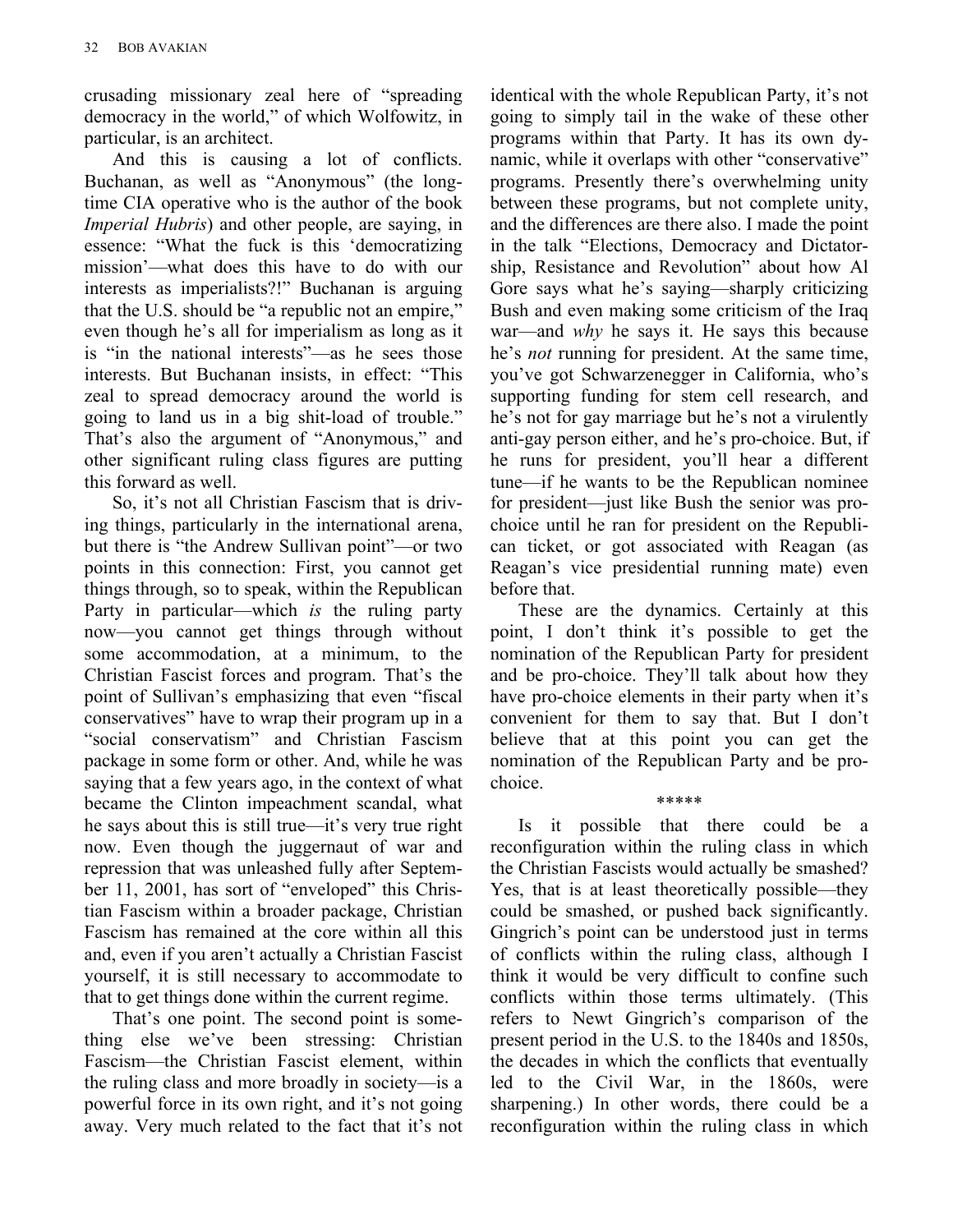crusading missionary zeal here of "spreading democracy in the world," of which Wolfowitz, in particular, is an architect.

And this is causing a lot of conflicts. Buchanan, as well as "Anonymous" (the long-time CIA operative who is the author of the book *Imperial Hubris*) and other people, are saying, in essence: "What the fuck is this 'democratizing mission'—what does this have to do with our interests as imperialists?!" Buchanan is arguing that the U.S. should be "a republic not an empire," even though he's all for imperialism as long as it is "in the national interests"—as he sees those interests. But Buchanan insists, in effect: "This zeal to spread democracy around the world is going to land us in a big shit-load of trouble." That's also the argument of "Anonymous," and other significant ruling class figures are putting this forward as well.

So, it's not all Christian Fascism that is driving things, particularly in the international arena, but there is "the Andrew Sullivan point"—or two points in this connection: First, you cannot get things through, so to speak, within the Republican Party in particular—which *is* the ruling party now—you cannot get things through without some accommodation, at a minimum, to the Christian Fascist forces and program. That's the point of Sullivan's emphasizing that even "fiscal conservatives" have to wrap their program up in a "social conservatism" and Christian Fascism package in some form or other. And, while he was saying that a few years ago, in the context of what became the Clinton impeachment scandal, what he says about this is still true—it's very true right now. Even though the juggernaut of war and repression that was unleashed fully after September 11, 2001, has sort of "enveloped" this Christian Fascism within a broader package, Christian Fascism has remained at the core within all this and, even if you aren't actually a Christian Fascist yourself, it is still necessary to accommodate to that to get things done within the current regime.

That's one point. The second point is something else we've been stressing: Christian Fascism—the Christian Fascist element, within the ruling class and more broadly in society—is a powerful force in its own right, and it's not going away. Very much related to the fact that it's not identical with the whole Republican Party, it's not going to simply tail in the wake of these other programs within that Party. It has its own dynamic, while it overlaps with other "conservative" programs. Presently there's overwhelming unity between these programs, but not complete unity, and the differences are there also. I made the point in the talk "Elections, Democracy and Dictatorship, Resistance and Revolution" about how Al Gore says what he's saying—sharply criticizing Bush and even making some criticism of the Iraq war—and *why* he says it. He says this because he's *not* running for president. At the same time, you've got Schwarzenegger in California, who's supporting funding for stem cell research, and he's not for gay marriage but he's not a virulently anti-gay person either, and he's pro-choice. But, if he runs for president, you'll hear a different tune—if he wants to be the Republican nominee for president—just like Bush the senior was pro-choice until he ran for president on the Republican ticket, or got associated with Reagan (as Reagan's vice presidential running mate) even before that.

These are the dynamics. Certainly at this point, I don't think it's possible to get the nomination of the Republican Party for president and be pro-choice. They'll talk about how they have pro-choice elements in their party when it's convenient for them to say that. But I don't believe that at this point you can get the nomination of the Republican Party and be pro-choice.

*****

Is it possible that there could be a reconfiguration within the ruling class in which the Christian Fascists would actually be smashed? Yes, that is at least theoretically possible—they could be smashed, or pushed back significantly. Gingrich's point can be understood just in terms of conflicts within the ruling class, although I think it would be very difficult to confine such conflicts within those terms ultimately. (This refers to Newt Gingrich's comparison of the present period in the U.S. to the 1840s and 1850s, the decades in which the conflicts that eventually led to the Civil War, in the 1860s, were sharpening.) In other words, there could be a reconfiguration within the ruling class in which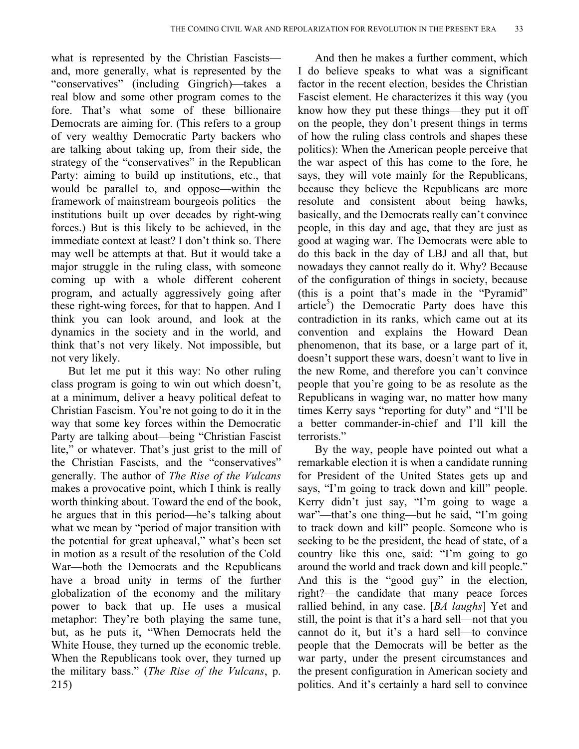what is represented by the Christian Fascists—and, more generally, what is represented by the "conservatives" (including Gingrich)—takes a real blow and some other program comes to the fore. That's what some of these billionaire Democrats are aiming for. (This refers to a group of very wealthy Democratic Party backers who are talking about taking up, from their side, the strategy of the "conservatives" in the Republican Party: aiming to build up institutions, etc., that would be parallel to, and oppose—within the framework of mainstream bourgeois politics—the institutions built up over decades by right-wing forces.) But is this likely to be achieved, in the immediate context at least? I don't think so. There may well be attempts at that. But it would take a major struggle in the ruling class, with someone coming up with a whole different coherent program, and actually aggressively going after these right-wing forces, for that to happen. And I think you can look around, and look at the dynamics in the society and in the world, and think that's not very likely. Not impossible, but not very likely.

But let me put it this way: No other ruling class program is going to win out which doesn't, at a minimum, deliver a heavy political defeat to Christian Fascism. You're not going to do it in the way that some key forces within the Democratic Party are talking about—being "Christian Fascist lite," or whatever. That's just grist to the mill of the Christian Fascists, and the "conservatives" generally. The author of *The Rise of the Vulcans* makes a provocative point, which I think is really worth thinking about. Toward the end of the book, he argues that in this period—he's talking about what we mean by "period of major transition with the potential for great upheaval," what's been set in motion as a result of the resolution of the Cold War—both the Democrats and the Republicans have a broad unity in terms of the further globalization of the economy and the military power to back that up. He uses a musical metaphor: They're both playing the same tune, but, as he puts it, "When Democrats held the White House, they turned up the economic treble. When the Republicans took over, they turned up the military bass." (*The Rise of the Vulcans*, p. 215)

And then he makes a further comment, which I do believe speaks to what was a significant factor in the recent election, besides the Christian Fascist element. He characterizes it this way (you know how they put these things—they put it off on the people, they don't present things in terms of how the ruling class controls and shapes these politics): When the American people perceive that the war aspect of this has come to the fore, he says, they will vote mainly for the Republicans, because they believe the Republicans are more resolute and consistent about being hawks, basically, and the Democrats really can't convince people, in this day and age, that they are just as good at waging war. The Democrats were able to do this back in the day of LBJ and all that, but nowadays they cannot really do it. Why? Because of the configuration of things in society, because (this is a point that's made in the "Pyramid" article[5]) the Democratic Party does have this contradiction in its ranks, which came out at its convention and explains the Howard Dean phenomenon, that its base, or a large part of it, doesn't support these wars, doesn't want to live in the new Rome, and therefore you can't convince people that you're going to be as resolute as the Republicans in waging war, no matter how many times Kerry says "reporting for duty" and "I'll be a better commander-in-chief and I'll kill the terrorists."

By the way, people have pointed out what a remarkable election it is when a candidate running for President of the United States gets up and says, "I'm going to track down and kill" people. Kerry didn't just say, "I'm going to wage a war"—that's one thing—but he said, "I'm going to track down and kill" people. Someone who is seeking to be the president, the head of state, of a country like this one, said: "I'm going to go around the world and track down and kill people." And this is the "good guy" in the election, right?—the candidate that many peace forces rallied behind, in any case. [*BA laughs*] Yet and still, the point is that it's a hard sell—not that you cannot do it, but it's a hard sell—to convince people that the Democrats will be better as the war party, under the present circumstances and the present configuration in American society and politics. And it's certainly a hard sell to convince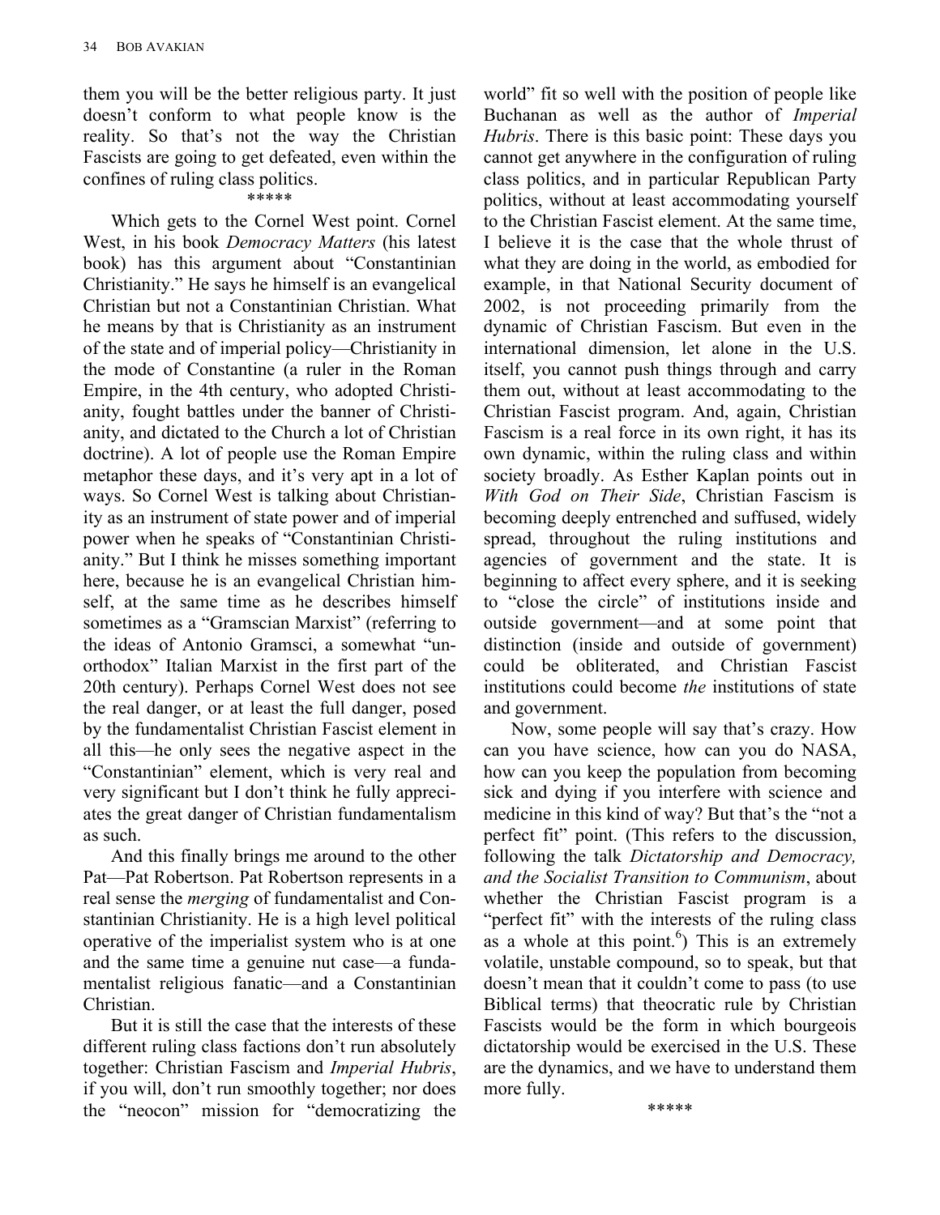them you will be the better religious party. It just doesn't conform to what people know is the reality. So that's not the way the Christian Fascists are going to get defeated, even within the confines of ruling class politics.

*****

Which gets to the Cornel West point. Cornel West, in his book *Democracy Matters* (his latest book) has this argument about "Constantinian Christianity." He says he himself is an evangelical Christian but not a Constantinian Christian. What he means by that is Christianity as an instrument of the state and of imperial policy—Christianity in the mode of Constantine (a ruler in the Roman Empire, in the 4th century, who adopted Christianity, fought battles under the banner of Christianity, and dictated to the Church a lot of Christian doctrine). A lot of people use the Roman Empire metaphor these days, and it's very apt in a lot of ways. So Cornel West is talking about Christianity as an instrument of state power and of imperial power when he speaks of "Constantinian Christianity." But I think he misses something important here, because he is an evangelical Christian himself, at the same time as he describes himself sometimes as a "Gramscian Marxist" (referring to the ideas of Antonio Gramsci, a somewhat "unorthodox" Italian Marxist in the first part of the 20th century). Perhaps Cornel West does not see the real danger, or at least the full danger, posed by the fundamentalist Christian Fascist element in all this—he only sees the negative aspect in the "Constantinian" element, which is very real and very significant but I don't think he fully appreciates the great danger of Christian fundamentalism as such.

And this finally brings me around to the other Pat—Pat Robertson. Pat Robertson represents in a real sense the *merging* of fundamentalist and Constantinian Christianity. He is a high level political operative of the imperialist system who is at one and the same time a genuine nut case—a fundamentalist religious fanatic—and a Constantinian Christian.

But it is still the case that the interests of these different ruling class factions don't run absolutely together: Christian Fascism and *Imperial Hubris*, if you will, don't run smoothly together; nor does the "neocon" mission for "democratizing the world" fit so well with the position of people like Buchanan as well as the author of *Imperial Hubris*. There is this basic point: These days you cannot get anywhere in the configuration of ruling class politics, and in particular Republican Party politics, without at least accommodating yourself to the Christian Fascist element. At the same time, I believe it is the case that the whole thrust of what they are doing in the world, as embodied for example, in that National Security document of 2002, is not proceeding primarily from the dynamic of Christian Fascism. But even in the international dimension, let alone in the U.S. itself, you cannot push things through and carry them out, without at least accommodating to the Christian Fascist program. And, again, Christian Fascism is a real force in its own right, it has its own dynamic, within the ruling class and within society broadly. As Esther Kaplan points out in *With God on Their Side*, Christian Fascism is becoming deeply entrenched and suffused, widely spread, throughout the ruling institutions and agencies of government and the state. It is beginning to affect every sphere, and it is seeking to "close the circle" of institutions inside and outside government—and at some point that distinction (inside and outside of government) could be obliterated, and Christian Fascist institutions could become *the* institutions of state and government.

Now, some people will say that's crazy. How can you have science, how can you do NASA, how can you keep the population from becoming sick and dying if you interfere with science and medicine in this kind of way? But that's the "not a perfect fit" point. (This refers to the discussion, following the talk *Dictatorship and Democracy, and the Socialist Transition to Communism*, about whether the Christian Fascist program is a "perfect fit" with the interests of the ruling class as a whole at this point.[6]) This is an extremely volatile, unstable compound, so to speak, but that doesn't mean that it couldn't come to pass (to use Biblical terms) that theocratic rule by Christian Fascists would be the form in which bourgeois dictatorship would be exercised in the U.S. These are the dynamics, and we have to understand them more fully.

*****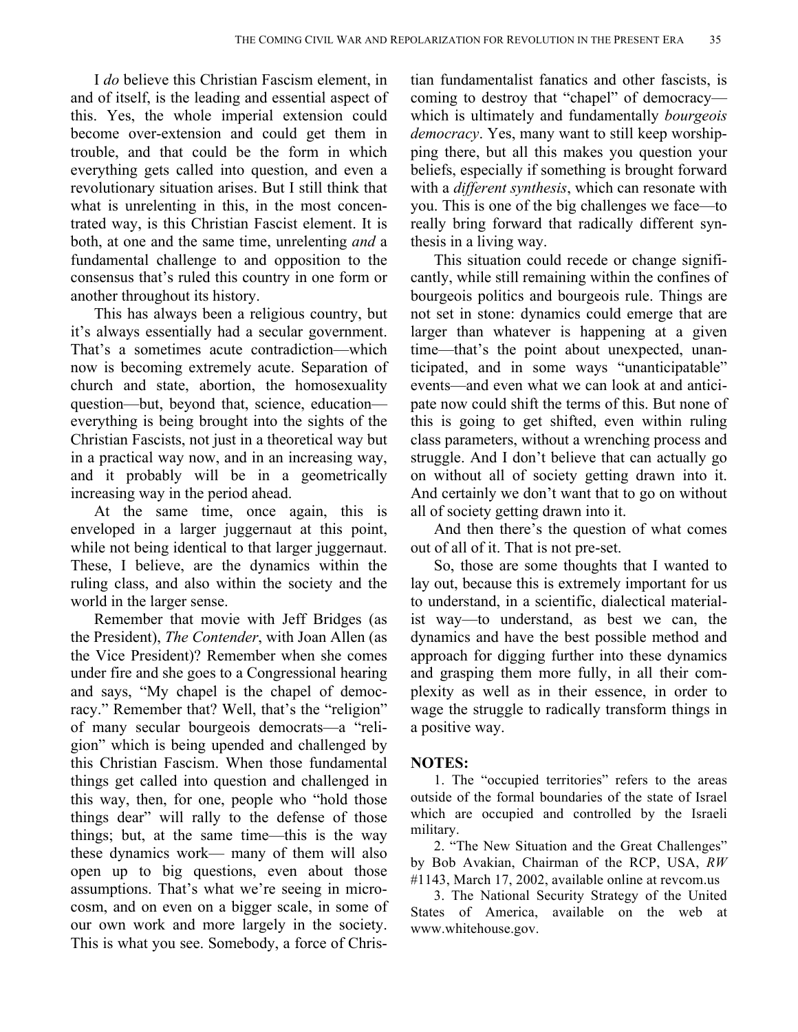I *do* believe this Christian Fascism element, in and of itself, is the leading and essential aspect of this. Yes, the whole imperial extension could become over-extension and could get them in trouble, and that could be the form in which everything gets called into question, and even a revolutionary situation arises. But I still think that what is unrelenting in this, in the most concentrated way, is this Christian Fascist element. It is both, at one and the same time, unrelenting *and* a fundamental challenge to and opposition to the consensus that's ruled this country in one form or another throughout its history.

This has always been a religious country, but it's always essentially had a secular government. That's a sometimes acute contradiction—which now is becoming extremely acute. Separation of church and state, abortion, the homosexuality question—but, beyond that, science, education—everything is being brought into the sights of the Christian Fascists, not just in a theoretical way but in a practical way now, and in an increasing way, and it probably will be in a geometrically increasing way in the period ahead.

At the same time, once again, this is enveloped in a larger juggernaut at this point, while not being identical to that larger juggernaut. These, I believe, are the dynamics within the ruling class, and also within the society and the world in the larger sense.

Remember that movie with Jeff Bridges (as the President), *The Contender*, with Joan Allen (as the Vice President)? Remember when she comes under fire and she goes to a Congressional hearing and says, "My chapel is the chapel of democracy." Remember that? Well, that's the "religion" of many secular bourgeois democrats—a "religion" which is being upended and challenged by this Christian Fascism. When those fundamental things get called into question and challenged in this way, then, for one, people who "hold those things dear" will rally to the defense of those things; but, at the same time—this is the way these dynamics work— many of them will also open up to big questions, even about those assumptions. That's what we're seeing in microcosm, and on even on a bigger scale, in some of our own work and more largely in the society. This is what you see. Somebody, a force of Christian fundamentalist fanatics and other fascists, is coming to destroy that "chapel" of democracy—which is ultimately and fundamentally *bourgeois democracy*. Yes, many want to still keep worshipping there, but all this makes you question your beliefs, especially if something is brought forward with a *different synthesis*, which can resonate with you. This is one of the big challenges we face—to really bring forward that radically different synthesis in a living way.

This situation could recede or change significantly, while still remaining within the confines of bourgeois politics and bourgeois rule. Things are not set in stone: dynamics could emerge that are larger than whatever is happening at a given time—that's the point about unexpected, unanticipated, and in some ways "unanticipatable" events—and even what we can look at and anticipate now could shift the terms of this. But none of this is going to get shifted, even within ruling class parameters, without a wrenching process and struggle. And I don't believe that can actually go on without all of society getting drawn into it. And certainly we don't want that to go on without all of society getting drawn into it.

And then there's the question of what comes out of all of it. That is not pre-set.

So, those are some thoughts that I wanted to lay out, because this is extremely important for us to understand, in a scientific, dialectical materialist way—to understand, as best we can, the dynamics and have the best possible method and approach for digging further into these dynamics and grasping them more fully, in all their complexity as well as in their essence, in order to wage the struggle to radically transform things in a positive way.

**NOTES:**

1. The "occupied territories" refers to the areas outside of the formal boundaries of the state of Israel which are occupied and controlled by the Israeli military.

2. "The New Situation and the Great Challenges" by Bob Avakian, Chairman of the RCP, USA, *RW* #1143, March 17, 2002, available online at revcom.us

3. The National Security Strategy of the United States of America, available on the web at www.whitehouse.gov.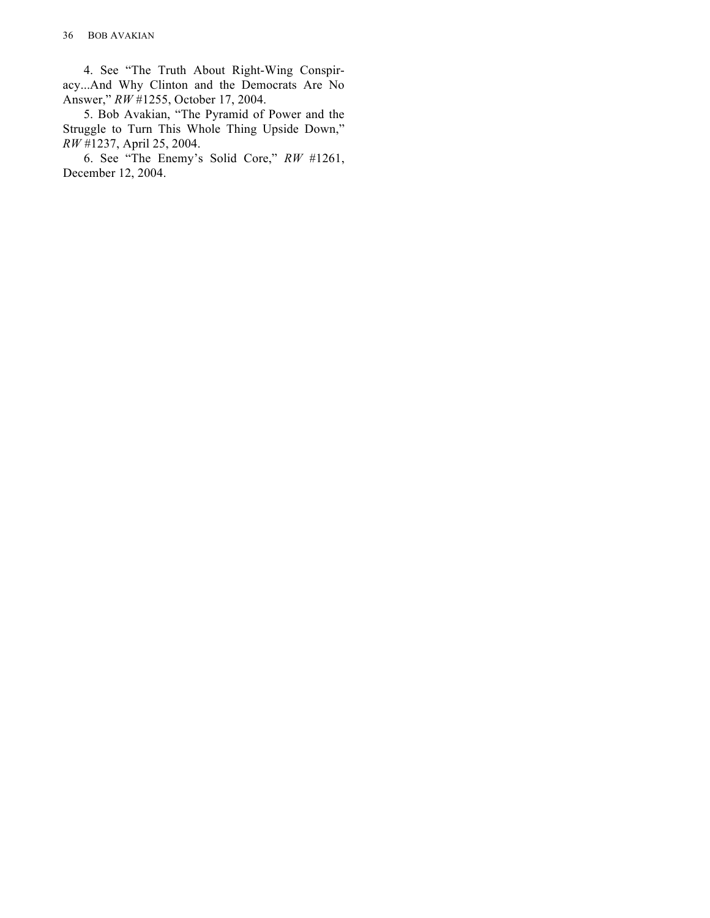4. See “The Truth About Right-Wing Conspiracy...And Why Clinton and the Democrats Are No Answer,” *RW* #1255, October 17, 2004.

5. Bob Avakian, “The Pyramid of Power and the Struggle to Turn This Whole Thing Upside Down,” *RW* #1237, April 25, 2004.

6. See “The Enemy’s Solid Core,” *RW* #1261, December 12, 2004.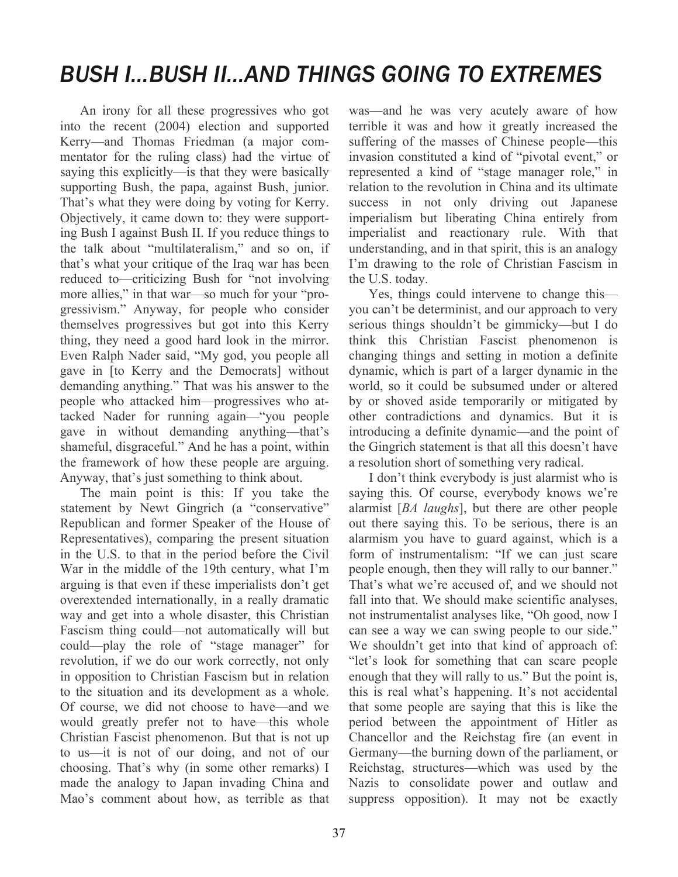# *BUSH I...BUSH II...AND THINGS GOING TO EXTREMES*

An irony for all these progressives who got into the recent (2004) election and supported Kerry—and Thomas Friedman (a major commentator for the ruling class) had the virtue of saying this explicitly—is that they were basically supporting Bush, the papa, against Bush, junior. That's what they were doing by voting for Kerry. Objectively, it came down to: they were supporting Bush I against Bush II. If you reduce things to the talk about "multilateralism," and so on, if that's what your critique of the Iraq war has been reduced to—criticizing Bush for "not involving more allies," in that war—so much for your "progressivism." Anyway, for people who consider themselves progressives but got into this Kerry thing, they need a good hard look in the mirror. Even Ralph Nader said, "My god, you people all gave in [to Kerry and the Democrats] without demanding anything." That was his answer to the people who attacked him—progressives who attacked Nader for running again—"you people gave in without demanding anything—that's shameful, disgraceful." And he has a point, within the framework of how these people are arguing. Anyway, that's just something to think about.

The main point is this: If you take the statement by Newt Gingrich (a "conservative" Republican and former Speaker of the House of Representatives), comparing the present situation in the U.S. to that in the period before the Civil War in the middle of the 19th century, what I'm arguing is that even if these imperialists don't get overextended internationally, in a really dramatic way and get into a whole disaster, this Christian Fascism thing could—not automatically will but could—play the role of "stage manager" for revolution, if we do our work correctly, not only in opposition to Christian Fascism but in relation to the situation and its development as a whole. Of course, we did not choose to have—and we would greatly prefer not to have—this whole Christian Fascist phenomenon. But that is not up to us—it is not of our doing, and not of our choosing. That's why (in some other remarks) I made the analogy to Japan invading China and Mao's comment about how, as terrible as that was—and he was very acutely aware of how terrible it was and how it greatly increased the suffering of the masses of Chinese people—this invasion constituted a kind of "pivotal event," or represented a kind of "stage manager role," in relation to the revolution in China and its ultimate success in not only driving out Japanese imperialism but liberating China entirely from imperialist and reactionary rule. With that understanding, and in that spirit, this is an analogy I'm drawing to the role of Christian Fascism in the U.S. today.

Yes, things could intervene to change this—you can't be determinist, and our approach to very serious things shouldn't be gimmicky—but I do think this Christian Fascist phenomenon is changing things and setting in motion a definite dynamic, which is part of a larger dynamic in the world, so it could be subsumed under or altered by or shoved aside temporarily or mitigated by other contradictions and dynamics. But it is introducing a definite dynamic—and the point of the Gingrich statement is that all this doesn't have a resolution short of something very radical.

I don't think everybody is just alarmist who is saying this. Of course, everybody knows we're alarmist [*BA laughs*], but there are other people out there saying this. To be serious, there is an alarmism you have to guard against, which is a form of instrumentalism: "If we can just scare people enough, then they will rally to our banner." That's what we're accused of, and we should not fall into that. We should make scientific analyses, not instrumentalist analyses like, "Oh good, now I can see a way we can swing people to our side." We shouldn't get into that kind of approach of: "let's look for something that can scare people enough that they will rally to us." But the point is, this is real what's happening. It's not accidental that some people are saying that this is like the period between the appointment of Hitler as Chancellor and the Reichstag fire (an event in Germany—the burning down of the parliament, or Reichstag, structures—which was used by the Nazis to consolidate power and outlaw and suppress opposition). It may not be exactly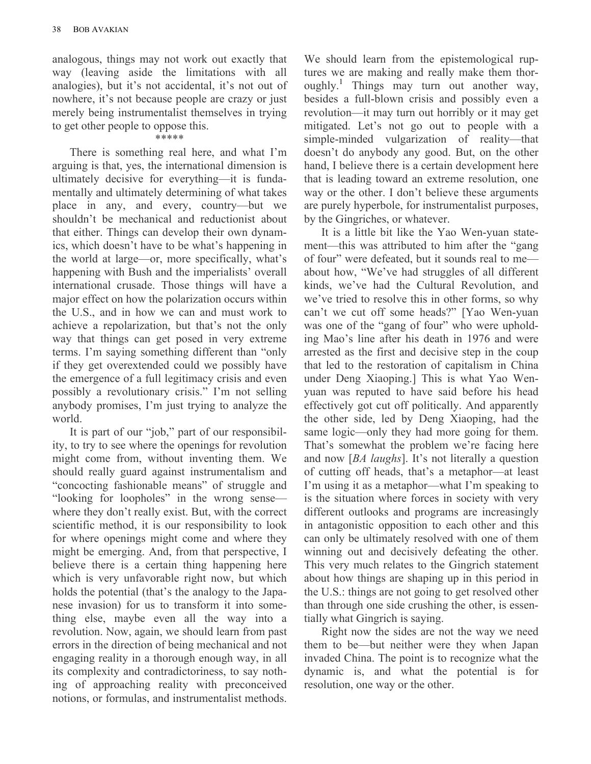analogous, things may not work out exactly that way (leaving aside the limitations with all analogies), but it's not accidental, it's not out of nowhere, it's not because people are crazy or just merely being instrumentalist themselves in trying to get other people to oppose this.

\*\*\*\*\*

There is something real here, and what I'm arguing is that, yes, the international dimension is ultimately decisive for everything—it is fundamentally and ultimately determining of what takes place in any, and every, country—but we shouldn't be mechanical and reductionist about that either. Things can develop their own dynamics, which doesn't have to be what's happening in the world at large—or, more specifically, what's happening with Bush and the imperialists' overall international crusade. Those things will have a major effect on how the polarization occurs within the U.S., and in how we can and must work to achieve a repolarization, but that's not the only way that things can get posed in very extreme terms. I'm saying something different than "only if they get overextended could we possibly have the emergence of a full legitimacy crisis and even possibly a revolutionary crisis." I'm not selling anybody promises, I'm just trying to analyze the world.

It is part of our "job," part of our responsibility, to try to see where the openings for revolution might come from, without inventing them. We should really guard against instrumentalism and "concocting fashionable means" of struggle and "looking for loopholes" in the wrong sense—where they don't really exist. But, with the correct scientific method, it is our responsibility to look for where openings might come and where they might be emerging. And, from that perspective, I believe there is a certain thing happening here which is very unfavorable right now, but which holds the potential (that's the analogy to the Japanese invasion) for us to transform it into something else, maybe even all the way into a revolution. Now, again, we should learn from past errors in the direction of being mechanical and not engaging reality in a thorough enough way, in all its complexity and contradictoriness, to say nothing of approaching reality with preconceived notions, or formulas, and instrumentalist methods. We should learn from the epistemological ruptures we are making and really make them thoroughly.[1] Things may turn out another way, besides a full-blown crisis and possibly even a revolution—it may turn out horribly or it may get mitigated. Let's not go out to people with a simple-minded vulgarization of reality—that doesn't do anybody any good. But, on the other hand, I believe there is a certain development here that is leading toward an extreme resolution, one way or the other. I don't believe these arguments are purely hyperbole, for instrumentalist purposes, by the Gingriches, or whatever.

It is a little bit like the Yao Wen-yuan statement—this was attributed to him after the "gang of four" were defeated, but it sounds real to me—about how, "We've had struggles of all different kinds, we've had the Cultural Revolution, and we've tried to resolve this in other forms, so why can't we cut off some heads?" [Yao Wen-yuan was one of the "gang of four" who were upholding Mao's line after his death in 1976 and were arrested as the first and decisive step in the coup that led to the restoration of capitalism in China under Deng Xiaoping.] This is what Yao Wen-yuan was reputed to have said before his head effectively got cut off politically. And apparently the other side, led by Deng Xiaoping, had the same logic—only they had more going for them. That's somewhat the problem we're facing here and now [*BA laughs*]. It's not literally a question of cutting off heads, that's a metaphor—at least I'm using it as a metaphor—what I'm speaking to is the situation where forces in society with very different outlooks and programs are increasingly in antagonistic opposition to each other and this can only be ultimately resolved with one of them winning out and decisively defeating the other. This very much relates to the Gingrich statement about how things are shaping up in this period in the U.S.: things are not going to get resolved other than through one side crushing the other, is essentially what Gingrich is saying.

Right now the sides are not the way we need them to be—but neither were they when Japan invaded China. The point is to recognize what the dynamic is, and what the potential is for resolution, one way or the other.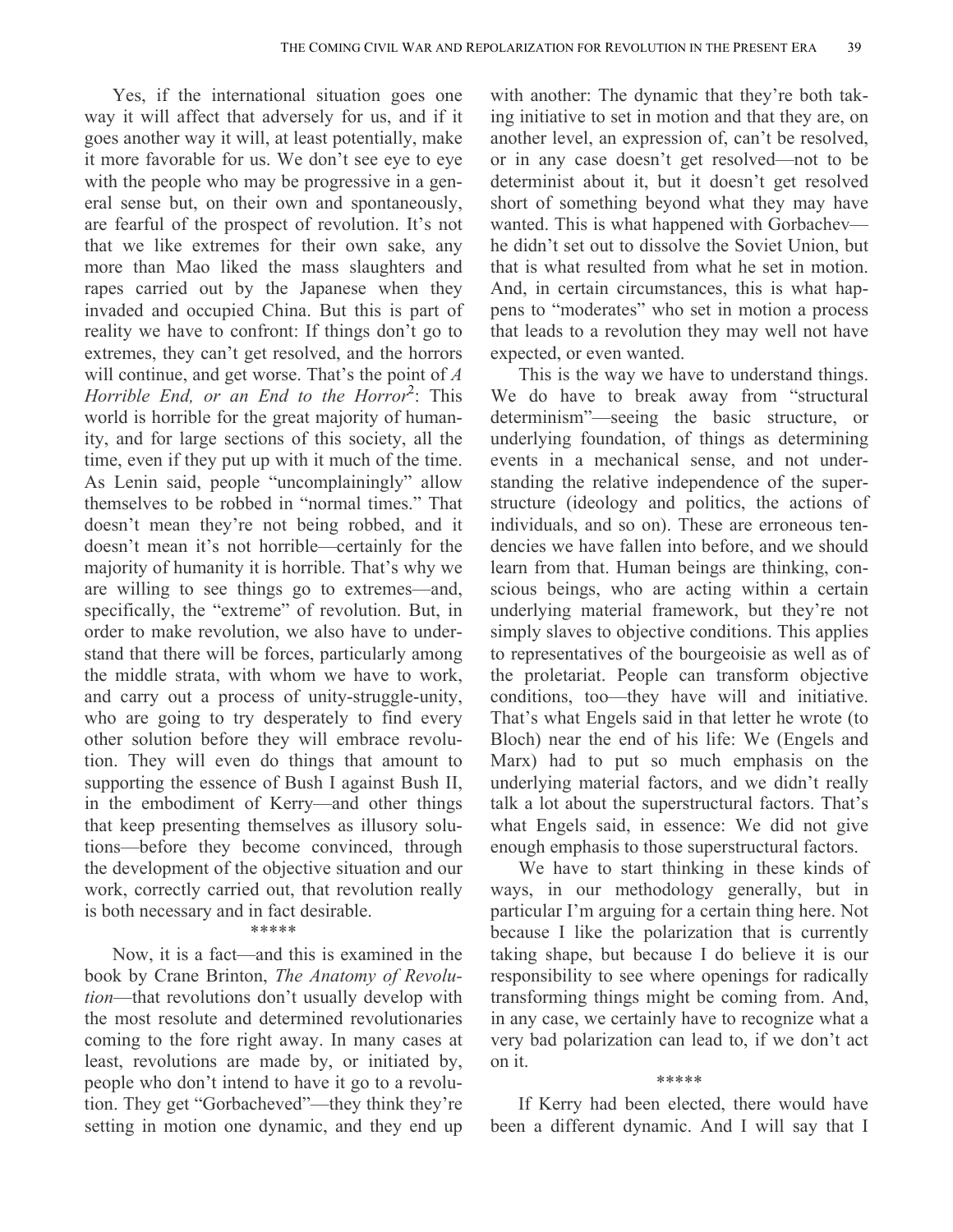Yes, if the international situation goes one way it will affect that adversely for us, and if it goes another way it will, at least potentially, make it more favorable for us. We don't see eye to eye with the people who may be progressive in a general sense but, on their own and spontaneously, are fearful of the prospect of revolution. It's not that we like extremes for their own sake, any more than Mao liked the mass slaughters and rapes carried out by the Japanese when they invaded and occupied China. But this is part of reality we have to confront: If things don't go to extremes, they can't get resolved, and the horrors will continue, and get worse. That's the point of *A Horrible End, or an End to the Horror*[2]: This world is horrible for the great majority of humanity, and for large sections of this society, all the time, even if they put up with it much of the time. As Lenin said, people "uncomplainingly" allow themselves to be robbed in "normal times." That doesn't mean they're not being robbed, and it doesn't mean it's not horrible—certainly for the majority of humanity it is horrible. That's why we are willing to see things go to extremes—and, specifically, the "extreme" of revolution. But, in order to make revolution, we also have to understand that there will be forces, particularly among the middle strata, with whom we have to work, and carry out a process of unity-struggle-unity, who are going to try desperately to find every other solution before they will embrace revolution. They will even do things that amount to supporting the essence of Bush I against Bush II, in the embodiment of Kerry—and other things that keep presenting themselves as illusory solutions—before they become convinced, through the development of the objective situation and our work, correctly carried out, that revolution really is both necessary and in fact desirable.

\*\*\*\*\*

Now, it is a fact—and this is examined in the book by Crane Brinton, *The Anatomy of Revolution*—that revolutions don't usually develop with the most resolute and determined revolutionaries coming to the fore right away. In many cases at least, revolutions are made by, or initiated by, people who don't intend to have it go to a revolution. They get "Gorbacheved"—they think they're setting in motion one dynamic, and they end up with another: The dynamic that they're both taking initiative to set in motion and that they are, on another level, an expression of, can't be resolved, or in any case doesn't get resolved—not to be determinist about it, but it doesn't get resolved short of something beyond what they may have wanted. This is what happened with Gorbachev—he didn't set out to dissolve the Soviet Union, but that is what resulted from what he set in motion. And, in certain circumstances, this is what happens to "moderates" who set in motion a process that leads to a revolution they may well not have expected, or even wanted.

This is the way we have to understand things. We do have to break away from "structural determinism"—seeing the basic structure, or underlying foundation, of things as determining events in a mechanical sense, and not understanding the relative independence of the superstructure (ideology and politics, the actions of individuals, and so on). These are erroneous tendencies we have fallen into before, and we should learn from that. Human beings are thinking, conscious beings, who are acting within a certain underlying material framework, but they're not simply slaves to objective conditions. This applies to representatives of the bourgeoisie as well as of the proletariat. People can transform objective conditions, too—they have will and initiative. That's what Engels said in that letter he wrote (to Bloch) near the end of his life: We (Engels and Marx) had to put so much emphasis on the underlying material factors, and we didn't really talk a lot about the superstructural factors. That's what Engels said, in essence: We did not give enough emphasis to those superstructural factors.

We have to start thinking in these kinds of ways, in our methodology generally, but in particular I'm arguing for a certain thing here. Not because I like the polarization that is currently taking shape, but because I do believe it is our responsibility to see where openings for radically transforming things might be coming from. And, in any case, we certainly have to recognize what a very bad polarization can lead to, if we don't act on it.

\*\*\*\*\*

If Kerry had been elected, there would have been a different dynamic. And I will say that I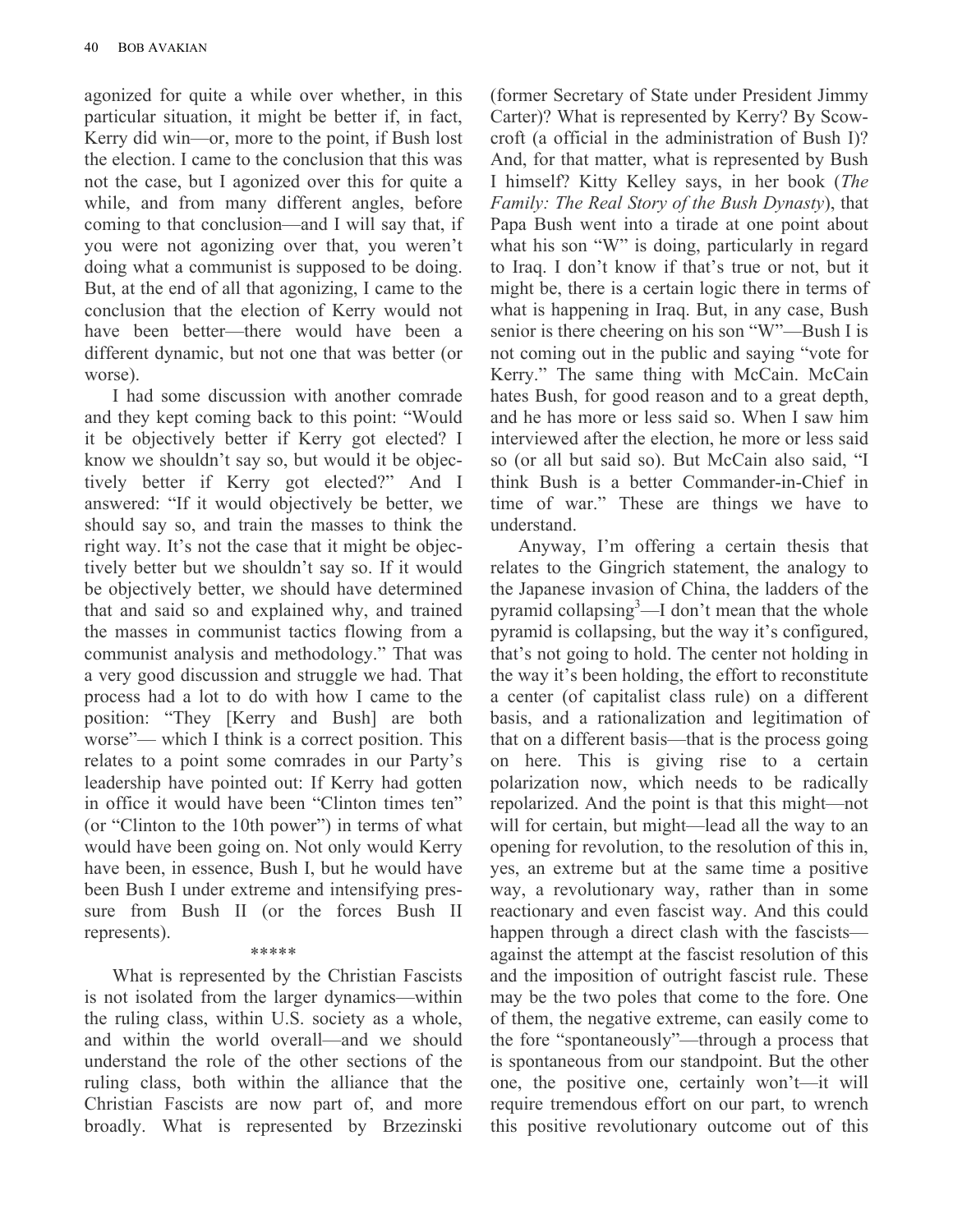agonized for quite a while over whether, in this particular situation, it might be better if, in fact, Kerry did win—or, more to the point, if Bush lost the election. I came to the conclusion that this was not the case, but I agonized over this for quite a while, and from many different angles, before coming to that conclusion—and I will say that, if you were not agonizing over that, you weren't doing what a communist is supposed to be doing. But, at the end of all that agonizing, I came to the conclusion that the election of Kerry would not have been better—there would have been a different dynamic, but not one that was better (or worse).

I had some discussion with another comrade and they kept coming back to this point: "Would it be objectively better if Kerry got elected? I know we shouldn't say so, but would it be objectively better if Kerry got elected?" And I answered: "If it would objectively be better, we should say so, and train the masses to think the right way. It's not the case that it might be objectively better but we shouldn't say so. If it would be objectively better, we should have determined that and said so and explained why, and trained the masses in communist tactics flowing from a communist analysis and methodology." That was a very good discussion and struggle we had. That process had a lot to do with how I came to the position: "They [Kerry and Bush] are both worse"— which I think is a correct position. This relates to a point some comrades in our Party's leadership have pointed out: If Kerry had gotten in office it would have been "Clinton times ten" (or "Clinton to the 10th power") in terms of what would have been going on. Not only would Kerry have been, in essence, Bush I, but he would have been Bush I under extreme and intensifying pressure from Bush II (or the forces Bush II represents).

\*\*\*\*\*

What is represented by the Christian Fascists is not isolated from the larger dynamics—within the ruling class, within U.S. society as a whole, and within the world overall—and we should understand the role of the other sections of the ruling class, both within the alliance that the Christian Fascists are now part of, and more broadly. What is represented by Brzezinski (former Secretary of State under President Jimmy Carter)? What is represented by Kerry? By Scowcroft (a official in the administration of Bush I)? And, for that matter, what is represented by Bush I himself? Kitty Kelley says, in her book (*The Family: The Real Story of the Bush Dynasty*), that Papa Bush went into a tirade at one point about what his son "W" is doing, particularly in regard to Iraq. I don't know if that's true or not, but it might be, there is a certain logic there in terms of what is happening in Iraq. But, in any case, Bush senior is there cheering on his son "W"—Bush I is not coming out in the public and saying "vote for Kerry." The same thing with McCain. McCain hates Bush, for good reason and to a great depth, and he has more or less said so. When I saw him interviewed after the election, he more or less said so (or all but said so). But McCain also said, "I think Bush is a better Commander-in-Chief in time of war." These are things we have to understand.

Anyway, I'm offering a certain thesis that relates to the Gingrich statement, the analogy to the Japanese invasion of China, the ladders of the pyramid collapsing[3]—I don't mean that the whole pyramid is collapsing, but the way it's configured, that's not going to hold. The center not holding in the way it's been holding, the effort to reconstitute a center (of capitalist class rule) on a different basis, and a rationalization and legitimation of that on a different basis—that is the process going on here. This is giving rise to a certain polarization now, which needs to be radically repolarized. And the point is that this might—not will for certain, but might—lead all the way to an opening for revolution, to the resolution of this in, yes, an extreme but at the same time a positive way, a revolutionary way, rather than in some reactionary and even fascist way. And this could happen through a direct clash with the fascists—against the attempt at the fascist resolution of this and the imposition of outright fascist rule. These may be the two poles that come to the fore. One of them, the negative extreme, can easily come to the fore "spontaneously"—through a process that is spontaneous from our standpoint. But the other one, the positive one, certainly won't—it will require tremendous effort on our part, to wrench this positive revolutionary outcome out of this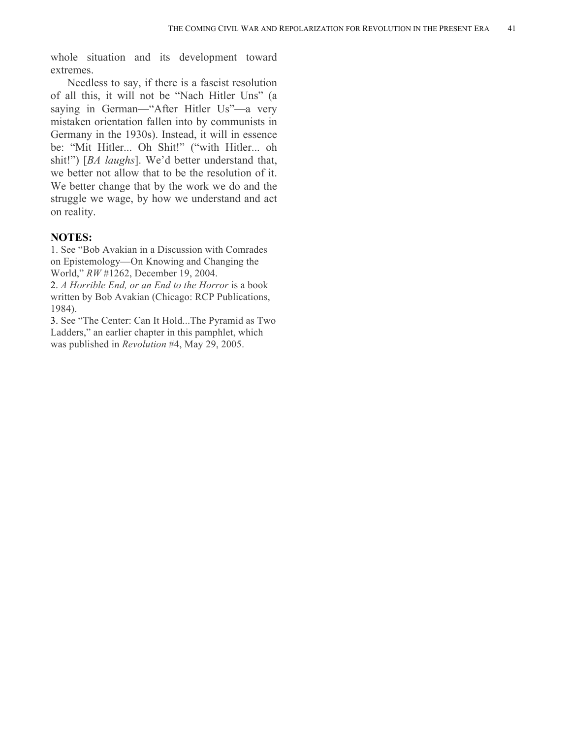whole situation and its development toward extremes.

Needless to say, if there is a fascist resolution of all this, it will not be "Nach Hitler Uns" (a saying in German—"After Hitler Us"—a very mistaken orientation fallen into by communists in Germany in the 1930s). Instead, it will in essence be: "Mit Hitler... Oh Shit!" ("with Hitler... oh shit!") [*BA laughs*]. We'd better understand that, we better not allow that to be the resolution of it. We better change that by the work we do and the struggle we wage, by how we understand and act on reality.

**NOTES:**

1. See "Bob Avakian in a Discussion with Comrades on Epistemology—On Knowing and Changing the World," *RW* #1262, December 19, 2004.
2. *A Horrible End, or an End to the Horror* is a book written by Bob Avakian (Chicago: RCP Publications, 1984).
3. See "The Center: Can It Hold...The Pyramid as Two Ladders," an earlier chapter in this pamphlet, which was published in *Revolution* #4, May 29, 2005.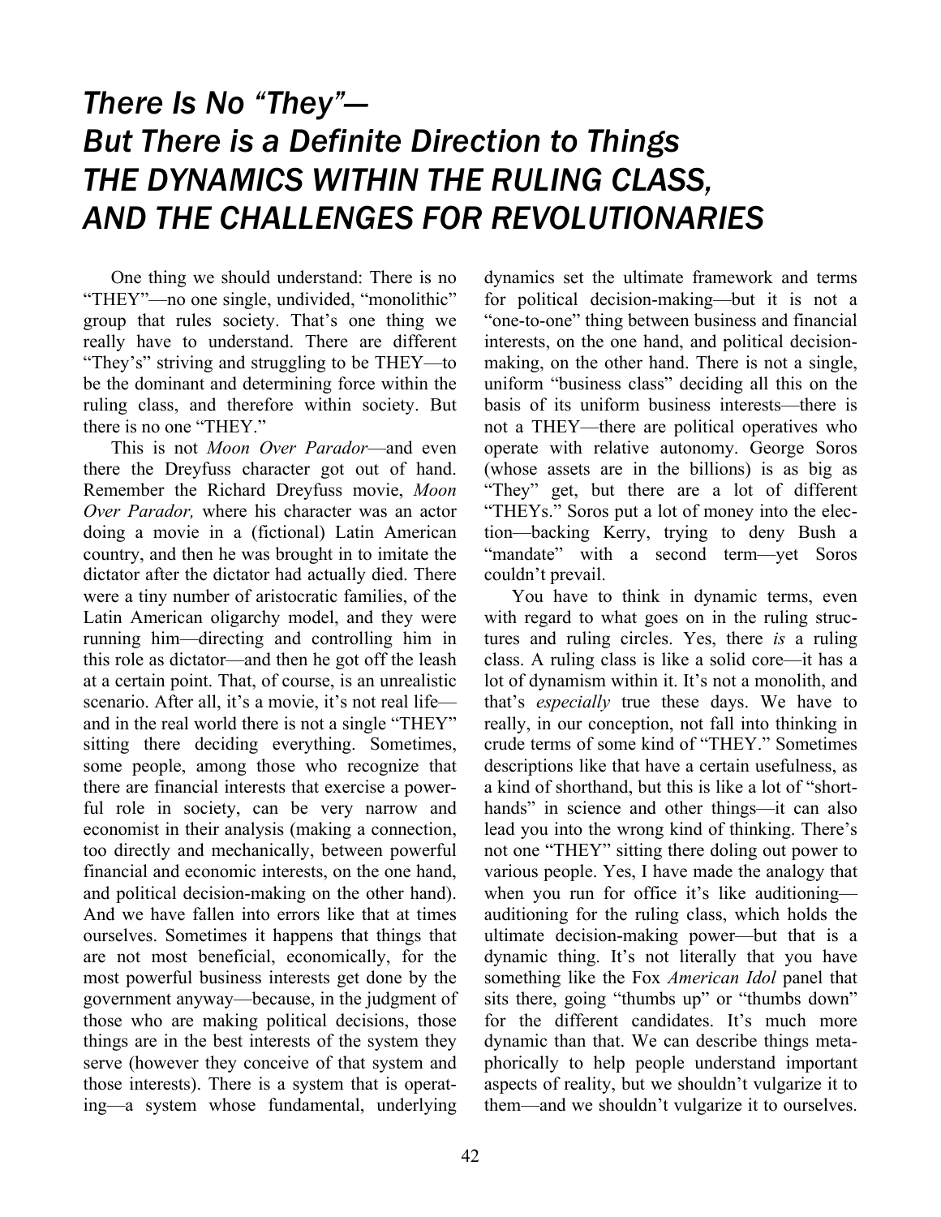# *There Is No "They"— But There is a Definite Direction to Things*
# *THE DYNAMICS WITHIN THE RULING CLASS, AND THE CHALLENGES FOR REVOLUTIONARIES*

One thing we should understand: There is no "THEY"—no one single, undivided, "monolithic" group that rules society. That's one thing we really have to understand. There are different "They's" striving and struggling to be THEY—to be the dominant and determining force within the ruling class, and therefore within society. But there is no one "THEY."

This is not *Moon Over Parador*—and even there the Dreyfuss character got out of hand. Remember the Richard Dreyfuss movie, *Moon Over Parador,* where his character was an actor doing a movie in a (fictional) Latin American country, and then he was brought in to imitate the dictator after the dictator had actually died. There were a tiny number of aristocratic families, of the Latin American oligarchy model, and they were running him—directing and controlling him in this role as dictator—and then he got off the leash at a certain point. That, of course, is an unrealistic scenario. After all, it's a movie, it's not real life—and in the real world there is not a single "THEY" sitting there deciding everything. Sometimes, some people, among those who recognize that there are financial interests that exercise a powerful role in society, can be very narrow and economist in their analysis (making a connection, too directly and mechanically, between powerful financial and economic interests, on the one hand, and political decision-making on the other hand). And we have fallen into errors like that at times ourselves. Sometimes it happens that things that are not most beneficial, economically, for the most powerful business interests get done by the government anyway—because, in the judgment of those who are making political decisions, those things are in the best interests of the system they serve (however they conceive of that system and those interests). There is a system that is operating—a system whose fundamental, underlying dynamics set the ultimate framework and terms for political decision-making—but it is not a "one-to-one" thing between business and financial interests, on the one hand, and political decision-making, on the other hand. There is not a single, uniform "business class" deciding all this on the basis of its uniform business interests—there is not a THEY—there are political operatives who operate with relative autonomy. George Soros (whose assets are in the billions) is as big as "They" get, but there are a lot of different "THEYs." Soros put a lot of money into the election—backing Kerry, trying to deny Bush a "mandate" with a second term—yet Soros couldn't prevail.

You have to think in dynamic terms, even with regard to what goes on in the ruling structures and ruling circles. Yes, there *is* a ruling class. A ruling class is like a solid core—it has a lot of dynamism within it. It's not a monolith, and that's *especially* true these days. We have to really, in our conception, not fall into thinking in crude terms of some kind of "THEY." Sometimes descriptions like that have a certain usefulness, as a kind of shorthand, but this is like a lot of "shorthands" in science and other things—it can also lead you into the wrong kind of thinking. There's not one "THEY" sitting there doling out power to various people. Yes, I have made the analogy that when you run for office it's like auditioning—auditioning for the ruling class, which holds the ultimate decision-making power—but that is a dynamic thing. It's not literally that you have something like the Fox *American Idol* panel that sits there, going "thumbs up" or "thumbs down" for the different candidates. It's much more dynamic than that. We can describe things metaphorically to help people understand important aspects of reality, but we shouldn't vulgarize it to them—and we shouldn't vulgarize it to ourselves.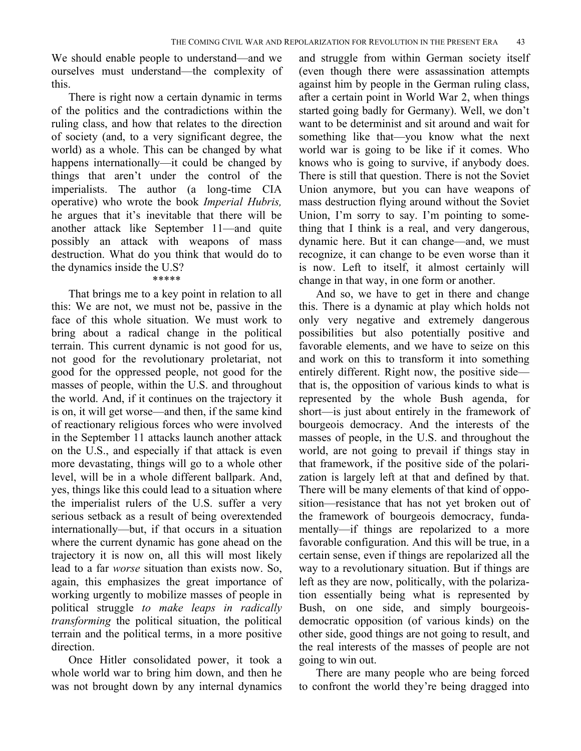We should enable people to understand—and we ourselves must understand—the complexity of this.

There is right now a certain dynamic in terms of the politics and the contradictions within the ruling class, and how that relates to the direction of society (and, to a very significant degree, the world) as a whole. This can be changed by what happens internationally—it could be changed by things that aren't under the control of the imperialists. The author (a long-time CIA operative) who wrote the book *Imperial Hubris,* he argues that it's inevitable that there will be another attack like September 11—and quite possibly an attack with weapons of mass destruction. What do you think that would do to the dynamics inside the U.S?

\*\*\*\*\*

That brings me to a key point in relation to all this: We are not, we must not be, passive in the face of this whole situation. We must work to bring about a radical change in the political terrain. This current dynamic is not good for us, not good for the revolutionary proletariat, not good for the oppressed people, not good for the masses of people, within the U.S. and throughout the world. And, if it continues on the trajectory it is on, it will get worse—and then, if the same kind of reactionary religious forces who were involved in the September 11 attacks launch another attack on the U.S., and especially if that attack is even more devastating, things will go to a whole other level, will be in a whole different ballpark. And, yes, things like this could lead to a situation where the imperialist rulers of the U.S. suffer a very serious setback as a result of being overextended internationally—but, if that occurs in a situation where the current dynamic has gone ahead on the trajectory it is now on, all this will most likely lead to a far *worse* situation than exists now. So, again, this emphasizes the great importance of working urgently to mobilize masses of people in political struggle *to make leaps in radically transforming* the political situation, the political terrain and the political terms, in a more positive direction.

Once Hitler consolidated power, it took a whole world war to bring him down, and then he was not brought down by any internal dynamics and struggle from within German society itself (even though there were assassination attempts against him by people in the German ruling class, after a certain point in World War 2, when things started going badly for Germany). Well, we don't want to be determinist and sit around and wait for something like that—you know what the next world war is going to be like if it comes. Who knows who is going to survive, if anybody does. There is still that question. There is not the Soviet Union anymore, but you can have weapons of mass destruction flying around without the Soviet Union, I'm sorry to say. I'm pointing to something that I think is a real, and very dangerous, dynamic here. But it can change—and, we must recognize, it can change to be even worse than it is now. Left to itself, it almost certainly will change in that way, in one form or another.

And so, we have to get in there and change this. There is a dynamic at play which holds not only very negative and extremely dangerous possibilities but also potentially positive and favorable elements, and we have to seize on this and work on this to transform it into something entirely different. Right now, the positive side—that is, the opposition of various kinds to what is represented by the whole Bush agenda, for short—is just about entirely in the framework of bourgeois democracy. And the interests of the masses of people, in the U.S. and throughout the world, are not going to prevail if things stay in that framework, if the positive side of the polarization is largely left at that and defined by that. There will be many elements of that kind of opposition—resistance that has not yet broken out of the framework of bourgeois democracy, fundamentally—if things are repolarized to a more favorable configuration. And this will be true, in a certain sense, even if things are repolarized all the way to a revolutionary situation. But if things are left as they are now, politically, with the polarization essentially being what is represented by Bush, on one side, and simply bourgeois-democratic opposition (of various kinds) on the other side, good things are not going to result, and the real interests of the masses of people are not going to win out.

There are many people who are being forced to confront the world they're being dragged into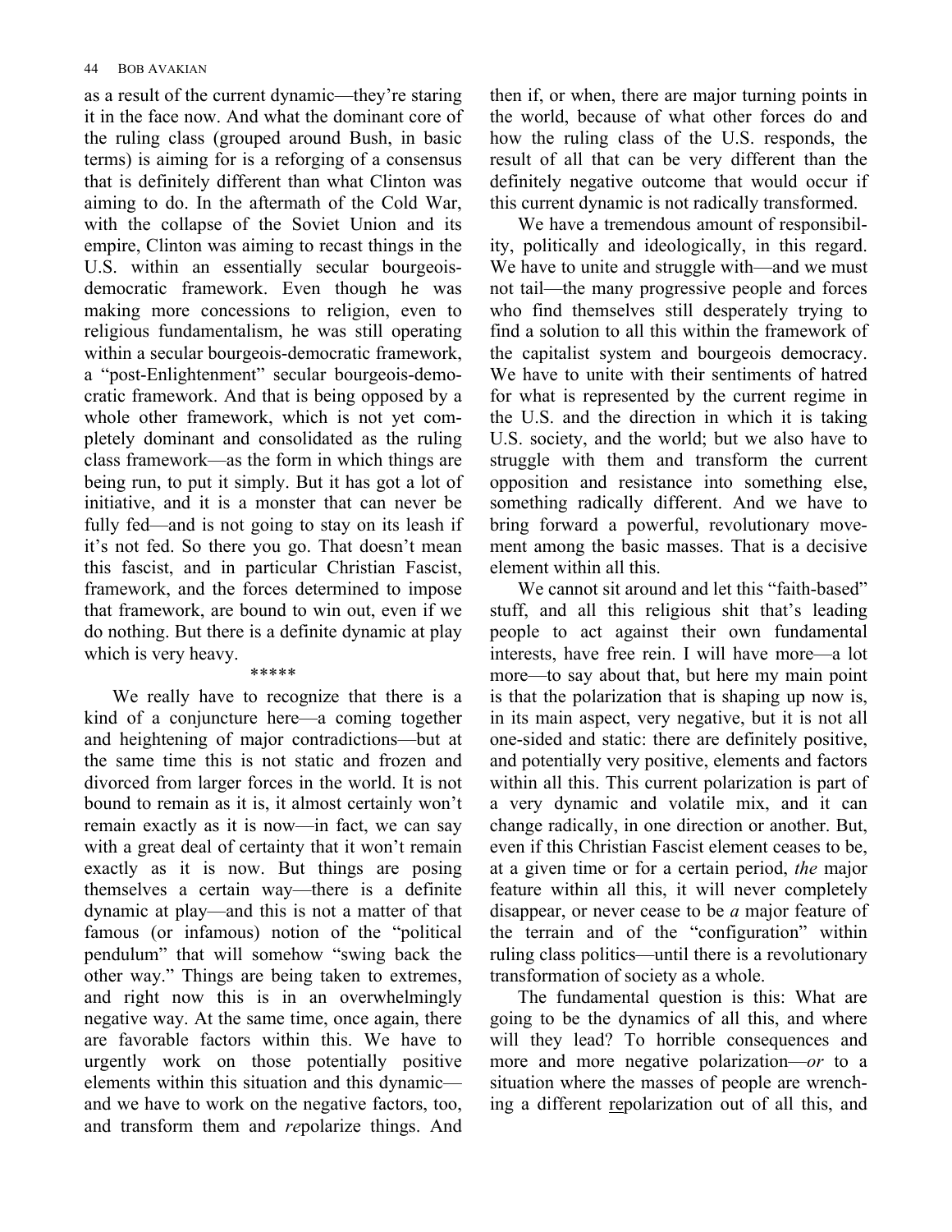as a result of the current dynamic—they're staring it in the face now. And what the dominant core of the ruling class (grouped around Bush, in basic terms) is aiming for is a reforging of a consensus that is definitely different than what Clinton was aiming to do. In the aftermath of the Cold War, with the collapse of the Soviet Union and its empire, Clinton was aiming to recast things in the U.S. within an essentially secular bourgeois-democratic framework. Even though he was making more concessions to religion, even to religious fundamentalism, he was still operating within a secular bourgeois-democratic framework, a "post-Enlightenment" secular bourgeois-democratic framework. And that is being opposed by a whole other framework, which is not yet completely dominant and consolidated as the ruling class framework—as the form in which things are being run, to put it simply. But it has got a lot of initiative, and it is a monster that can never be fully fed—and is not going to stay on its leash if it's not fed. So there you go. That doesn't mean this fascist, and in particular Christian Fascist, framework, and the forces determined to impose that framework, are bound to win out, even if we do nothing. But there is a definite dynamic at play which is very heavy.

\*\*\*\*\*

We really have to recognize that there is a kind of a conjuncture here—a coming together and heightening of major contradictions—but at the same time this is not static and frozen and divorced from larger forces in the world. It is not bound to remain as it is, it almost certainly won't remain exactly as it is now—in fact, we can say with a great deal of certainty that it won't remain exactly as it is now. But things are posing themselves a certain way—there is a definite dynamic at play—and this is not a matter of that famous (or infamous) notion of the "political pendulum" that will somehow "swing back the other way." Things are being taken to extremes, and right now this is in an overwhelmingly negative way. At the same time, once again, there are favorable factors within this. We have to urgently work on those potentially positive elements within this situation and this dynamic—and we have to work on the negative factors, too, and transform them and *re*polarize things. And then if, or when, there are major turning points in the world, because of what other forces do and how the ruling class of the U.S. responds, the result of all that can be very different than the definitely negative outcome that would occur if this current dynamic is not radically transformed.

We have a tremendous amount of responsibility, politically and ideologically, in this regard. We have to unite and struggle with—and we must not tail—the many progressive people and forces who find themselves still desperately trying to find a solution to all this within the framework of the capitalist system and bourgeois democracy. We have to unite with their sentiments of hatred for what is represented by the current regime in the U.S. and the direction in which it is taking U.S. society, and the world; but we also have to struggle with them and transform the current opposition and resistance into something else, something radically different. And we have to bring forward a powerful, revolutionary movement among the basic masses. That is a decisive element within all this.

We cannot sit around and let this "faith-based" stuff, and all this religious shit that's leading people to act against their own fundamental interests, have free rein. I will have more—a lot more—to say about that, but here my main point is that the polarization that is shaping up now is, in its main aspect, very negative, but it is not all one-sided and static: there are definitely positive, and potentially very positive, elements and factors within all this. This current polarization is part of a very dynamic and volatile mix, and it can change radically, in one direction or another. But, even if this Christian Fascist element ceases to be, at a given time or for a certain period, *the* major feature within all this, it will never completely disappear, or never cease to be *a* major feature of the terrain and of the "configuration" within ruling class politics—until there is a revolutionary transformation of society as a whole.

The fundamental question is this: What are going to be the dynamics of all this, and where will they lead? To horrible consequences and more and more negative polarization—*or* to a situation where the masses of people are wrenching a different <u>re</u>polarization out of all this, and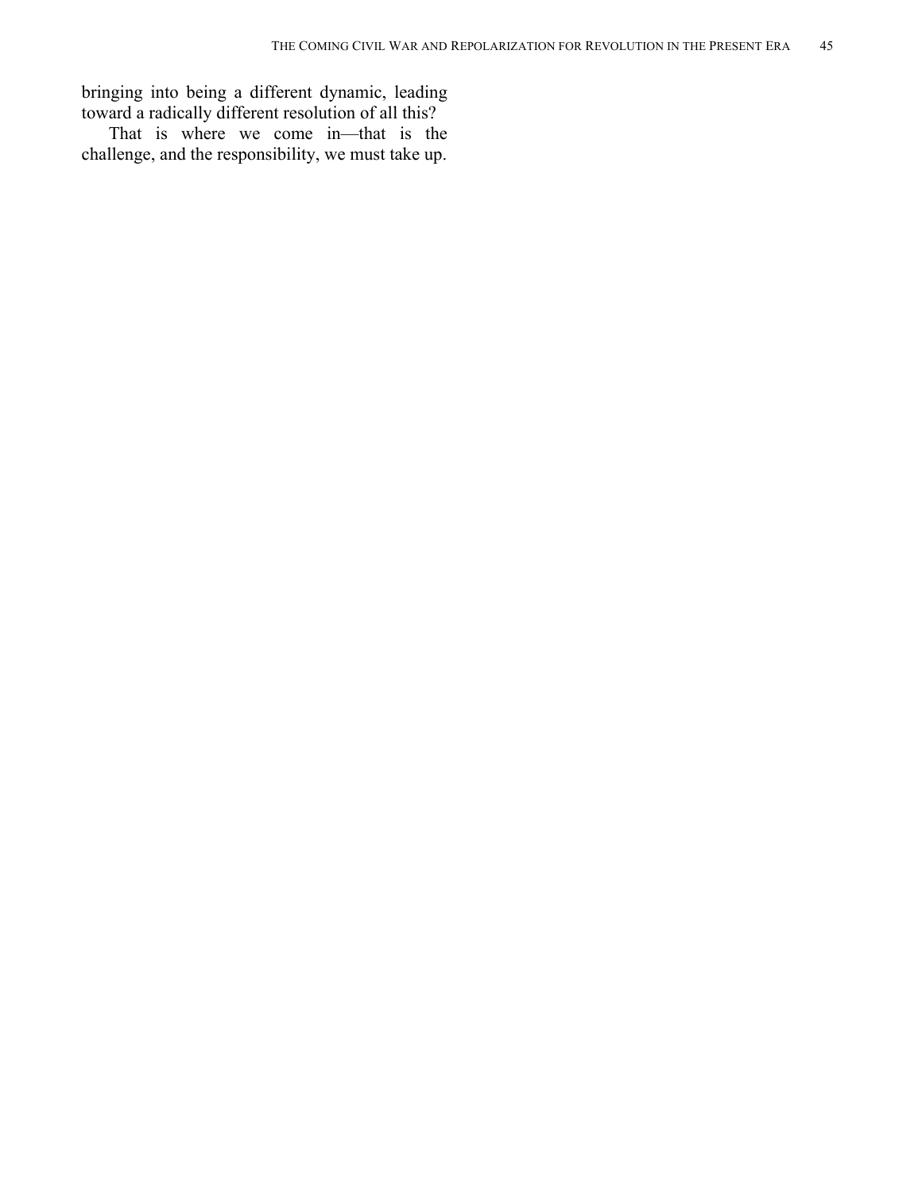bringing into being a different dynamic, leading toward a radically different resolution of all this?

That is where we come in—that is the challenge, and the responsibility, we must take up.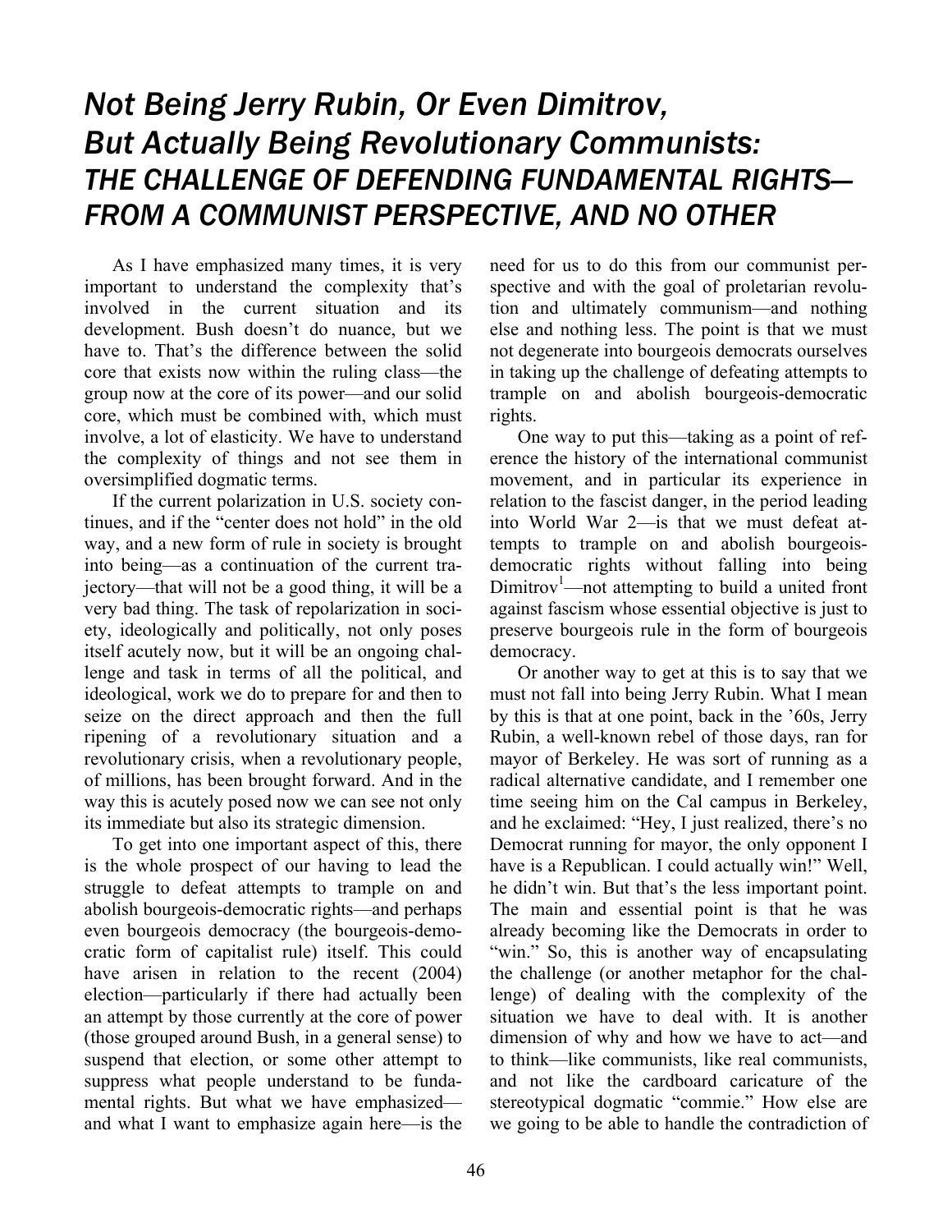# *Not Being Jerry Rubin, Or Even Dimitrov, But Actually Being Revolutionary Communists: THE CHALLENGE OF DEFENDING FUNDAMENTAL RIGHTS— FROM A COMMUNIST PERSPECTIVE, AND NO OTHER*

As I have emphasized many times, it is very important to understand the complexity that's involved in the current situation and its development. Bush doesn't do nuance, but we have to. That's the difference between the solid core that exists now within the ruling class—the group now at the core of its power—and our solid core, which must be combined with, which must involve, a lot of elasticity. We have to understand the complexity of things and not see them in oversimplified dogmatic terms.

If the current polarization in U.S. society continues, and if the "center does not hold" in the old way, and a new form of rule in society is brought into being—as a continuation of the current trajectory—that will not be a good thing, it will be a very bad thing. The task of repolarization in society, ideologically and politically, not only poses itself acutely now, but it will be an ongoing challenge and task in terms of all the political, and ideological, work we do to prepare for and then to seize on the direct approach and then the full ripening of a revolutionary situation and a revolutionary crisis, when a revolutionary people, of millions, has been brought forward. And in the way this is acutely posed now we can see not only its immediate but also its strategic dimension.

To get into one important aspect of this, there is the whole prospect of our having to lead the struggle to defeat attempts to trample on and abolish bourgeois-democratic rights—and perhaps even bourgeois democracy (the bourgeois-democratic form of capitalist rule) itself. This could have arisen in relation to the recent (2004) election—particularly if there had actually been an attempt by those currently at the core of power (those grouped around Bush, in a general sense) to suspend that election, or some other attempt to suppress what people understand to be fundamental rights. But what we have emphasized—and what I want to emphasize again here—is the need for us to do this from our communist perspective and with the goal of proletarian revolution and ultimately communism—and nothing else and nothing less. The point is that we must not degenerate into bourgeois democrats ourselves in taking up the challenge of defeating attempts to trample on and abolish bourgeois-democratic rights.

One way to put this—taking as a point of reference the history of the international communist movement, and in particular its experience in relation to the fascist danger, in the period leading into World War 2—is that we must defeat attempts to trample on and abolish bourgeois-democratic rights without falling into being Dimitrov[1]—not attempting to build a united front against fascism whose essential objective is just to preserve bourgeois rule in the form of bourgeois democracy.

Or another way to get at this is to say that we must not fall into being Jerry Rubin. What I mean by this is that at one point, back in the '60s, Jerry Rubin, a well-known rebel of those days, ran for mayor of Berkeley. He was sort of running as a radical alternative candidate, and I remember one time seeing him on the Cal campus in Berkeley, and he exclaimed: "Hey, I just realized, there's no Democrat running for mayor, the only opponent I have is a Republican. I could actually win!" Well, he didn't win. But that's the less important point. The main and essential point is that he was already becoming like the Democrats in order to "win." So, this is another way of encapsulating the challenge (or another metaphor for the challenge) of dealing with the complexity of the situation we have to deal with. It is another dimension of why and how we have to act—and to think—like communists, like real communists, and not like the cardboard caricature of the stereotypical dogmatic "commie." How else are we going to be able to handle the contradiction of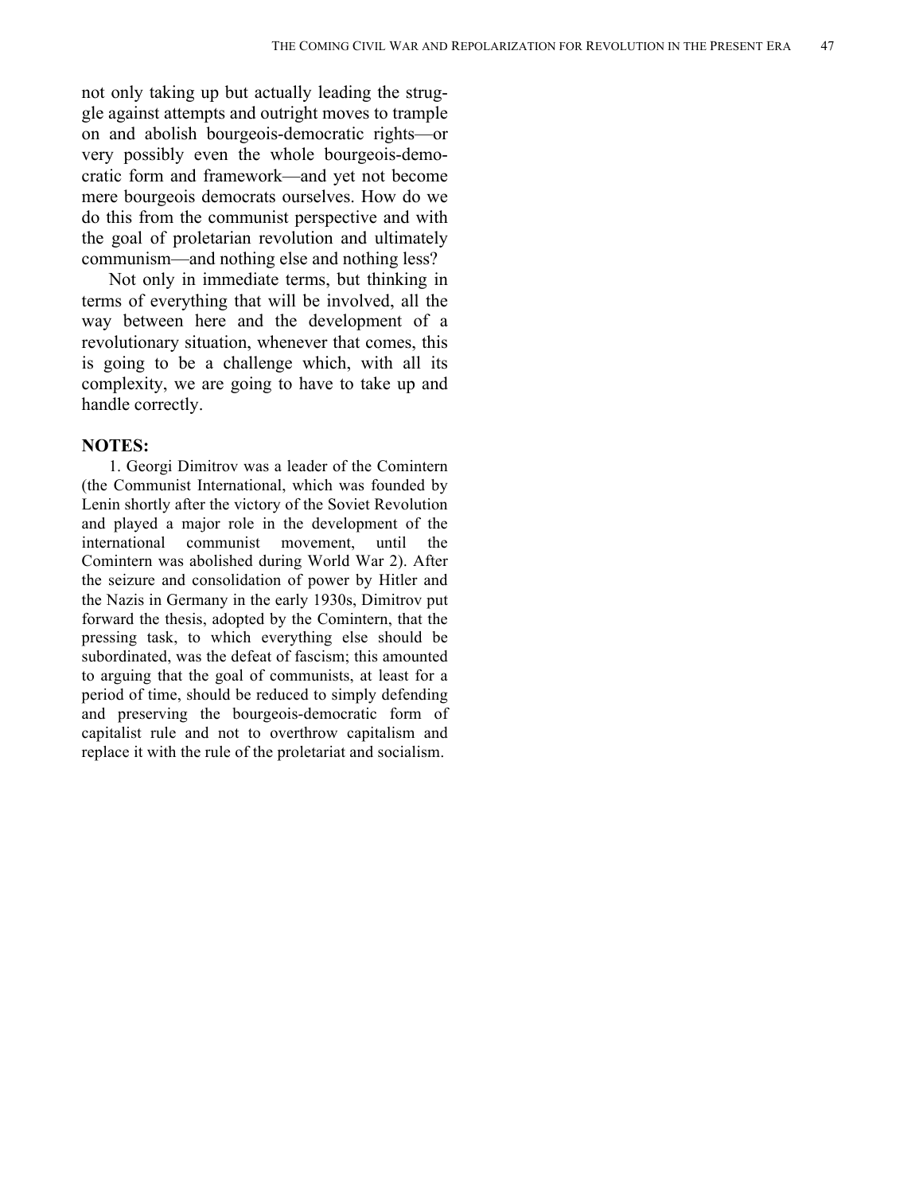not only taking up but actually leading the struggle against attempts and outright moves to trample on and abolish bourgeois-democratic rights—or very possibly even the whole bourgeois-democratic form and framework—and yet not become mere bourgeois democrats ourselves. How do we do this from the communist perspective and with the goal of proletarian revolution and ultimately communism—and nothing else and nothing less?

Not only in immediate terms, but thinking in terms of everything that will be involved, all the way between here and the development of a revolutionary situation, whenever that comes, this is going to be a challenge which, with all its complexity, we are going to have to take up and handle correctly.

**NOTES:**

1. Georgi Dimitrov was a leader of the Comintern (the Communist International, which was founded by Lenin shortly after the victory of the Soviet Revolution and played a major role in the development of the international communist movement, until the Comintern was abolished during World War 2). After the seizure and consolidation of power by Hitler and the Nazis in Germany in the early 1930s, Dimitrov put forward the thesis, adopted by the Comintern, that the pressing task, to which everything else should be subordinated, was the defeat of fascism; this amounted to arguing that the goal of communists, at least for a period of time, should be reduced to simply defending and preserving the bourgeois-democratic form of capitalist rule and not to overthrow capitalism and replace it with the rule of the proletariat and socialism.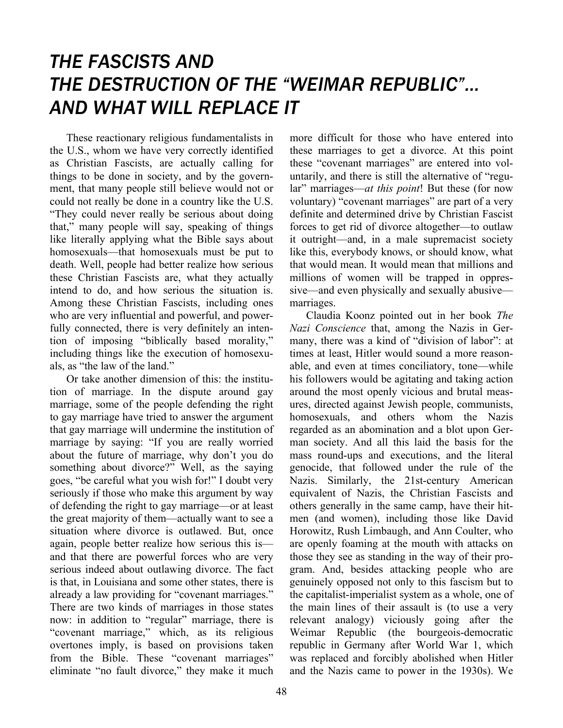# *THE FASCISTS AND THE DESTRUCTION OF THE "WEIMAR REPUBLIC"... AND WHAT WILL REPLACE IT*

These reactionary religious fundamentalists in the U.S., whom we have very correctly identified as Christian Fascists, are actually calling for things to be done in society, and by the government, that many people still believe would not or could not really be done in a country like the U.S. "They could never really be serious about doing that," many people will say, speaking of things like literally applying what the Bible says about homosexuals—that homosexuals must be put to death. Well, people had better realize how serious these Christian Fascists are, what they actually intend to do, and how serious the situation is. Among these Christian Fascists, including ones who are very influential and powerful, and powerfully connected, there is very definitely an intention of imposing "biblically based morality," including things like the execution of homosexuals, as "the law of the land."

Or take another dimension of this: the institution of marriage. In the dispute around gay marriage, some of the people defending the right to gay marriage have tried to answer the argument that gay marriage will undermine the institution of marriage by saying: "If you are really worried about the future of marriage, why don't you do something about divorce?" Well, as the saying goes, "be careful what you wish for!" I doubt very seriously if those who make this argument by way of defending the right to gay marriage—or at least the great majority of them—actually want to see a situation where divorce is outlawed. But, once again, people better realize how serious this is—and that there are powerful forces who are very serious indeed about outlawing divorce. The fact is that, in Louisiana and some other states, there is already a law providing for "covenant marriages." There are two kinds of marriages in those states now: in addition to "regular" marriage, there is "covenant marriage," which, as its religious overtones imply, is based on provisions taken from the Bible. These "covenant marriages" eliminate "no fault divorce," they make it much more difficult for those who have entered into these marriages to get a divorce. At this point these "covenant marriages" are entered into voluntarily, and there is still the alternative of "regular" marriages—*at this point*! But these (for now voluntary) "covenant marriages" are part of a very definite and determined drive by Christian Fascist forces to get rid of divorce altogether—to outlaw it outright—and, in a male supremacist society like this, everybody knows, or should know, what that would mean. It would mean that millions and millions of women will be trapped in oppressive—and even physically and sexually abusive—marriages.

Claudia Koonz pointed out in her book *The Nazi Conscience* that, among the Nazis in Germany, there was a kind of "division of labor": at times at least, Hitler would sound a more reasonable, and even at times conciliatory, tone—while his followers would be agitating and taking action around the most openly vicious and brutal measures, directed against Jewish people, communists, homosexuals, and others whom the Nazis regarded as an abomination and a blot upon German society. And all this laid the basis for the mass round-ups and executions, and the literal genocide, that followed under the rule of the Nazis. Similarly, the 21st-century American equivalent of Nazis, the Christian Fascists and others generally in the same camp, have their hitmen (and women), including those like David Horowitz, Rush Limbaugh, and Ann Coulter, who are openly foaming at the mouth with attacks on those they see as standing in the way of their program. And, besides attacking people who are genuinely opposed not only to this fascism but to the capitalist-imperialist system as a whole, one of the main lines of their assault is (to use a very relevant analogy) viciously going after the Weimar Republic (the bourgeois-democratic republic in Germany after World War 1, which was replaced and forcibly abolished when Hitler and the Nazis came to power in the 1930s). We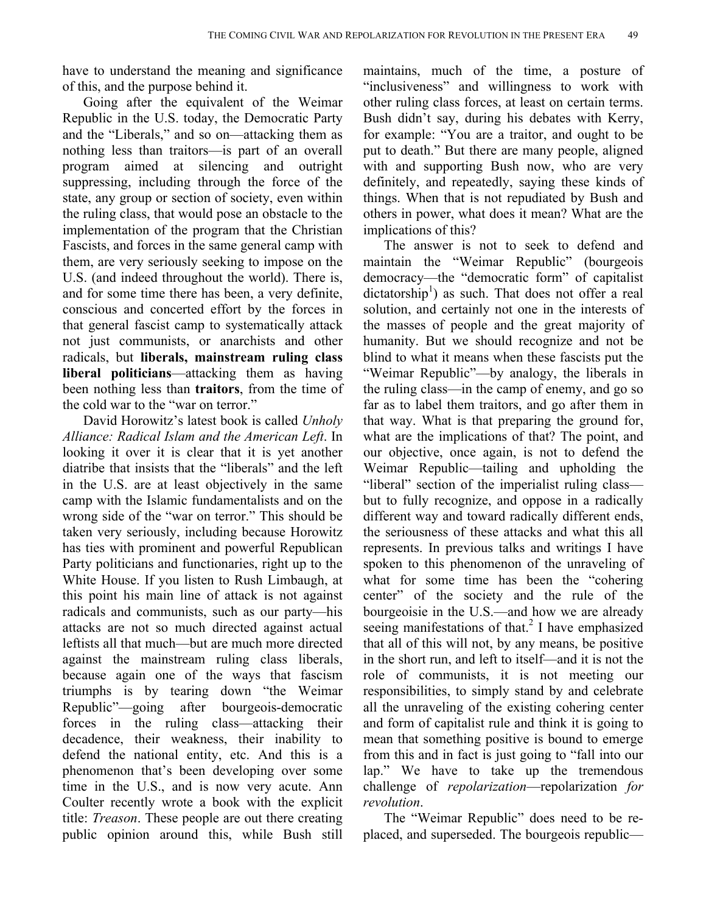have to understand the meaning and significance of this, and the purpose behind it.

Going after the equivalent of the Weimar Republic in the U.S. today, the Democratic Party and the "Liberals," and so on—attacking them as nothing less than traitors—is part of an overall program aimed at silencing and outright suppressing, including through the force of the state, any group or section of society, even within the ruling class, that would pose an obstacle to the implementation of the program that the Christian Fascists, and forces in the same general camp with them, are very seriously seeking to impose on the U.S. (and indeed throughout the world). There is, and for some time there has been, a very definite, conscious and concerted effort by the forces in that general fascist camp to systematically attack not just communists, or anarchists and other radicals, but **liberals, mainstream ruling class liberal politicians**—attacking them as having been nothing less than **traitors**, from the time of the cold war to the "war on terror."

David Horowitz's latest book is called *Unholy Alliance: Radical Islam and the American Left*. In looking it over it is clear that it is yet another diatribe that insists that the "liberals" and the left in the U.S. are at least objectively in the same camp with the Islamic fundamentalists and on the wrong side of the "war on terror." This should be taken very seriously, including because Horowitz has ties with prominent and powerful Republican Party politicians and functionaries, right up to the White House. If you listen to Rush Limbaugh, at this point his main line of attack is not against radicals and communists, such as our party—his attacks are not so much directed against actual leftists all that much—but are much more directed against the mainstream ruling class liberals, because again one of the ways that fascism triumphs is by tearing down "the Weimar Republic"—going after bourgeois-democratic forces in the ruling class—attacking their decadence, their weakness, their inability to defend the national entity, etc. And this is a phenomenon that's been developing over some time in the U.S., and is now very acute. Ann Coulter recently wrote a book with the explicit title: *Treason*. These people are out there creating public opinion around this, while Bush still maintains, much of the time, a posture of "inclusiveness" and willingness to work with other ruling class forces, at least on certain terms. Bush didn't say, during his debates with Kerry, for example: "You are a traitor, and ought to be put to death." But there are many people, aligned with and supporting Bush now, who are very definitely, and repeatedly, saying these kinds of things. When that is not repudiated by Bush and others in power, what does it mean? What are the implications of this?

The answer is not to seek to defend and maintain the "Weimar Republic" (bourgeois democracy—the "democratic form" of capitalist dictatorship[1]) as such. That does not offer a real solution, and certainly not one in the interests of the masses of people and the great majority of humanity. But we should recognize and not be blind to what it means when these fascists put the "Weimar Republic"—by analogy, the liberals in the ruling class—in the camp of enemy, and go so far as to label them traitors, and go after them in that way. What is that preparing the ground for, what are the implications of that? The point, and our objective, once again, is not to defend the Weimar Republic—tailing and upholding the "liberal" section of the imperialist ruling class—but to fully recognize, and oppose in a radically different way and toward radically different ends, the seriousness of these attacks and what this all represents. In previous talks and writings I have spoken to this phenomenon of the unraveling of what for some time has been the "cohering center" of the society and the rule of the bourgeoisie in the U.S.—and how we are already seeing manifestations of that.[2] I have emphasized that all of this will not, by any means, be positive in the short run, and left to itself—and it is not the role of communists, it is not meeting our responsibilities, to simply stand by and celebrate all the unraveling of the existing cohering center and form of capitalist rule and think it is going to mean that something positive is bound to emerge from this and in fact is just going to "fall into our lap." We have to take up the tremendous challenge of *repolarization*—repolarization *for revolution*.

The "Weimar Republic" does need to be replaced, and superseded. The bourgeois republic—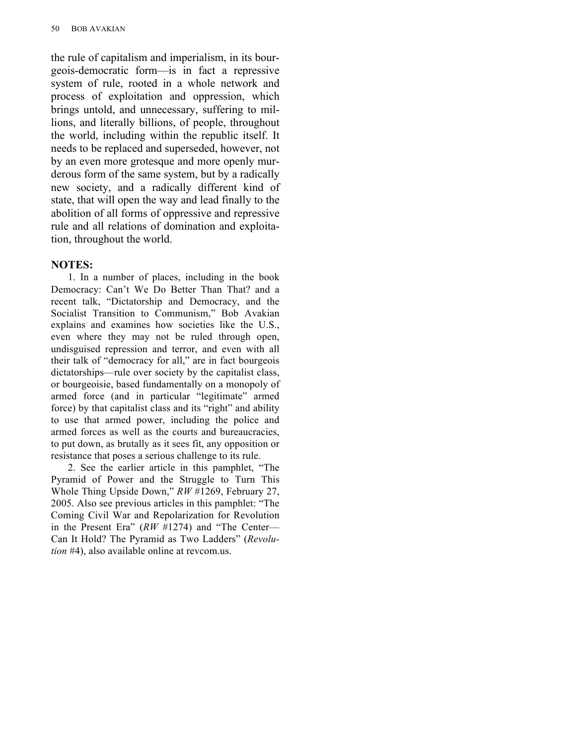the rule of capitalism and imperialism, in its bourgeois-democratic form—is in fact a repressive system of rule, rooted in a whole network and process of exploitation and oppression, which brings untold, and unnecessary, suffering to millions, and literally billions, of people, throughout the world, including within the republic itself. It needs to be replaced and superseded, however, not by an even more grotesque and more openly murderous form of the same system, but by a radically new society, and a radically different kind of state, that will open the way and lead finally to the abolition of all forms of oppressive and repressive rule and all relations of domination and exploitation, throughout the world.

**NOTES:**

1. In a number of places, including in the book Democracy: Can't We Do Better Than That? and a recent talk, "Dictatorship and Democracy, and the Socialist Transition to Communism," Bob Avakian explains and examines how societies like the U.S., even where they may not be ruled through open, undisguised repression and terror, and even with all their talk of "democracy for all," are in fact bourgeois dictatorships—rule over society by the capitalist class, or bourgeoisie, based fundamentally on a monopoly of armed force (and in particular "legitimate" armed force) by that capitalist class and its "right" and ability to use that armed power, including the police and armed forces as well as the courts and bureaucracies, to put down, as brutally as it sees fit, any opposition or resistance that poses a serious challenge to its rule.

2. See the earlier article in this pamphlet, "The Pyramid of Power and the Struggle to Turn This Whole Thing Upside Down," *RW* #1269, February 27, 2005. Also see previous articles in this pamphlet: "The Coming Civil War and Repolarization for Revolution in the Present Era" (*RW* #1274) and "The Center—Can It Hold? The Pyramid as Two Ladders" (*Revolution* #4), also available online at revcom.us.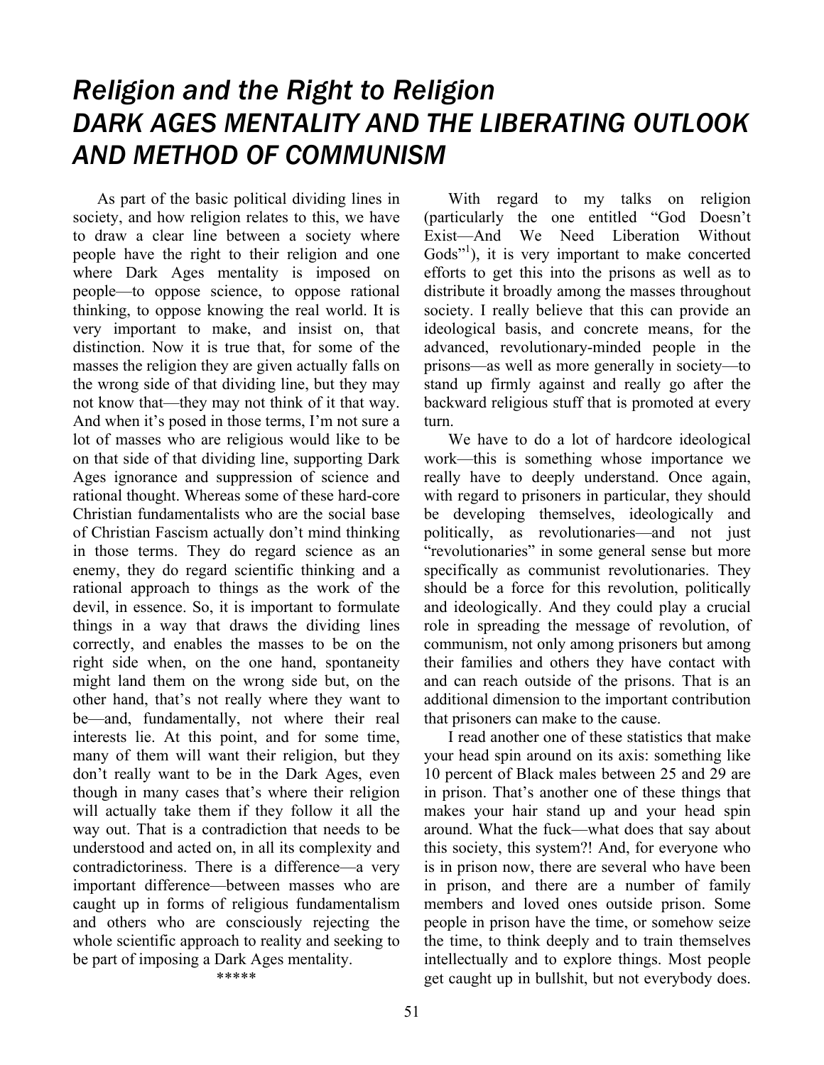# *Religion and the Right to Religion*
# *DARK AGES MENTALITY AND THE LIBERATING OUTLOOK AND METHOD OF COMMUNISM*

As part of the basic political dividing lines in society, and how religion relates to this, we have to draw a clear line between a society where people have the right to their religion and one where Dark Ages mentality is imposed on people—to oppose science, to oppose rational thinking, to oppose knowing the real world. It is very important to make, and insist on, that distinction. Now it is true that, for some of the masses the religion they are given actually falls on the wrong side of that dividing line, but they may not know that—they may not think of it that way. And when it's posed in those terms, I'm not sure a lot of masses who are religious would like to be on that side of that dividing line, supporting Dark Ages ignorance and suppression of science and rational thought. Whereas some of these hard-core Christian fundamentalists who are the social base of Christian Fascism actually don't mind thinking in those terms. They do regard science as an enemy, they do regard scientific thinking and a rational approach to things as the work of the devil, in essence. So, it is important to formulate things in a way that draws the dividing lines correctly, and enables the masses to be on the right side when, on the one hand, spontaneity might land them on the wrong side but, on the other hand, that's not really where they want to be—and, fundamentally, not where their real interests lie. At this point, and for some time, many of them will want their religion, but they don't really want to be in the Dark Ages, even though in many cases that's where their religion will actually take them if they follow it all the way out. That is a contradiction that needs to be understood and acted on, in all its complexity and contradictoriness. There is a difference—a very important difference—between masses who are caught up in forms of religious fundamentalism and others who are consciously rejecting the whole scientific approach to reality and seeking to be part of imposing a Dark Ages mentality.

*****

With regard to my talks on religion (particularly the one entitled "God Doesn't Exist—And We Need Liberation Without Gods"[1]), it is very important to make concerted efforts to get this into the prisons as well as to distribute it broadly among the masses throughout society. I really believe that this can provide an ideological basis, and concrete means, for the advanced, revolutionary-minded people in the prisons—as well as more generally in society—to stand up firmly against and really go after the backward religious stuff that is promoted at every turn.

We have to do a lot of hardcore ideological work—this is something whose importance we really have to deeply understand. Once again, with regard to prisoners in particular, they should be developing themselves, ideologically and politically, as revolutionaries—and not just "revolutionaries" in some general sense but more specifically as communist revolutionaries. They should be a force for this revolution, politically and ideologically. And they could play a crucial role in spreading the message of revolution, of communism, not only among prisoners but among their families and others they have contact with and can reach outside of the prisons. That is an additional dimension to the important contribution that prisoners can make to the cause.

I read another one of these statistics that make your head spin around on its axis: something like 10 percent of Black males between 25 and 29 are in prison. That's another one of these things that makes your hair stand up and your head spin around. What the fuck—what does that say about this society, this system?! And, for everyone who is in prison now, there are several who have been in prison, and there are a number of family members and loved ones outside prison. Some people in prison have the time, or somehow seize the time, to think deeply and to train themselves intellectually and to explore things. Most people get caught up in bullshit, but not everybody does.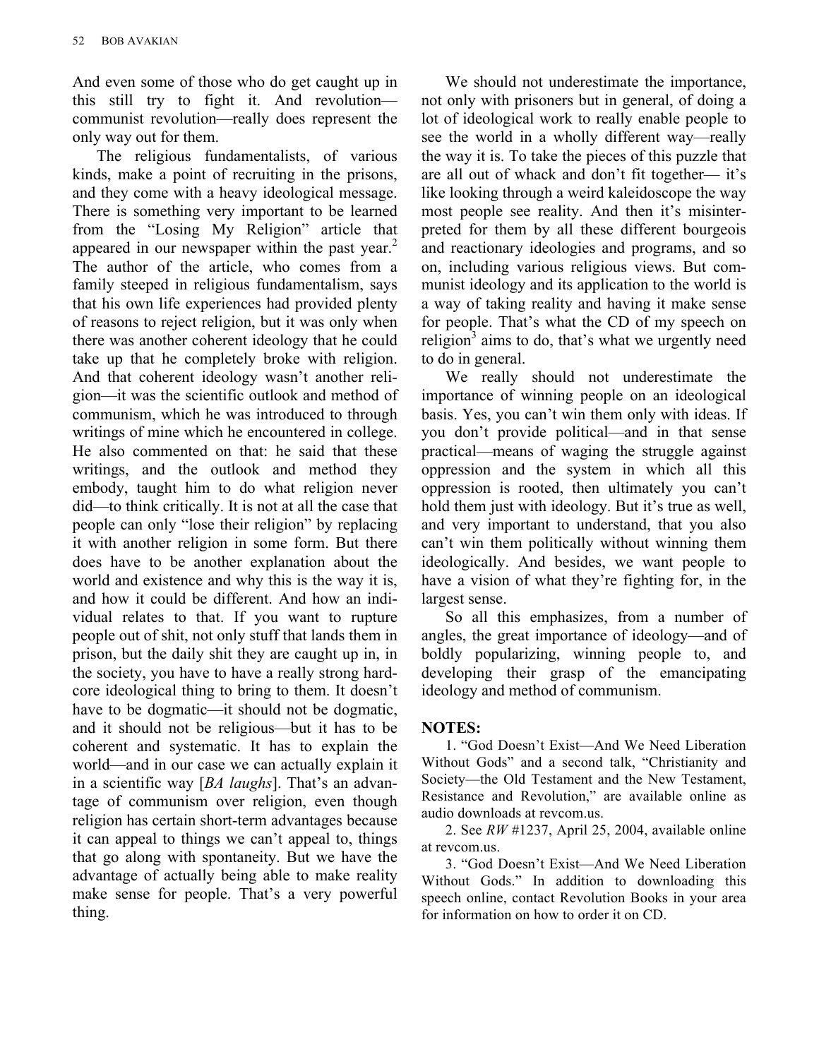And even some of those who do get caught up in this still try to fight it. And revolution—communist revolution—really does represent the only way out for them.

The religious fundamentalists, of various kinds, make a point of recruiting in the prisons, and they come with a heavy ideological message. There is something very important to be learned from the "Losing My Religion" article that appeared in our newspaper within the past year.[2] The author of the article, who comes from a family steeped in religious fundamentalism, says that his own life experiences had provided plenty of reasons to reject religion, but it was only when there was another coherent ideology that he could take up that he completely broke with religion. And that coherent ideology wasn't another religion—it was the scientific outlook and method of communism, which he was introduced to through writings of mine which he encountered in college. He also commented on that: he said that these writings, and the outlook and method they embody, taught him to do what religion never did—to think critically. It is not at all the case that people can only "lose their religion" by replacing it with another religion in some form. But there does have to be another explanation about the world and existence and why this is the way it is, and how it could be different. And how an individual relates to that. If you want to rupture people out of shit, not only stuff that lands them in prison, but the daily shit they are caught up in, in the society, you have to have a really strong hardcore ideological thing to bring to them. It doesn't have to be dogmatic—it should not be dogmatic, and it should not be religious—but it has to be coherent and systematic. It has to explain the world—and in our case we can actually explain it in a scientific way [*BA laughs*]. That's an advantage of communism over religion, even though religion has certain short-term advantages because it can appeal to things we can't appeal to, things that go along with spontaneity. But we have the advantage of actually being able to make reality make sense for people. That's a very powerful thing.

We should not underestimate the importance, not only with prisoners but in general, of doing a lot of ideological work to really enable people to see the world in a wholly different way—really the way it is. To take the pieces of this puzzle that are all out of whack and don't fit together— it's like looking through a weird kaleidoscope the way most people see reality. And then it's misinterpreted for them by all these different bourgeois and reactionary ideologies and programs, and so on, including various religious views. But communist ideology and its application to the world is a way of taking reality and having it make sense for people. That's what the CD of my speech on religion[3] aims to do, that's what we urgently need to do in general.

We really should not underestimate the importance of winning people on an ideological basis. Yes, you can't win them only with ideas. If you don't provide political—and in that sense practical—means of waging the struggle against oppression and the system in which all this oppression is rooted, then ultimately you can't hold them just with ideology. But it's true as well, and very important to understand, that you also can't win them politically without winning them ideologically. And besides, we want people to have a vision of what they're fighting for, in the largest sense.

So all this emphasizes, from a number of angles, the great importance of ideology—and of boldly popularizing, winning people to, and developing their grasp of the emancipating ideology and method of communism.

**NOTES:**

1. "God Doesn't Exist—And We Need Liberation Without Gods" and a second talk, "Christianity and Society—the Old Testament and the New Testament, Resistance and Revolution," are available online as audio downloads at revcom.us.

2. See *RW* #1237, April 25, 2004, available online at revcom.us.

3. "God Doesn't Exist—And We Need Liberation Without Gods." In addition to downloading this speech online, contact Revolution Books in your area for information on how to order it on CD.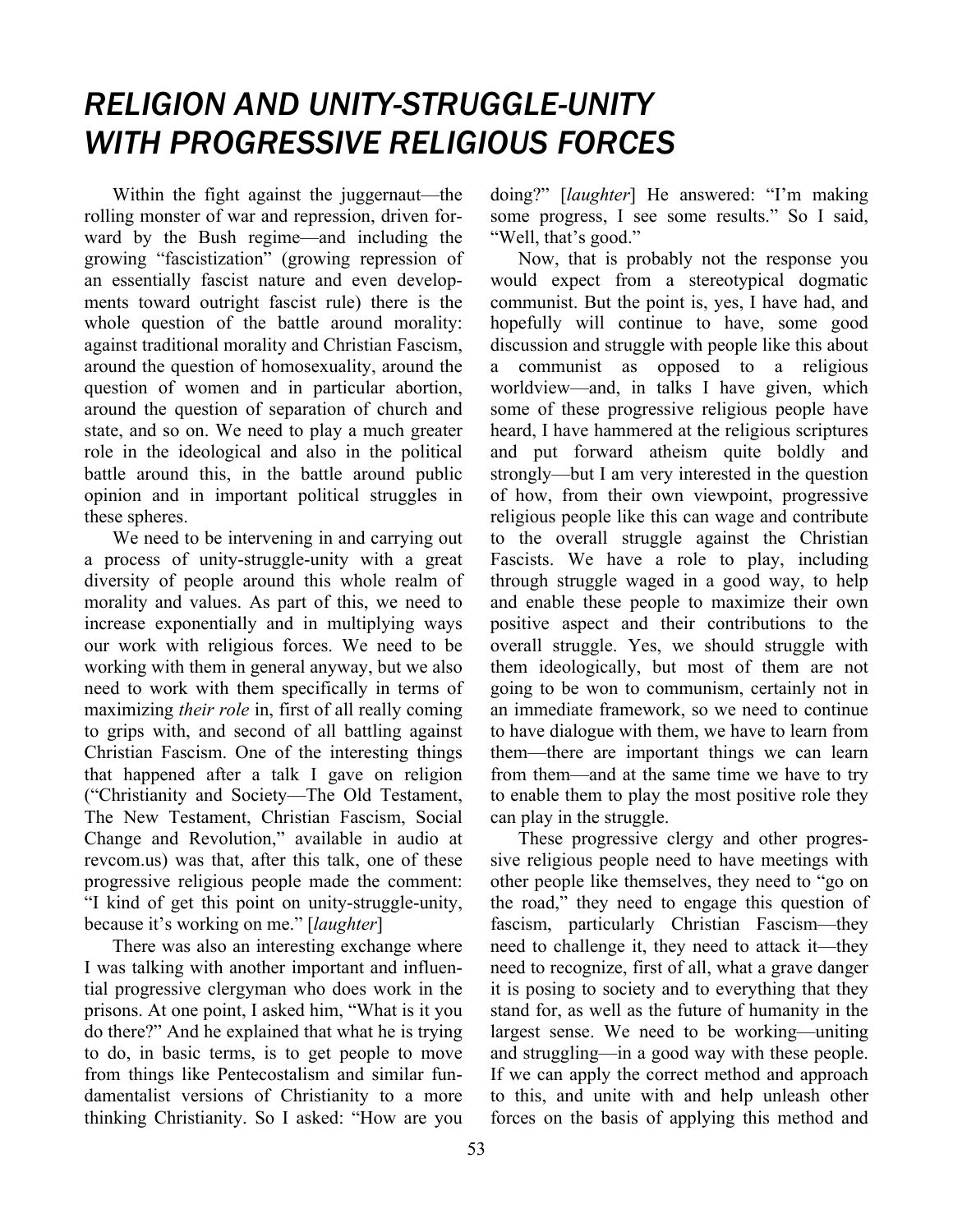# *RELIGION AND UNITY-STRUGGLE-UNITY WITH PROGRESSIVE RELIGIOUS FORCES*

Within the fight against the juggernaut—the rolling monster of war and repression, driven forward by the Bush regime—and including the growing "fascistization" (growing repression of an essentially fascist nature and even developments toward outright fascist rule) there is the whole question of the battle around morality: against traditional morality and Christian Fascism, around the question of homosexuality, around the question of women and in particular abortion, around the question of separation of church and state, and so on. We need to play a much greater role in the ideological and also in the political battle around this, in the battle around public opinion and in important political struggles in these spheres.

We need to be intervening in and carrying out a process of unity-struggle-unity with a great diversity of people around this whole realm of morality and values. As part of this, we need to increase exponentially and in multiplying ways our work with religious forces. We need to be working with them in general anyway, but we also need to work with them specifically in terms of maximizing *their role* in, first of all really coming to grips with, and second of all battling against Christian Fascism. One of the interesting things that happened after a talk I gave on religion ("Christianity and Society—The Old Testament, The New Testament, Christian Fascism, Social Change and Revolution," available in audio at revcom.us) was that, after this talk, one of these progressive religious people made the comment: "I kind of get this point on unity-struggle-unity, because it's working on me." [*laughter*]

There was also an interesting exchange where I was talking with another important and influential progressive clergyman who does work in the prisons. At one point, I asked him, "What is it you do there?" And he explained that what he is trying to do, in basic terms, is to get people to move from things like Pentecostalism and similar fundamentalist versions of Christianity to a more thinking Christianity. So I asked: "How are you doing?" [*laughter*] He answered: "I'm making some progress, I see some results." So I said, "Well, that's good."

Now, that is probably not the response you would expect from a stereotypical dogmatic communist. But the point is, yes, I have had, and hopefully will continue to have, some good discussion and struggle with people like this about a communist as opposed to a religious worldview—and, in talks I have given, which some of these progressive religious people have heard, I have hammered at the religious scriptures and put forward atheism quite boldly and strongly—but I am very interested in the question of how, from their own viewpoint, progressive religious people like this can wage and contribute to the overall struggle against the Christian Fascists. We have a role to play, including through struggle waged in a good way, to help and enable these people to maximize their own positive aspect and their contributions to the overall struggle. Yes, we should struggle with them ideologically, but most of them are not going to be won to communism, certainly not in an immediate framework, so we need to continue to have dialogue with them, we have to learn from them—there are important things we can learn from them—and at the same time we have to try to enable them to play the most positive role they can play in the struggle.

These progressive clergy and other progressive religious people need to have meetings with other people like themselves, they need to "go on the road," they need to engage this question of fascism, particularly Christian Fascism—they need to challenge it, they need to attack it—they need to recognize, first of all, what a grave danger it is posing to society and to everything that they stand for, as well as the future of humanity in the largest sense. We need to be working—uniting and struggling—in a good way with these people. If we can apply the correct method and approach to this, and unite with and help unleash other forces on the basis of applying this method and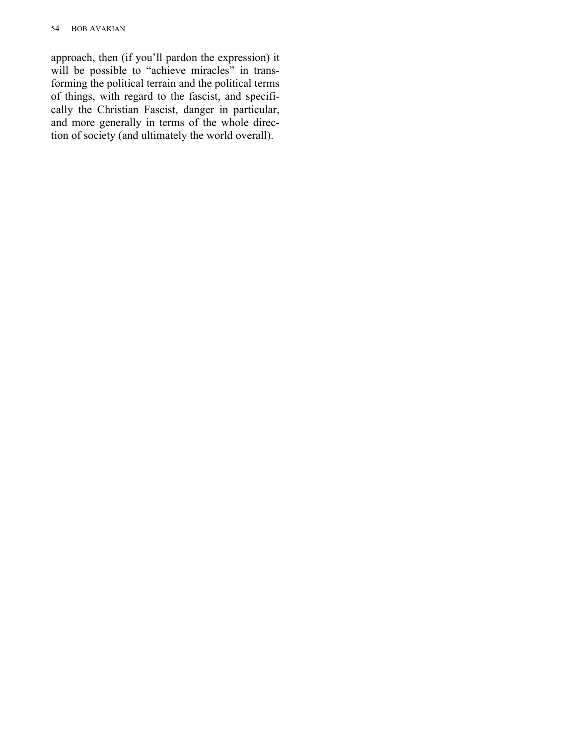approach, then (if you'll pardon the expression) it will be possible to "achieve miracles" in transforming the political terrain and the political terms of things, with regard to the fascist, and specifically the Christian Fascist, danger in particular, and more generally in terms of the whole direction of society (and ultimately the world overall).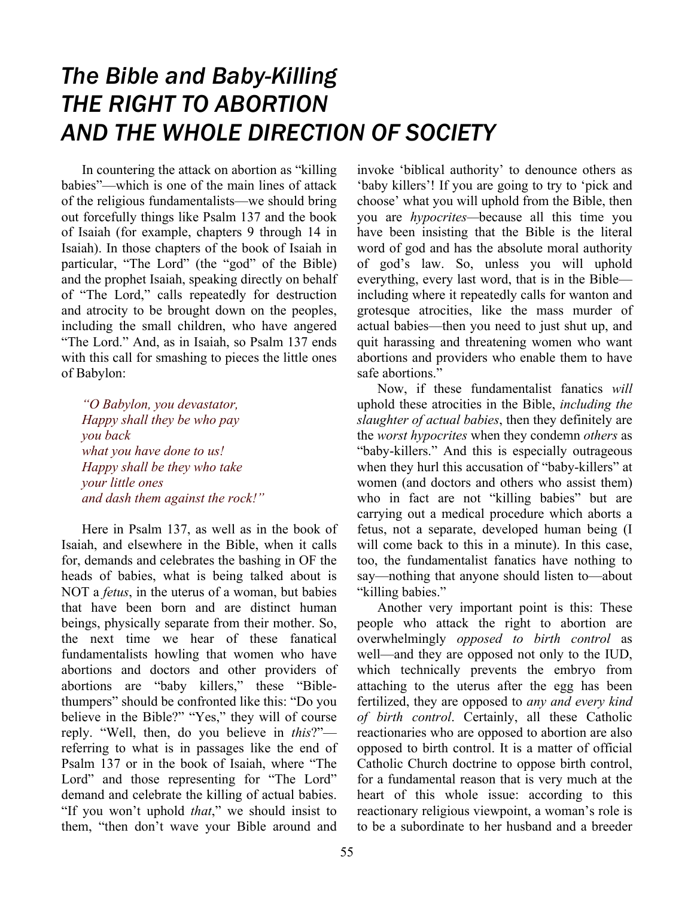# *The Bible and Baby-Killing*
# *THE RIGHT TO ABORTION AND THE WHOLE DIRECTION OF SOCIETY*

In countering the attack on abortion as "killing babies"—which is one of the main lines of attack of the religious fundamentalists—we should bring out forcefully things like Psalm 137 and the book of Isaiah (for example, chapters 9 through 14 in Isaiah). In those chapters of the book of Isaiah in particular, "The Lord" (the "god" of the Bible) and the prophet Isaiah, speaking directly on behalf of "The Lord," calls repeatedly for destruction and atrocity to be brought down on the peoples, including the small children, who have angered "The Lord." And, as in Isaiah, so Psalm 137 ends with this call for smashing to pieces the little ones of Babylon:

> *"O Babylon, you devastator,*
> *Happy shall they be who pay you back*
> *what you have done to us!*
> *Happy shall be they who take your little ones*
> *and dash them against the rock!"*

Here in Psalm 137, as well as in the book of Isaiah, and elsewhere in the Bible, when it calls for, demands and celebrates the bashing in OF the heads of babies, what is being talked about is NOT a *fetus*, in the uterus of a woman, but babies that have been born and are distinct human beings, physically separate from their mother. So, the next time we hear of these fanatical fundamentalists howling that women who have abortions and doctors and other providers of abortions are "baby killers," these "Bible-thumpers" should be confronted like this: "Do you believe in the Bible?" "Yes," they will of course reply. "Well, then, do you believe in *this*?"—referring to what is in passages like the end of Psalm 137 or in the book of Isaiah, where "The Lord" and those representing for "The Lord" demand and celebrate the killing of actual babies. "If you won't uphold *that*," we should insist to them, "then don't wave your Bible around and invoke 'biblical authority' to denounce others as 'baby killers'! If you are going to try to 'pick and choose' what you will uphold from the Bible, then you are *hypocrites*—because all this time you have been insisting that the Bible is the literal word of god and has the absolute moral authority of god's law. So, unless you will uphold everything, every last word, that is in the Bible—including where it repeatedly calls for wanton and grotesque atrocities, like the mass murder of actual babies—then you need to just shut up, and quit harassing and threatening women who want abortions and providers who enable them to have safe abortions."

Now, if these fundamentalist fanatics *will* uphold these atrocities in the Bible, *including the slaughter of actual babies*, then they definitely are the *worst hypocrites* when they condemn *others* as "baby-killers." And this is especially outrageous when they hurl this accusation of "baby-killers" at women (and doctors and others who assist them) who in fact are not "killing babies" but are carrying out a medical procedure which aborts a fetus, not a separate, developed human being (I will come back to this in a minute). In this case, too, the fundamentalist fanatics have nothing to say—nothing that anyone should listen to—about "killing babies."

Another very important point is this: These people who attack the right to abortion are overwhelmingly *opposed to birth control* as well—and they are opposed not only to the IUD, which technically prevents the embryo from attaching to the uterus after the egg has been fertilized, they are opposed to *any and every kind of birth control*. Certainly, all these Catholic reactionaries who are opposed to abortion are also opposed to birth control. It is a matter of official Catholic Church doctrine to oppose birth control, for a fundamental reason that is very much at the heart of this whole issue: according to this reactionary religious viewpoint, a woman's role is to be a subordinate to her husband and a breeder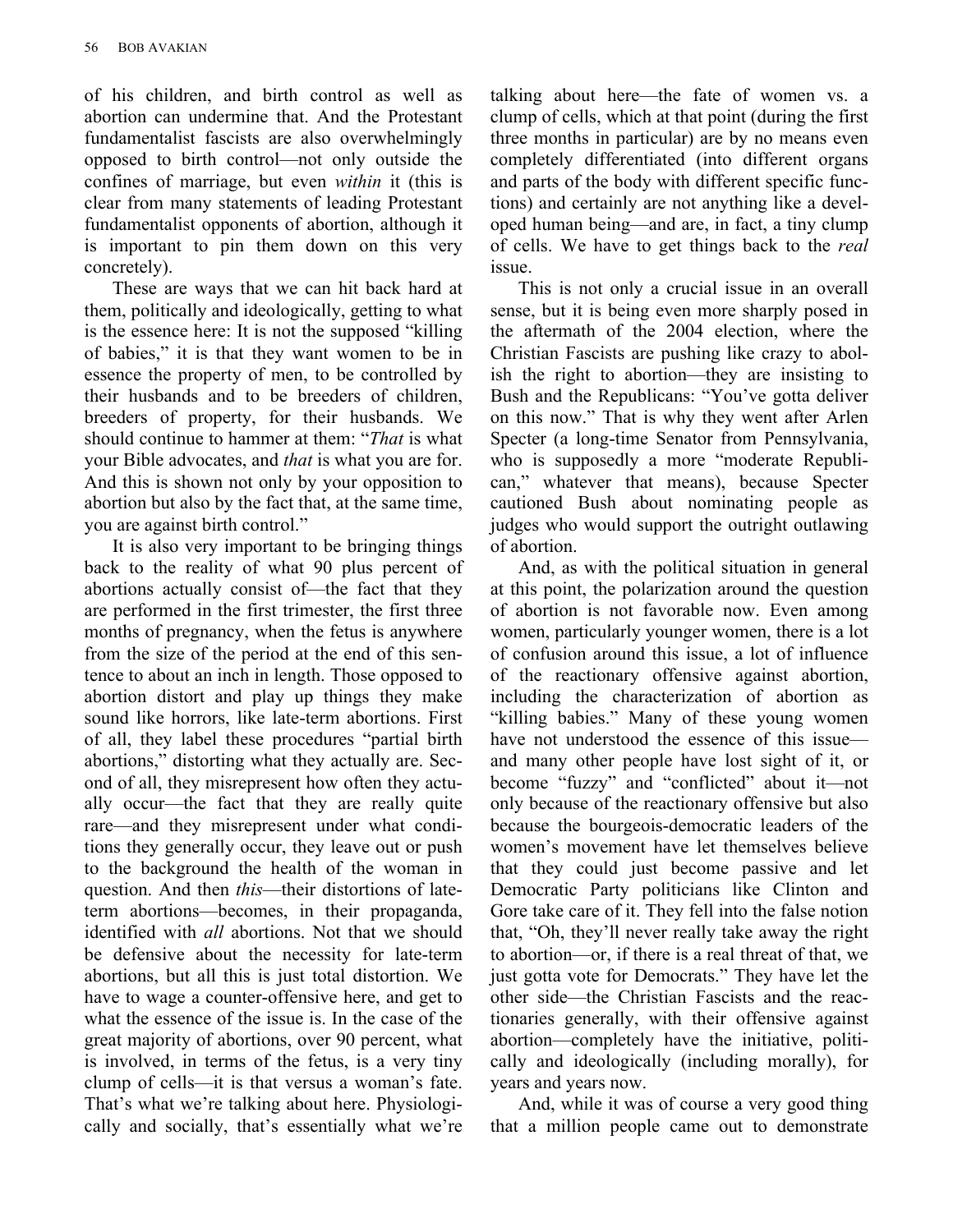of his children, and birth control as well as abortion can undermine that. And the Protestant fundamentalist fascists are also overwhelmingly opposed to birth control—not only outside the confines of marriage, but even *within* it (this is clear from many statements of leading Protestant fundamentalist opponents of abortion, although it is important to pin them down on this very concretely).

These are ways that we can hit back hard at them, politically and ideologically, getting to what is the essence here: It is not the supposed "killing of babies," it is that they want women to be in essence the property of men, to be controlled by their husbands and to be breeders of children, breeders of property, for their husbands. We should continue to hammer at them: "*That* is what your Bible advocates, and *that* is what you are for. And this is shown not only by your opposition to abortion but also by the fact that, at the same time, you are against birth control."

It is also very important to be bringing things back to the reality of what 90 plus percent of abortions actually consist of—the fact that they are performed in the first trimester, the first three months of pregnancy, when the fetus is anywhere from the size of the period at the end of this sentence to about an inch in length. Those opposed to abortion distort and play up things they make sound like horrors, like late-term abortions. First of all, they label these procedures "partial birth abortions," distorting what they actually are. Second of all, they misrepresent how often they actually occur—the fact that they are really quite rare—and they misrepresent under what conditions they generally occur, they leave out or push to the background the health of the woman in question. And then *this*—their distortions of late-term abortions—becomes, in their propaganda, identified with *all* abortions. Not that we should be defensive about the necessity for late-term abortions, but all this is just total distortion. We have to wage a counter-offensive here, and get to what the essence of the issue is. In the case of the great majority of abortions, over 90 percent, what is involved, in terms of the fetus, is a very tiny clump of cells—it is that versus a woman's fate. That's what we're talking about here. Physiologically and socially, that's essentially what we're talking about here—the fate of women vs. a clump of cells, which at that point (during the first three months in particular) are by no means even completely differentiated (into different organs and parts of the body with different specific functions) and certainly are not anything like a developed human being—and are, in fact, a tiny clump of cells. We have to get things back to the *real* issue.

This is not only a crucial issue in an overall sense, but it is being even more sharply posed in the aftermath of the 2004 election, where the Christian Fascists are pushing like crazy to abolish the right to abortion—they are insisting to Bush and the Republicans: "You've gotta deliver on this now." That is why they went after Arlen Specter (a long-time Senator from Pennsylvania, who is supposedly a more "moderate Republican," whatever that means), because Specter cautioned Bush about nominating people as judges who would support the outright outlawing of abortion.

And, as with the political situation in general at this point, the polarization around the question of abortion is not favorable now. Even among women, particularly younger women, there is a lot of confusion around this issue, a lot of influence of the reactionary offensive against abortion, including the characterization of abortion as "killing babies." Many of these young women have not understood the essence of this issue—and many other people have lost sight of it, or become "fuzzy" and "conflicted" about it—not only because of the reactionary offensive but also because the bourgeois-democratic leaders of the women's movement have let themselves believe that they could just become passive and let Democratic Party politicians like Clinton and Gore take care of it. They fell into the false notion that, "Oh, they'll never really take away the right to abortion—or, if there is a real threat of that, we just gotta vote for Democrats." They have let the other side—the Christian Fascists and the reactionaries generally, with their offensive against abortion—completely have the initiative, politically and ideologically (including morally), for years and years now.

And, while it was of course a very good thing that a million people came out to demonstrate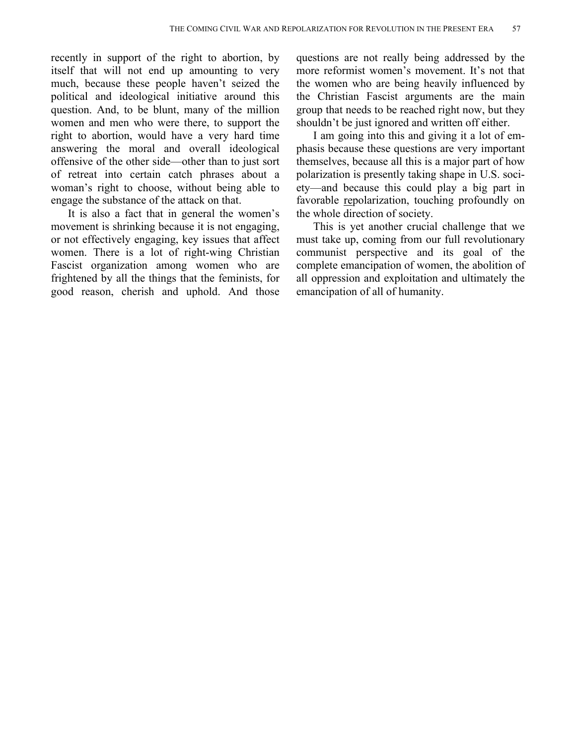recently in support of the right to abortion, by itself that will not end up amounting to very much, because these people haven't seized the political and ideological initiative around this question. And, to be blunt, many of the million women and men who were there, to support the right to abortion, would have a very hard time answering the moral and overall ideological offensive of the other side—other than to just sort of retreat into certain catch phrases about a woman's right to choose, without being able to engage the substance of the attack on that.

It is also a fact that in general the women's movement is shrinking because it is not engaging, or not effectively engaging, key issues that affect women. There is a lot of right-wing Christian Fascist organization among women who are frightened by all the things that the feminists, for good reason, cherish and uphold. And those questions are not really being addressed by the more reformist women's movement. It's not that the women who are being heavily influenced by the Christian Fascist arguments are the main group that needs to be reached right now, but they shouldn't be just ignored and written off either.

I am going into this and giving it a lot of emphasis because these questions are very important themselves, because all this is a major part of how polarization is presently taking shape in U.S. society—and because this could play a big part in favorable <u>re</u>polarization, touching profoundly on the whole direction of society.

This is yet another crucial challenge that we must take up, coming from our full revolutionary communist perspective and its goal of the complete emancipation of women, the abolition of all oppression and exploitation and ultimately the emancipation of all of humanity.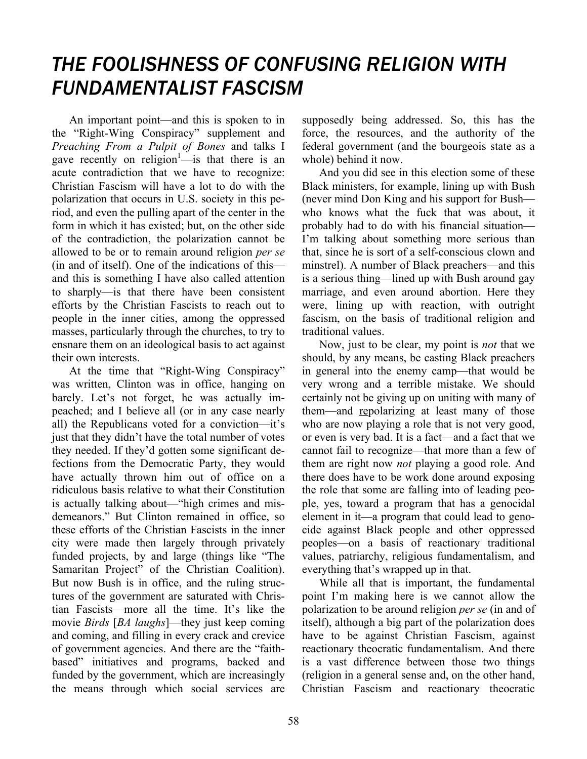# *THE FOOLISHNESS OF CONFUSING RELIGION WITH FUNDAMENTALIST FASCISM*

An important point—and this is spoken to in the "Right-Wing Conspiracy" supplement and *Preaching From a Pulpit of Bones* and talks I gave recently on religion[1]—is that there is an acute contradiction that we have to recognize: Christian Fascism will have a lot to do with the polarization that occurs in U.S. society in this period, and even the pulling apart of the center in the form in which it has existed; but, on the other side of the contradiction, the polarization cannot be allowed to be or to remain around religion *per se* (in and of itself). One of the indications of this—and this is something I have also called attention to sharply—is that there have been consistent efforts by the Christian Fascists to reach out to people in the inner cities, among the oppressed masses, particularly through the churches, to try to ensnare them on an ideological basis to act against their own interests.

At the time that "Right-Wing Conspiracy" was written, Clinton was in office, hanging on barely. Let's not forget, he was actually impeached; and I believe all (or in any case nearly all) the Republicans voted for a conviction—it's just that they didn't have the total number of votes they needed. If they'd gotten some significant defections from the Democratic Party, they would have actually thrown him out of office on a ridiculous basis relative to what their Constitution is actually talking about—"high crimes and misdemeanors." But Clinton remained in office, so these efforts of the Christian Fascists in the inner city were made then largely through privately funded projects, by and large (things like "The Samaritan Project" of the Christian Coalition). But now Bush is in office, and the ruling structures of the government are saturated with Christian Fascists—more all the time. It's like the movie *Birds* [*BA laughs*]—they just keep coming and coming, and filling in every crack and crevice of government agencies. And there are the "faith-based" initiatives and programs, backed and funded by the government, which are increasingly the means through which social services are supposedly being addressed. So, this has the force, the resources, and the authority of the federal government (and the bourgeois state as a whole) behind it now.

And you did see in this election some of these Black ministers, for example, lining up with Bush (never mind Don King and his support for Bush—who knows what the fuck that was about, it probably had to do with his financial situation—I'm talking about something more serious than that, since he is sort of a self-conscious clown and minstrel). A number of Black preachers—and this is a serious thing—lined up with Bush around gay marriage, and even around abortion. Here they were, lining up with reaction, with outright fascism, on the basis of traditional religion and traditional values.

Now, just to be clear, my point is *not* that we should, by any means, be casting Black preachers in general into the enemy camp—that would be very wrong and a terrible mistake. We should certainly not be giving up on uniting with many of them—and <u>re</u>polarizing at least many of those who are now playing a role that is not very good, or even is very bad. It is a fact—and a fact that we cannot fail to recognize—that more than a few of them are right now *not* playing a good role. And there does have to be work done around exposing the role that some are falling into of leading people, yes, toward a program that has a genocidal element in it—a program that could lead to genocide against Black people and other oppressed peoples—on a basis of reactionary traditional values, patriarchy, religious fundamentalism, and everything that's wrapped up in that.

While all that is important, the fundamental point I'm making here is we cannot allow the polarization to be around religion *per se* (in and of itself), although a big part of the polarization does have to be against Christian Fascism, against reactionary theocratic fundamentalism. And there is a vast difference between those two things (religion in a general sense and, on the other hand, Christian Fascism and reactionary theocratic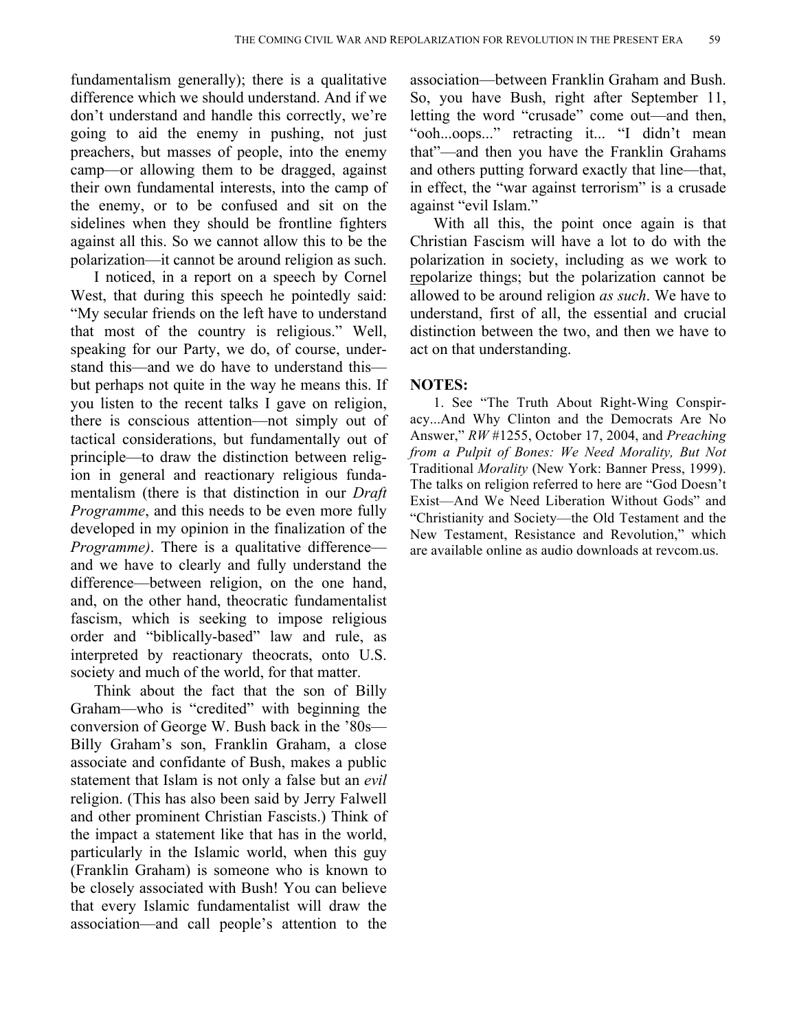fundamentalism generally); there is a qualitative difference which we should understand. And if we don't understand and handle this correctly, we're going to aid the enemy in pushing, not just preachers, but masses of people, into the enemy camp—or allowing them to be dragged, against their own fundamental interests, into the camp of the enemy, or to be confused and sit on the sidelines when they should be frontline fighters against all this. So we cannot allow this to be the polarization—it cannot be around religion as such.

I noticed, in a report on a speech by Cornel West, that during this speech he pointedly said: "My secular friends on the left have to understand that most of the country is religious." Well, speaking for our Party, we do, of course, understand this—and we do have to understand this—but perhaps not quite in the way he means this. If you listen to the recent talks I gave on religion, there is conscious attention—not simply out of tactical considerations, but fundamentally out of principle—to draw the distinction between religion in general and reactionary religious fundamentalism (there is that distinction in our *Draft Programme*, and this needs to be even more fully developed in my opinion in the finalization of the *Programme)*. There is a qualitative difference—and we have to clearly and fully understand the difference—between religion, on the one hand, and, on the other hand, theocratic fundamentalist fascism, which is seeking to impose religious order and "biblically-based" law and rule, as interpreted by reactionary theocrats, onto U.S. society and much of the world, for that matter.

Think about the fact that the son of Billy Graham—who is "credited" with beginning the conversion of George W. Bush back in the '80s—Billy Graham's son, Franklin Graham, a close associate and confidante of Bush, makes a public statement that Islam is not only a false but an *evil* religion. (This has also been said by Jerry Falwell and other prominent Christian Fascists.) Think of the impact a statement like that has in the world, particularly in the Islamic world, when this guy (Franklin Graham) is someone who is known to be closely associated with Bush! You can believe that every Islamic fundamentalist will draw the association—and call people's attention to the association—between Franklin Graham and Bush. So, you have Bush, right after September 11, letting the word "crusade" come out—and then, "ooh...oops..." retracting it... "I didn't mean that"—and then you have the Franklin Grahams and others putting forward exactly that line—that, in effect, the "war against terrorism" is a crusade against "evil Islam."

With all this, the point once again is that Christian Fascism will have a lot to do with the polarization in society, including as we work to repolarize things; but the polarization cannot be allowed to be around religion *as such*. We have to understand, first of all, the essential and crucial distinction between the two, and then we have to act on that understanding.

**NOTES:**

1. See "The Truth About Right-Wing Conspiracy...And Why Clinton and the Democrats Are No Answer," *RW* #1255, October 17, 2004, and *Preaching from a Pulpit of Bones: We Need Morality, But Not* Traditional *Morality* (New York: Banner Press, 1999). The talks on religion referred to here are "God Doesn't Exist—And We Need Liberation Without Gods" and "Christianity and Society—the Old Testament and the New Testament, Resistance and Revolution," which are available online as audio downloads at revcom.us.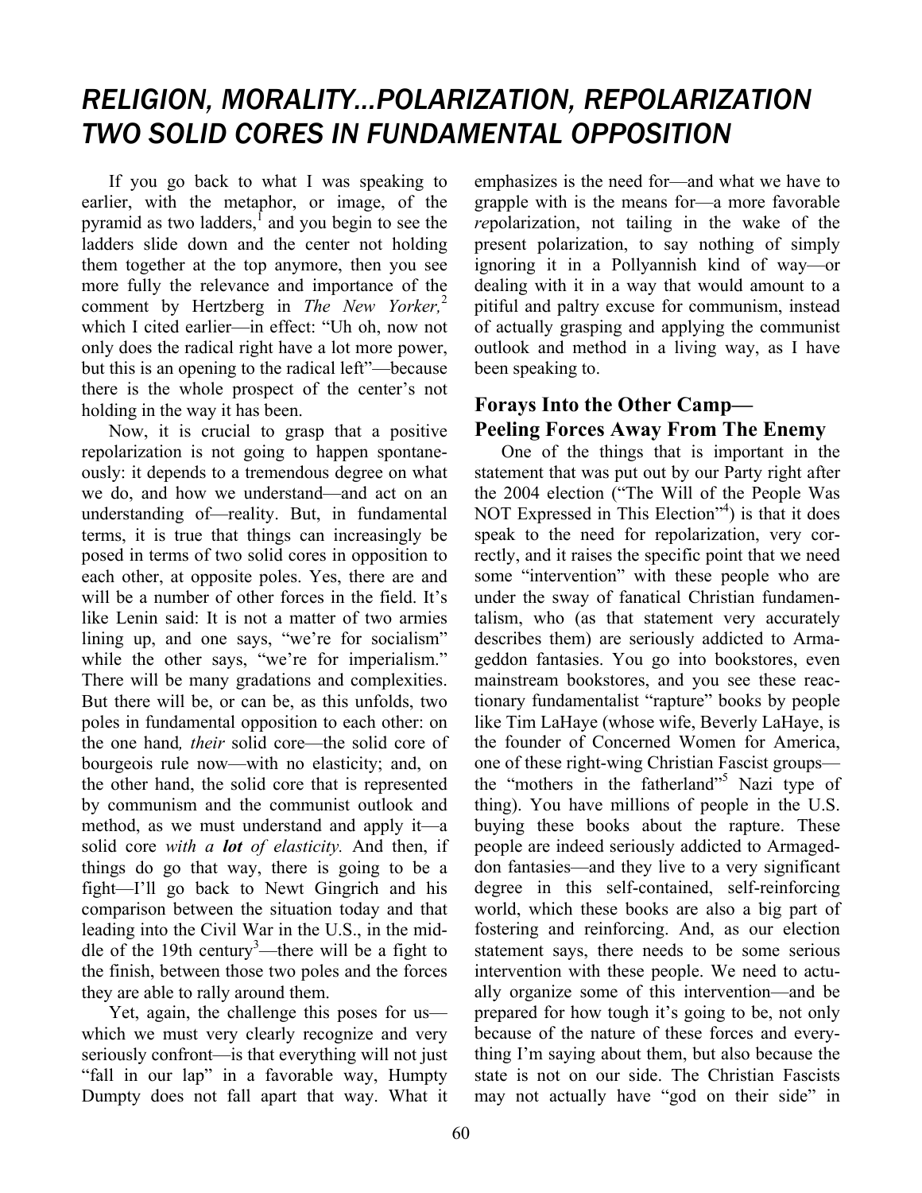# *RELIGION, MORALITY...POLARIZATION, REPOLARIZATION TWO SOLID CORES IN FUNDAMENTAL OPPOSITION*

If you go back to what I was speaking to earlier, with the metaphor, or image, of the pyramid as two ladders,[1] and you begin to see the ladders slide down and the center not holding them together at the top anymore, then you see more fully the relevance and importance of the comment by Hertzberg in *The New Yorker,*[2] which I cited earlier—in effect: "Uh oh, now not only does the radical right have a lot more power, but this is an opening to the radical left"—because there is the whole prospect of the center's not holding in the way it has been.

Now, it is crucial to grasp that a positive repolarization is not going to happen spontaneously: it depends to a tremendous degree on what we do, and how we understand—and act on an understanding of—reality. But, in fundamental terms, it is true that things can increasingly be posed in terms of two solid cores in opposition to each other, at opposite poles. Yes, there are and will be a number of other forces in the field. It's like Lenin said: It is not a matter of two armies lining up, and one says, "we're for socialism" while the other says, "we're for imperialism." There will be many gradations and complexities. But there will be, or can be, as this unfolds, two poles in fundamental opposition to each other: on the one hand*, their* solid core—the solid core of bourgeois rule now—with no elasticity; and, on the other hand, the solid core that is represented by communism and the communist outlook and method, as we must understand and apply it—a solid core *with a **lot** of elasticity.* And then, if things do go that way, there is going to be a fight—I'll go back to Newt Gingrich and his comparison between the situation today and that leading into the Civil War in the U.S., in the middle of the 19th century[3]—there will be a fight to the finish, between those two poles and the forces they are able to rally around them.

Yet, again, the challenge this poses for us—which we must very clearly recognize and very seriously confront—is that everything will not just "fall in our lap" in a favorable way, Humpty Dumpty does not fall apart that way. What it emphasizes is the need for—and what we have to grapple with is the means for—a more favorable *re*polarization, not tailing in the wake of the present polarization, to say nothing of simply ignoring it in a Pollyannish kind of way—or dealing with it in a way that would amount to a pitiful and paltry excuse for communism, instead of actually grasping and applying the communist outlook and method in a living way, as I have been speaking to.

## Forays Into the Other Camp— Peeling Forces Away From The Enemy

One of the things that is important in the statement that was put out by our Party right after the 2004 election ("The Will of the People Was NOT Expressed in This Election"[4]) is that it does speak to the need for repolarization, very correctly, and it raises the specific point that we need some "intervention" with these people who are under the sway of fanatical Christian fundamentalism, who (as that statement very accurately describes them) are seriously addicted to Armageddon fantasies. You go into bookstores, even mainstream bookstores, and you see these reactionary fundamentalist "rapture" books by people like Tim LaHaye (whose wife, Beverly LaHaye, is the founder of Concerned Women for America, one of these right-wing Christian Fascist groups—the "mothers in the fatherland"[5] Nazi type of thing). You have millions of people in the U.S. buying these books about the rapture. These people are indeed seriously addicted to Armageddon fantasies—and they live to a very significant degree in this self-contained, self-reinforcing world, which these books are also a big part of fostering and reinforcing. And, as our election statement says, there needs to be some serious intervention with these people. We need to actually organize some of this intervention—and be prepared for how tough it's going to be, not only because of the nature of these forces and everything I'm saying about them, but also because the state is not on our side. The Christian Fascists may not actually have "god on their side" in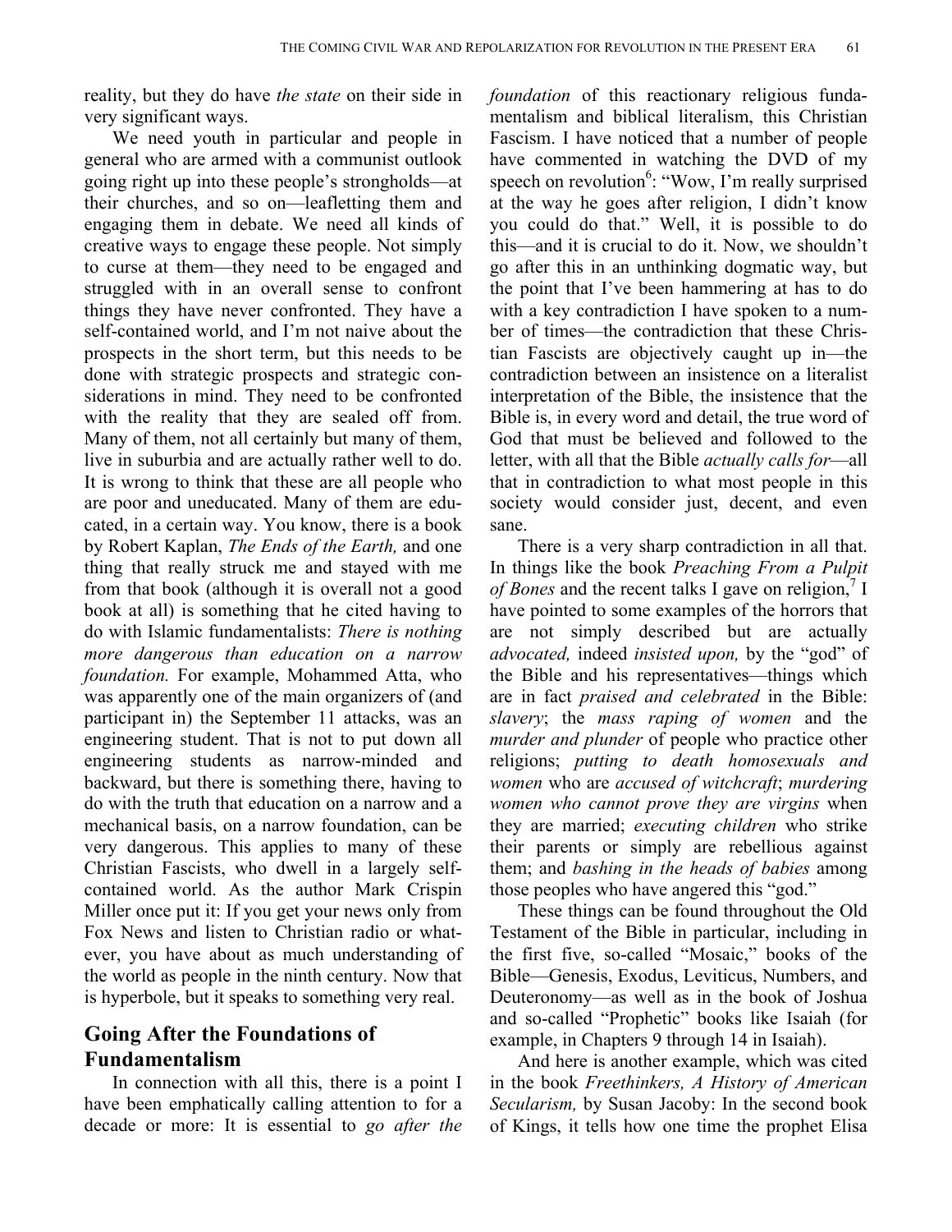reality, but they do have *the state* on their side in very significant ways.

We need youth in particular and people in general who are armed with a communist outlook going right up into these people's strongholds—at their churches, and so on—leafletting them and engaging them in debate. We need all kinds of creative ways to engage these people. Not simply to curse at them—they need to be engaged and struggled with in an overall sense to confront things they have never confronted. They have a self-contained world, and I'm not naive about the prospects in the short term, but this needs to be done with strategic prospects and strategic considerations in mind. They need to be confronted with the reality that they are sealed off from. Many of them, not all certainly but many of them, live in suburbia and are actually rather well to do. It is wrong to think that these are all people who are poor and uneducated. Many of them are educated, in a certain way. You know, there is a book by Robert Kaplan, *The Ends of the Earth,* and one thing that really struck me and stayed with me from that book (although it is overall not a good book at all) is something that he cited having to do with Islamic fundamentalists: *There is nothing more dangerous than education on a narrow foundation.* For example, Mohammed Atta, who was apparently one of the main organizers of (and participant in) the September 11 attacks, was an engineering student. That is not to put down all engineering students as narrow-minded and backward, but there is something there, having to do with the truth that education on a narrow and a mechanical basis, on a narrow foundation, can be very dangerous. This applies to many of these Christian Fascists, who dwell in a largely self-contained world. As the author Mark Crispin Miller once put it: If you get your news only from Fox News and listen to Christian radio or whatever, you have about as much understanding of the world as people in the ninth century. Now that is hyperbole, but it speaks to something very real.

## Going After the Foundations of Fundamentalism

In connection with all this, there is a point I have been emphatically calling attention to for a decade or more: It is essential to *go after the foundation* of this reactionary religious fundamentalism and biblical literalism, this Christian Fascism. I have noticed that a number of people have commented in watching the DVD of my speech on revolution[6]: "Wow, I'm really surprised at the way he goes after religion, I didn't know you could do that." Well, it is possible to do this—and it is crucial to do it. Now, we shouldn't go after this in an unthinking dogmatic way, but the point that I've been hammering at has to do with a key contradiction I have spoken to a number of times—the contradiction that these Christian Fascists are objectively caught up in—the contradiction between an insistence on a literalist interpretation of the Bible, the insistence that the Bible is, in every word and detail, the true word of God that must be believed and followed to the letter, with all that the Bible *actually calls for*—all that in contradiction to what most people in this society would consider just, decent, and even sane.

There is a very sharp contradiction in all that. In things like the book *Preaching From a Pulpit of Bones* and the recent talks I gave on religion,[7] I have pointed to some examples of the horrors that are not simply described but are actually *advocated,* indeed *insisted upon,* by the "god" of the Bible and his representatives—things which are in fact *praised and celebrated* in the Bible: *slavery*; the *mass raping of women* and the *murder and plunder* of people who practice other religions; *putting to death homosexuals and women* who are *accused of witchcraft*; *murdering women who cannot prove they are virgins* when they are married; *executing children* who strike their parents or simply are rebellious against them; and *bashing in the heads of babies* among those peoples who have angered this "god."

These things can be found throughout the Old Testament of the Bible in particular, including in the first five, so-called "Mosaic," books of the Bible—Genesis, Exodus, Leviticus, Numbers, and Deuteronomy—as well as in the book of Joshua and so-called "Prophetic" books like Isaiah (for example, in Chapters 9 through 14 in Isaiah).

And here is another example, which was cited in the book *Freethinkers, A History of American Secularism,* by Susan Jacoby: In the second book of Kings, it tells how one time the prophet Elisa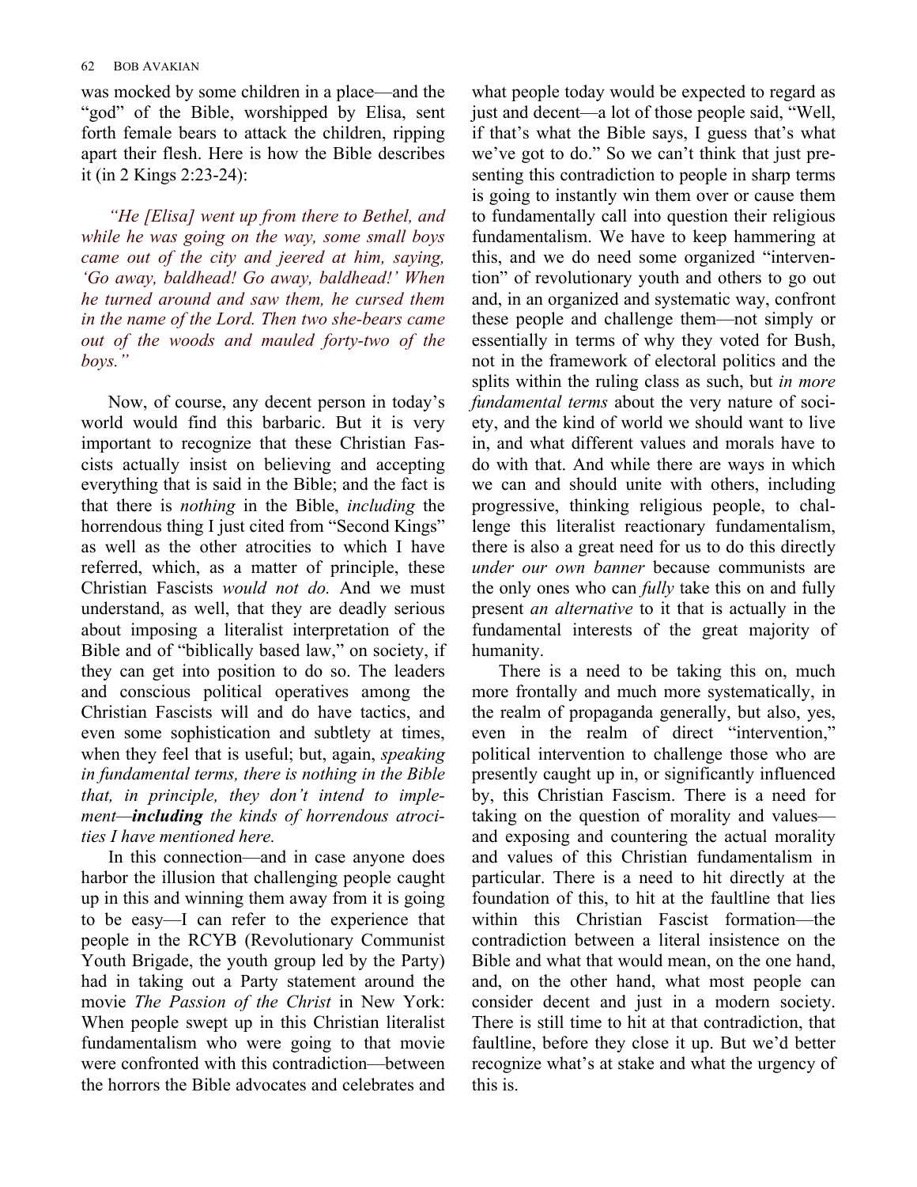was mocked by some children in a place—and the "god" of the Bible, worshipped by Elisa, sent forth female bears to attack the children, ripping apart their flesh. Here is how the Bible describes it (in 2 Kings 2:23-24):

*"He [Elisa] went up from there to Bethel, and while he was going on the way, some small boys came out of the city and jeered at him, saying, 'Go away, baldhead! Go away, baldhead!' When he turned around and saw them, he cursed them in the name of the Lord. Then two she-bears came out of the woods and mauled forty-two of the boys."*

Now, of course, any decent person in today's world would find this barbaric. But it is very important to recognize that these Christian Fascists actually insist on believing and accepting everything that is said in the Bible; and the fact is that there is *nothing* in the Bible, *including* the horrendous thing I just cited from "Second Kings" as well as the other atrocities to which I have referred, which, as a matter of principle, these Christian Fascists *would not do.* And we must understand, as well, that they are deadly serious about imposing a literalist interpretation of the Bible and of "biblically based law," on society, if they can get into position to do so. The leaders and conscious political operatives among the Christian Fascists will and do have tactics, and even some sophistication and subtlety at times, when they feel that is useful; but, again, *speaking in fundamental terms, there is nothing in the Bible that, in principle, they don't intend to implement—**including** the kinds of horrendous atrocities I have mentioned here.*

In this connection—and in case anyone does harbor the illusion that challenging people caught up in this and winning them away from it is going to be easy—I can refer to the experience that people in the RCYB (Revolutionary Communist Youth Brigade, the youth group led by the Party) had in taking out a Party statement around the movie *The Passion of the Christ* in New York: When people swept up in this Christian literalist fundamentalism who were going to that movie were confronted with this contradiction—between the horrors the Bible advocates and celebrates and what people today would be expected to regard as just and decent—a lot of those people said, "Well, if that's what the Bible says, I guess that's what we've got to do." So we can't think that just presenting this contradiction to people in sharp terms is going to instantly win them over or cause them to fundamentally call into question their religious fundamentalism. We have to keep hammering at this, and we do need some organized "intervention" of revolutionary youth and others to go out and, in an organized and systematic way, confront these people and challenge them—not simply or essentially in terms of why they voted for Bush, not in the framework of electoral politics and the splits within the ruling class as such, but *in more fundamental terms* about the very nature of society, and the kind of world we should want to live in, and what different values and morals have to do with that. And while there are ways in which we can and should unite with others, including progressive, thinking religious people, to challenge this literalist reactionary fundamentalism, there is also a great need for us to do this directly *under our own banner* because communists are the only ones who can *fully* take this on and fully present *an alternative* to it that is actually in the fundamental interests of the great majority of humanity.

There is a need to be taking this on, much more frontally and much more systematically, in the realm of propaganda generally, but also, yes, even in the realm of direct "intervention," political intervention to challenge those who are presently caught up in, or significantly influenced by, this Christian Fascism. There is a need for taking on the question of morality and values—and exposing and countering the actual morality and values of this Christian fundamentalism in particular. There is a need to hit directly at the foundation of this, to hit at the faultline that lies within this Christian Fascist formation—the contradiction between a literal insistence on the Bible and what that would mean, on the one hand, and, on the other hand, what most people can consider decent and just in a modern society. There is still time to hit at that contradiction, that faultline, before they close it up. But we'd better recognize what's at stake and what the urgency of this is.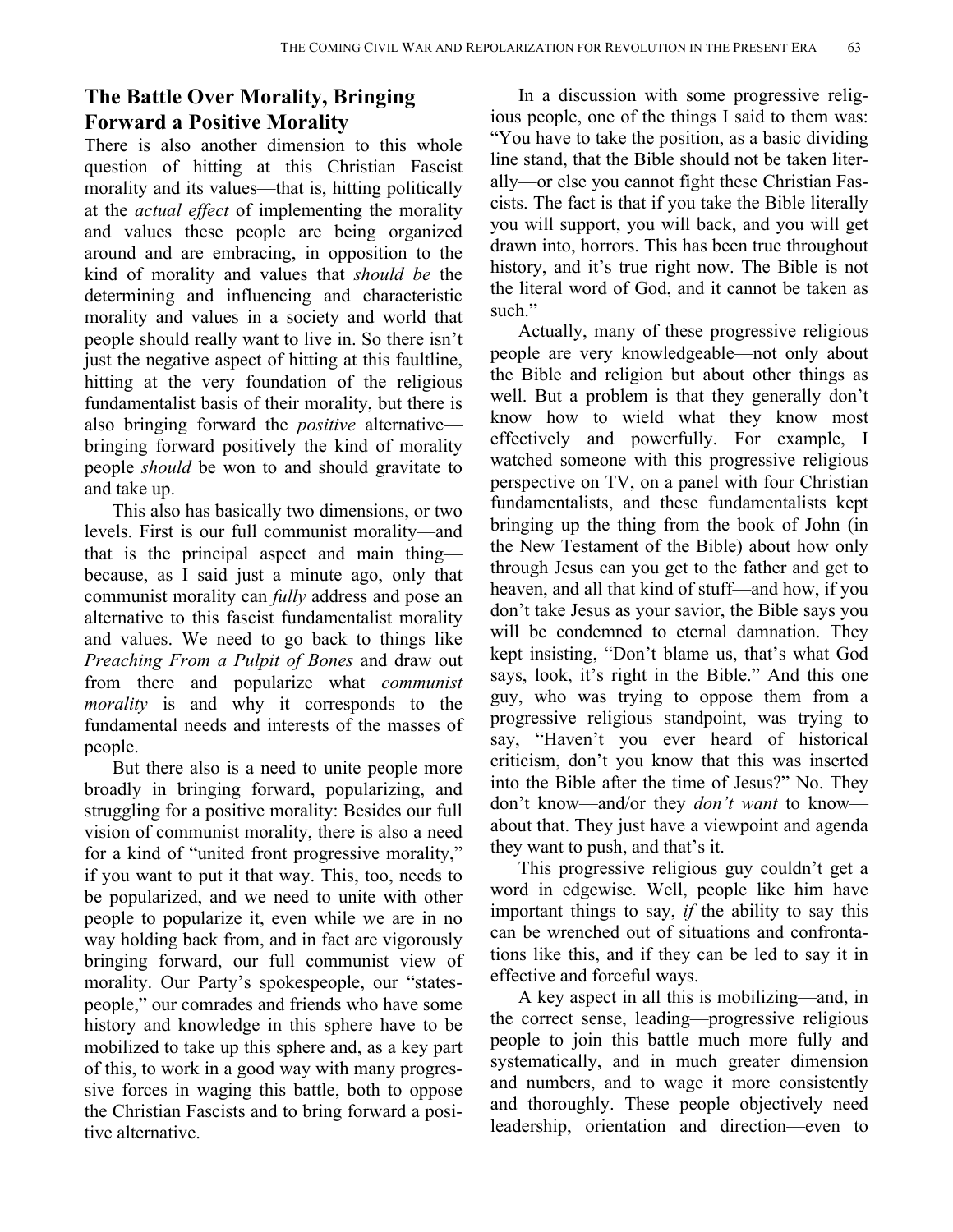## The Battle Over Morality, Bringing Forward a Positive Morality

There is also another dimension to this whole question of hitting at this Christian Fascist morality and its values—that is, hitting politically at the *actual effect* of implementing the morality and values these people are being organized around and are embracing, in opposition to the kind of morality and values that *should be* the determining and influencing and characteristic morality and values in a society and world that people should really want to live in. So there isn't just the negative aspect of hitting at this faultline, hitting at the very foundation of the religious fundamentalist basis of their morality, but there is also bringing forward the *positive* alternative—bringing forward positively the kind of morality people *should* be won to and should gravitate to and take up.

This also has basically two dimensions, or two levels. First is our full communist morality—and that is the principal aspect and main thing—because, as I said just a minute ago, only that communist morality can *fully* address and pose an alternative to this fascist fundamentalist morality and values. We need to go back to things like *Preaching From a Pulpit of Bones* and draw out from there and popularize what *communist morality* is and why it corresponds to the fundamental needs and interests of the masses of people.

But there also is a need to unite people more broadly in bringing forward, popularizing, and struggling for a positive morality: Besides our full vision of communist morality, there is also a need for a kind of "united front progressive morality," if you want to put it that way. This, too, needs to be popularized, and we need to unite with other people to popularize it, even while we are in no way holding back from, and in fact are vigorously bringing forward, our full communist view of morality. Our Party's spokespeople, our "statespeople," our comrades and friends who have some history and knowledge in this sphere have to be mobilized to take up this sphere and, as a key part of this, to work in a good way with many progressive forces in waging this battle, both to oppose the Christian Fascists and to bring forward a positive alternative.

In a discussion with some progressive religious people, one of the things I said to them was: "You have to take the position, as a basic dividing line stand, that the Bible should not be taken literally—or else you cannot fight these Christian Fascists. The fact is that if you take the Bible literally you will support, you will back, and you will get drawn into, horrors. This has been true throughout history, and it's true right now. The Bible is not the literal word of God, and it cannot be taken as such."

Actually, many of these progressive religious people are very knowledgeable—not only about the Bible and religion but about other things as well. But a problem is that they generally don't know how to wield what they know most effectively and powerfully. For example, I watched someone with this progressive religious perspective on TV, on a panel with four Christian fundamentalists, and these fundamentalists kept bringing up the thing from the book of John (in the New Testament of the Bible) about how only through Jesus can you get to the father and get to heaven, and all that kind of stuff—and how, if you don't take Jesus as your savior, the Bible says you will be condemned to eternal damnation. They kept insisting, "Don't blame us, that's what God says, look, it's right in the Bible." And this one guy, who was trying to oppose them from a progressive religious standpoint, was trying to say, "Haven't you ever heard of historical criticism, don't you know that this was inserted into the Bible after the time of Jesus?" No. They don't know—and/or they *don't want* to know—about that. They just have a viewpoint and agenda they want to push, and that's it.

This progressive religious guy couldn't get a word in edgewise. Well, people like him have important things to say, *if* the ability to say this can be wrenched out of situations and confrontations like this, and if they can be led to say it in effective and forceful ways.

A key aspect in all this is mobilizing—and, in the correct sense, leading—progressive religious people to join this battle much more fully and systematically, and in much greater dimension and numbers, and to wage it more consistently and thoroughly. These people objectively need leadership, orientation and direction—even to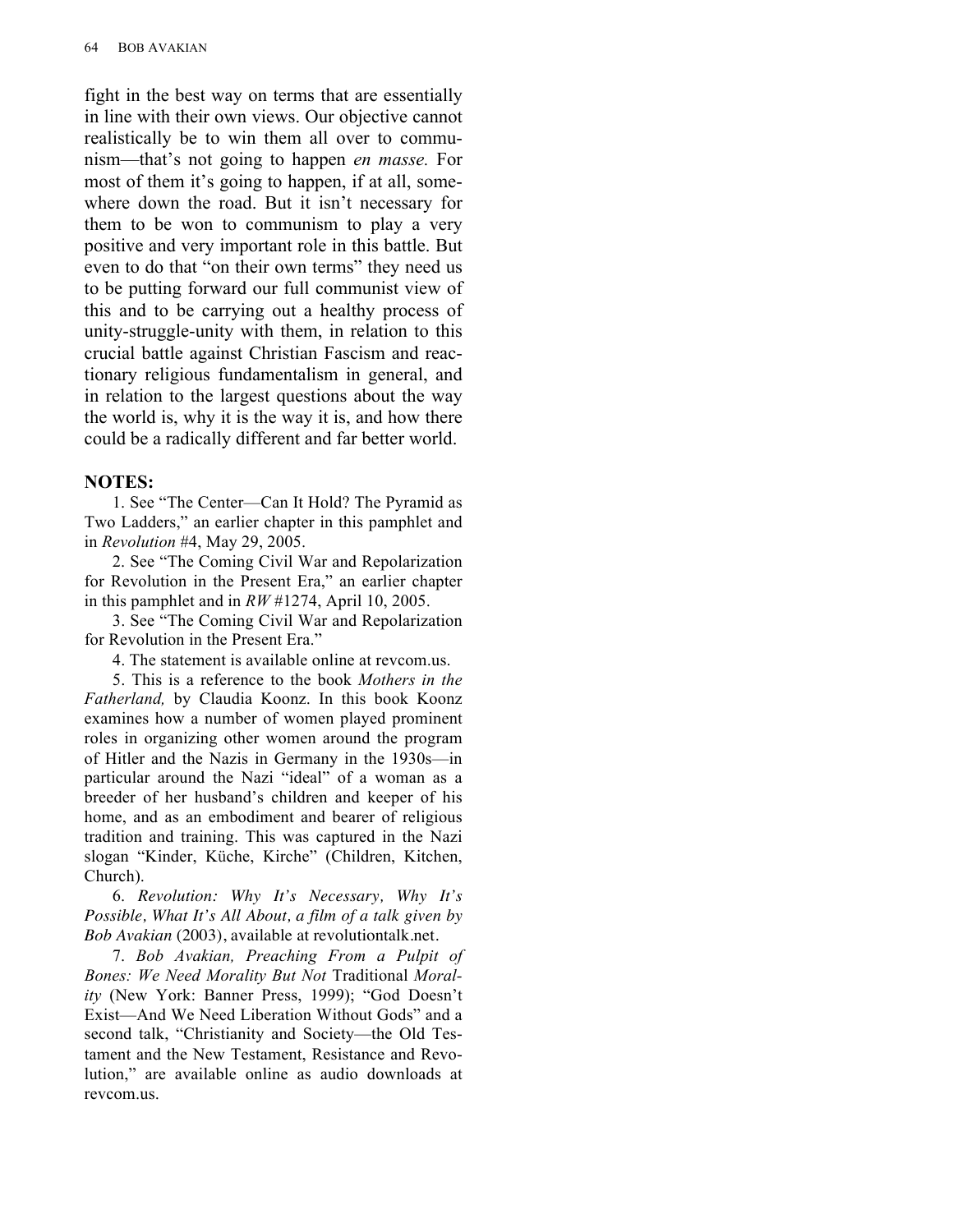fight in the best way on terms that are essentially in line with their own views. Our objective cannot realistically be to win them all over to communism—that's not going to happen *en masse.* For most of them it's going to happen, if at all, somewhere down the road. But it isn't necessary for them to be won to communism to play a very positive and very important role in this battle. But even to do that "on their own terms" they need us to be putting forward our full communist view of this and to be carrying out a healthy process of unity-struggle-unity with them, in relation to this crucial battle against Christian Fascism and reactionary religious fundamentalism in general, and in relation to the largest questions about the way the world is, why it is the way it is, and how there could be a radically different and far better world.

**NOTES:**

1. See "The Center—Can It Hold? The Pyramid as Two Ladders," an earlier chapter in this pamphlet and in *Revolution* #4, May 29, 2005.

2. See "The Coming Civil War and Repolarization for Revolution in the Present Era," an earlier chapter in this pamphlet and in *RW* #1274, April 10, 2005.

3. See "The Coming Civil War and Repolarization for Revolution in the Present Era."

4. The statement is available online at revcom.us.

5. This is a reference to the book *Mothers in the Fatherland,* by Claudia Koonz. In this book Koonz examines how a number of women played prominent roles in organizing other women around the program of Hitler and the Nazis in Germany in the 1930s—in particular around the Nazi "ideal" of a woman as a breeder of her husband's children and keeper of his home, and as an embodiment and bearer of religious tradition and training. This was captured in the Nazi slogan "Kinder, Küche, Kirche" (Children, Kitchen, Church).

6. *Revolution: Why It's Necessary, Why It's Possible, What It's All About, a film of a talk given by Bob Avakian* (2003), available at revolutiontalk.net.

7. *Bob Avakian, Preaching From a Pulpit of Bones: We Need Morality But Not* Traditional *Morality* (New York: Banner Press, 1999); "God Doesn't Exist—And We Need Liberation Without Gods" and a second talk, "Christianity and Society—the Old Testament and the New Testament, Resistance and Revolution," are available online as audio downloads at revcom.us.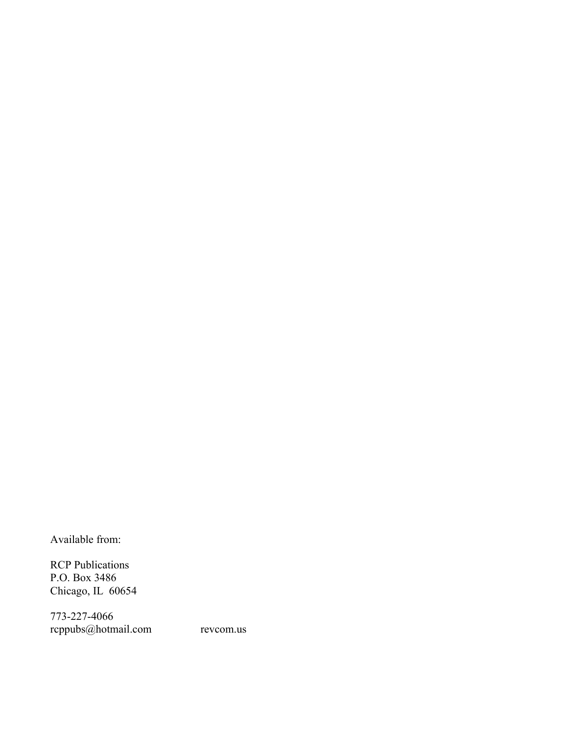Available from:

RCP Publications
P.O. Box 3486
Chicago, IL 60654

773-227-4066
rcppubs@hotmail.com revcom.us